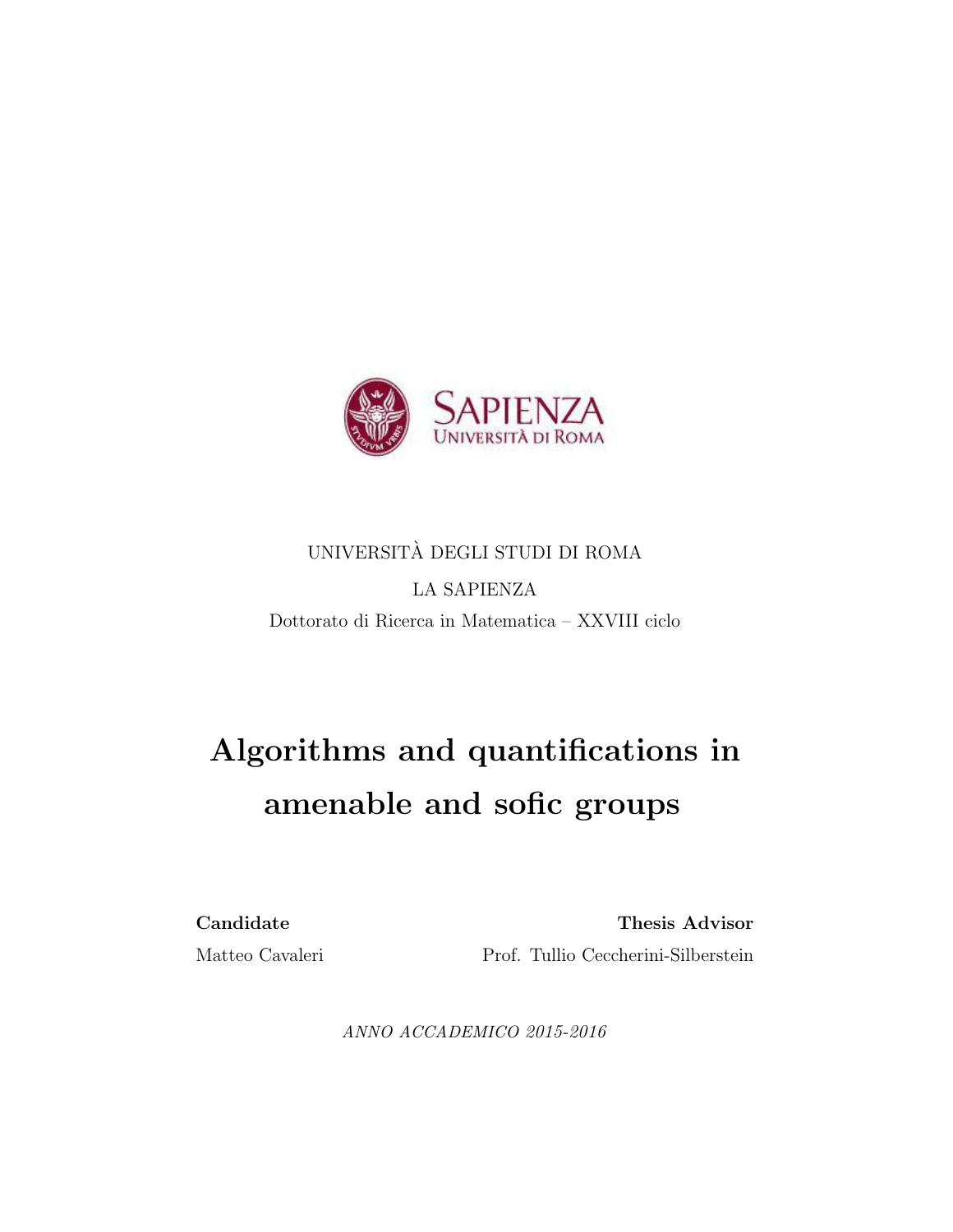SAPIENZA
UNIVERSITÀ DI ROMA

UNIVERSITÀ DEGLI STUDI DI ROMA

LA SAPIENZA

Dottorato di Ricerca in Matematica – XXVIII ciclo

# Algorithms and quantifications in amenable and sofic groups

**Candidate**
Matteo Cavaleri

**Thesis Advisor**
Prof. Tullio Ceccherini-Silberstein

*ANNO ACCADEMICO 2015-2016*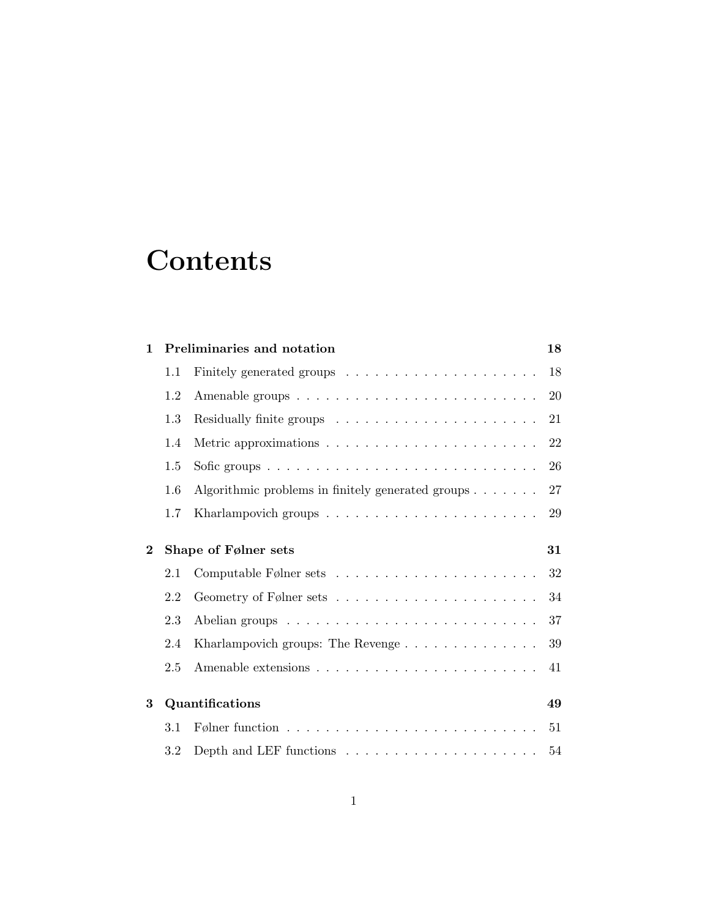# Contents

**1 Preliminaries and notation** **18**

- 1.1 Finitely generated groups . . . . . . . . . . . . . . . . . . . . . 18
- 1.2 Amenable groups . . . . . . . . . . . . . . . . . . . . . . . . . . 20
- 1.3 Residually finite groups . . . . . . . . . . . . . . . . . . . . . . 21
- 1.4 Metric approximations . . . . . . . . . . . . . . . . . . . . . . . 22
- 1.5 Sofic groups . . . . . . . . . . . . . . . . . . . . . . . . . . . . . 26
- 1.6 Algorithmic problems in finitely generated groups . . . . . . . 27
- 1.7 Kharlampovich groups . . . . . . . . . . . . . . . . . . . . . . . 29

**2 Shape of Følner sets** **31**

- 2.1 Computable Følner sets . . . . . . . . . . . . . . . . . . . . . . 32
- 2.2 Geometry of Følner sets . . . . . . . . . . . . . . . . . . . . . . 34
- 2.3 Abelian groups . . . . . . . . . . . . . . . . . . . . . . . . . . . 37
- 2.4 Kharlampovich groups: The Revenge . . . . . . . . . . . . . . 39
- 2.5 Amenable extensions . . . . . . . . . . . . . . . . . . . . . . . . 41

**3 Quantifications** **49**

- 3.1 Følner function . . . . . . . . . . . . . . . . . . . . . . . . . . . 51
- 3.2 Depth and LEF functions . . . . . . . . . . . . . . . . . . . . . 54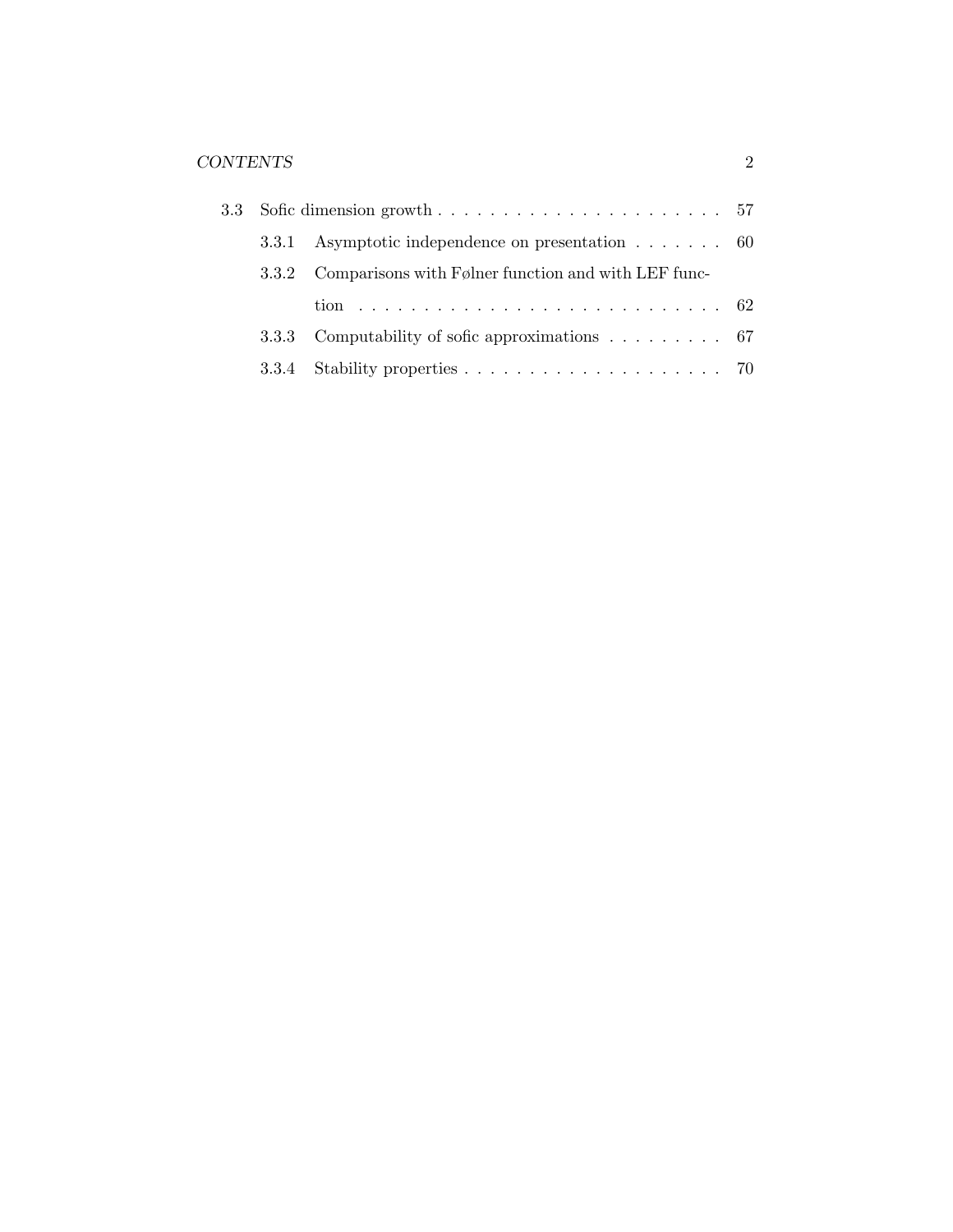- 3.3 Sofic dimension growth . . . . . . . . . . . . . . . . . . . . . . 57
  - 3.3.1 Asymptotic independence on presentation . . . . . . . 60
  - 3.3.2 Comparisons with Følner function and with LEF function . . . . . . . . . . . . . . . . . . . . . . . . . . . . 62
  - 3.3.3 Computability of sofic approximations . . . . . . . . . 67
  - 3.3.4 Stability properties . . . . . . . . . . . . . . . . . . . . 70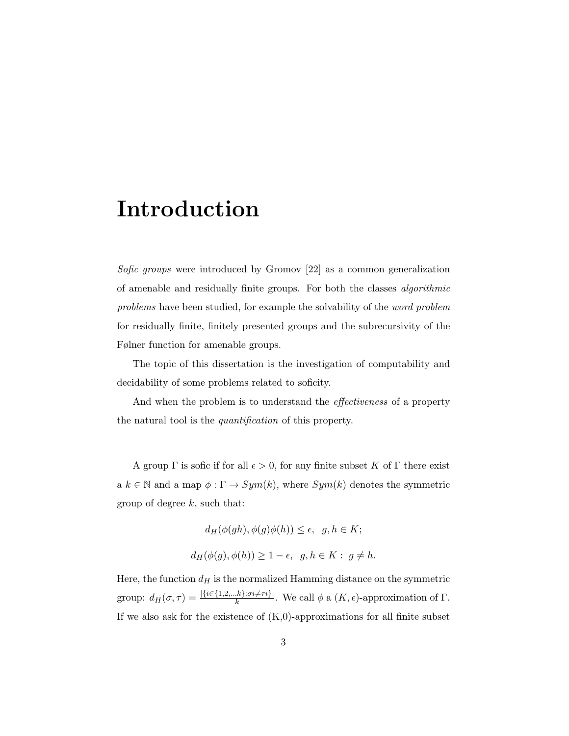# Introduction

*Sofic groups* were introduced by Gromov [22] as a common generalization of amenable and residually finite groups. For both the classes *algorithmic problems* have been studied, for example the solvability of the *word problem* for residually finite, finitely presented groups and the subrecursivity of the Følner function for amenable groups.

The topic of this dissertation is the investigation of computability and decidability of some problems related to soficity.

And when the problem is to understand the *effectiveness* of a property the natural tool is the *quantification* of this property.

A group $\Gamma$ is sofic if for all $\epsilon > 0$, for any finite subset $K$ of $\Gamma$ there exist a $k \in \mathbb{N}$ and a map $\phi : \Gamma \to Sym(k)$, where $Sym(k)$ denotes the symmetric group of degree $k$, such that:

$$d_H(\phi(gh), \phi(g)\phi(h)) \leq \epsilon, \quad g, h \in K;$$

$$d_H(\phi(g), \phi(h)) \geq 1 - \epsilon, \quad g, h \in K : \ g \neq h.$$

Here, the function $d_H$ is the normalized Hamming distance on the symmetric group: $d_H(\sigma, \tau) = \frac{|\{i \in \{1,2,\ldots k\}: \sigma i \neq \tau i\}|}{k}$. We call $\phi$ a $(K, \epsilon)$-approximation of $\Gamma$. If we also ask for the existence of (K,0)-approximations for all finite subset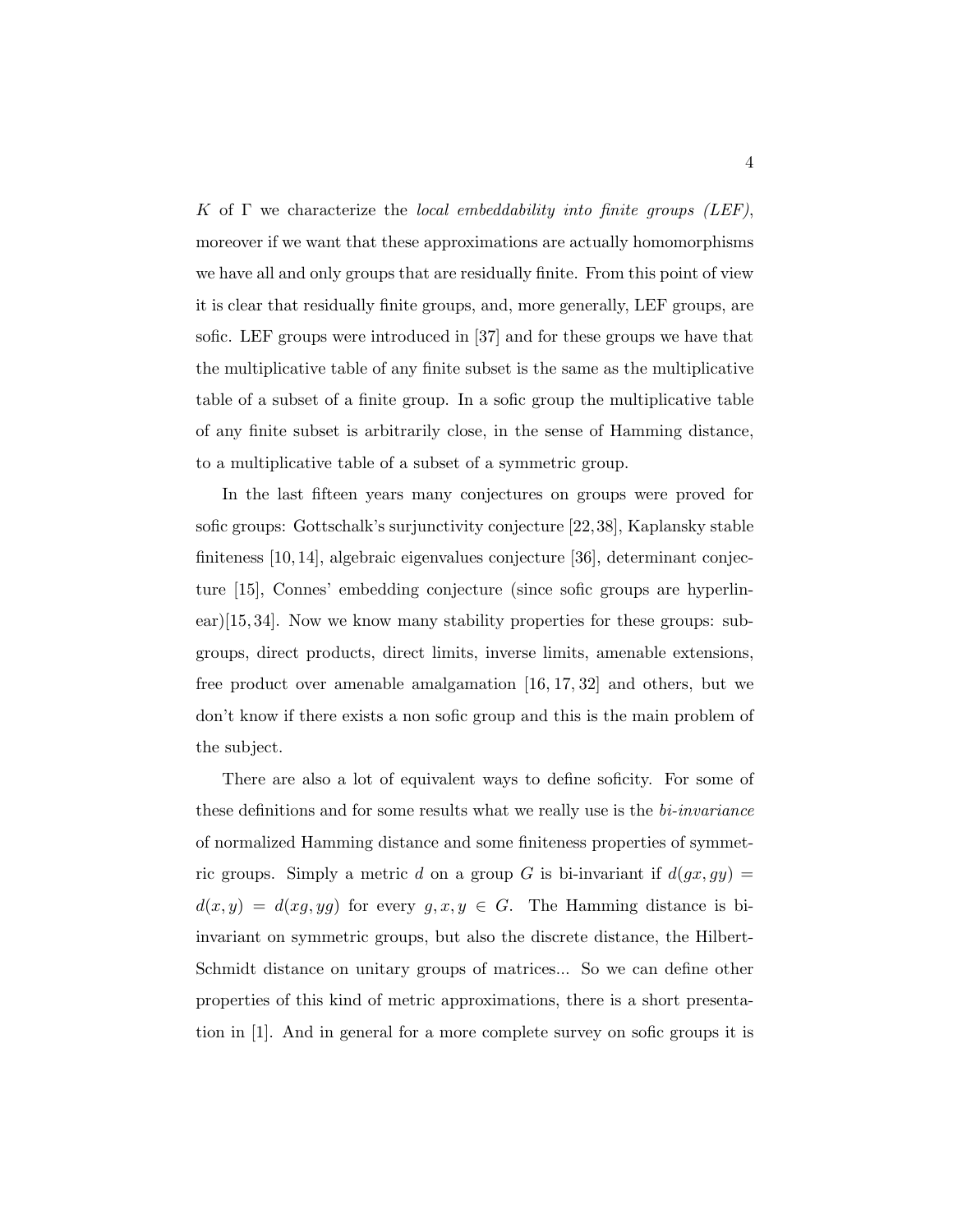$K$ of $\Gamma$ we characterize the *local embeddability into finite groups (LEF)*, moreover if we want that these approximations are actually homomorphisms we have all and only groups that are residually finite. From this point of view it is clear that residually finite groups, and, more generally, LEF groups, are sofic. LEF groups were introduced in [37] and for these groups we have that the multiplicative table of any finite subset is the same as the multiplicative table of a subset of a finite group. In a sofic group the multiplicative table of any finite subset is arbitrarily close, in the sense of Hamming distance, to a multiplicative table of a subset of a symmetric group.

In the last fifteen years many conjectures on groups were proved for sofic groups: Gottschalk's surjunctivity conjecture [22, 38], Kaplansky stable finiteness [10, 14], algebraic eigenvalues conjecture [36], determinant conjecture [15], Connes' embedding conjecture (since sofic groups are hyperlinear)[15, 34]. Now we know many stability properties for these groups: subgroups, direct products, direct limits, inverse limits, amenable extensions, free product over amenable amalgamation [16, 17, 32] and others, but we don't know if there exists a non sofic group and this is the main problem of the subject.

There are also a lot of equivalent ways to define soficity. For some of these definitions and for some results what we really use is the *bi-invariance* of normalized Hamming distance and some finiteness properties of symmetric groups. Simply a metric $d$ on a group $G$ is bi-invariant if $d(gx, gy) = d(x, y) = d(xg, yg)$ for every $g, x, y \in G$. The Hamming distance is bi-invariant on symmetric groups, but also the discrete distance, the Hilbert-Schmidt distance on unitary groups of matrices... So we can define other properties of this kind of metric approximations, there is a short presentation in [1]. And in general for a more complete survey on sofic groups it is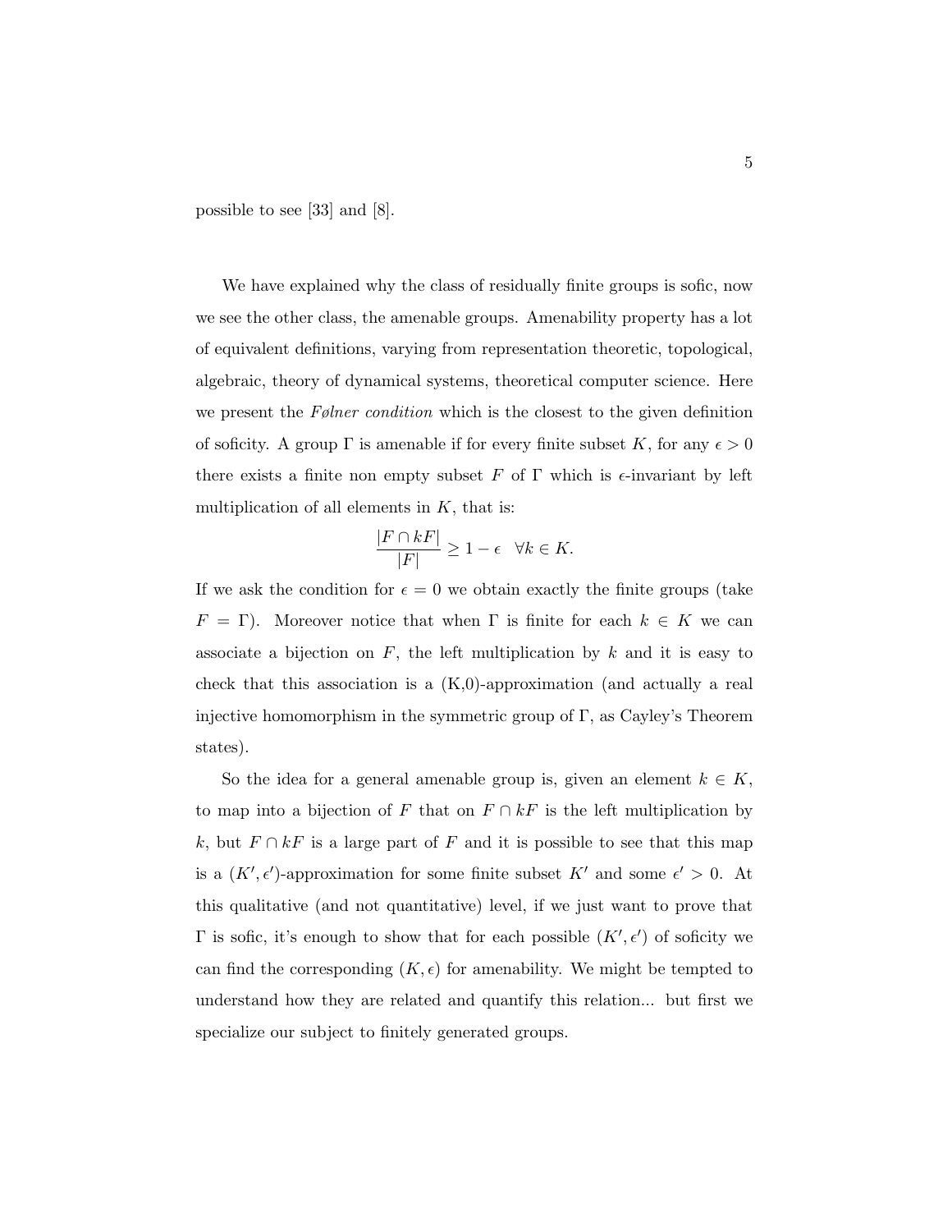possible to see [33] and [8].

We have explained why the class of residually finite groups is sofic, now we see the other class, the amenable groups. Amenability property has a lot of equivalent definitions, varying from representation theoretic, topological, algebraic, theory of dynamical systems, theoretical computer science. Here we present the *Følner condition* which is the closest to the given definition of soficity. A group $\Gamma$ is amenable if for every finite subset $K$, for any $\epsilon > 0$ there exists a finite non empty subset $F$ of $\Gamma$ which is $\epsilon$-invariant by left multiplication of all elements in $K$, that is:

$$\frac{|F \cap kF|}{|F|} \geq 1 - \epsilon \quad \forall k \in K.$$

If we ask the condition for $\epsilon = 0$ we obtain exactly the finite groups (take $F = \Gamma$). Moreover notice that when $\Gamma$ is finite for each $k \in K$ we can associate a bijection on $F$, the left multiplication by $k$ and it is easy to check that this association is a (K,0)-approximation (and actually a real injective homomorphism in the symmetric group of $\Gamma$, as Cayley's Theorem states).

So the idea for a general amenable group is, given an element $k \in K$, to map into a bijection of $F$ that on $F \cap kF$ is the left multiplication by $k$, but $F \cap kF$ is a large part of $F$ and it is possible to see that this map is a $(K', \epsilon')$-approximation for some finite subset $K'$ and some $\epsilon' > 0$. At this qualitative (and not quantitative) level, if we just want to prove that $\Gamma$ is sofic, it's enough to show that for each possible $(K', \epsilon')$ of soficity we can find the corresponding $(K, \epsilon)$ for amenability. We might be tempted to understand how they are related and quantify this relation... but first we specialize our subject to finitely generated groups.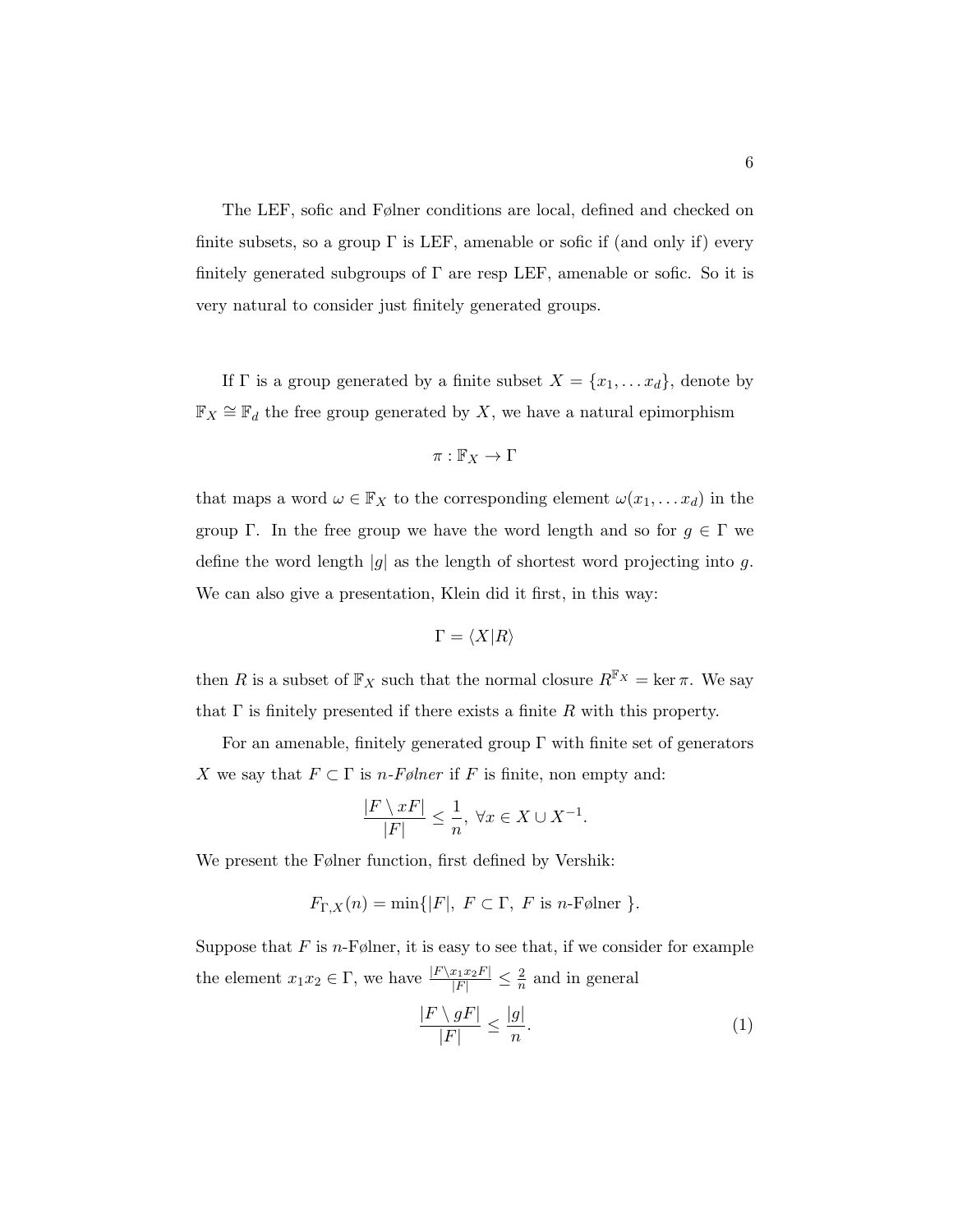The LEF, sofic and Følner conditions are local, defined and checked on finite subsets, so a group $\Gamma$ is LEF, amenable or sofic if (and only if) every finitely generated subgroups of $\Gamma$ are resp LEF, amenable or sofic. So it is very natural to consider just finitely generated groups.

If $\Gamma$ is a group generated by a finite subset $X = \{x_1, \dots x_d\}$, denote by $\mathbb{F}_X \cong \mathbb{F}_d$ the free group generated by $X$, we have a natural epimorphism

$$\pi : \mathbb{F}_X \to \Gamma$$

that maps a word $\omega \in \mathbb{F}_X$ to the corresponding element $\omega(x_1, \dots x_d)$ in the group $\Gamma$. In the free group we have the word length and so for $g \in \Gamma$ we define the word length $|g|$ as the length of shortest word projecting into $g$. We can also give a presentation, Klein did it first, in this way:

$$\Gamma = \langle X | R \rangle$$

then $R$ is a subset of $\mathbb{F}_X$ such that the normal closure $R^{\mathbb{F}_X} = \ker \pi$. We say that $\Gamma$ is finitely presented if there exists a finite $R$ with this property.

For an amenable, finitely generated group $\Gamma$ with finite set of generators $X$ we say that $F \subset \Gamma$ is *$n$-Følner* if $F$ is finite, non empty and:

$$\frac{|F \setminus xF|}{|F|} \leq \frac{1}{n}, \ \forall x \in X \cup X^{-1}.$$

We present the Følner function, first defined by Vershik:

$$F_{\Gamma,X}(n) = \min\{|F|, \ F \subset \Gamma, \ F \text{ is } n\text{-Følner } \}.$$

Suppose that $F$ is $n$-Følner, it is easy to see that, if we consider for example the element $x_1 x_2 \in \Gamma$, we have $\frac{|F \setminus x_1 x_2 F|}{|F|} \leq \frac{2}{n}$ and in general

$$\frac{|F \setminus gF|}{|F|} \leq \frac{|g|}{n}. \tag{1}$$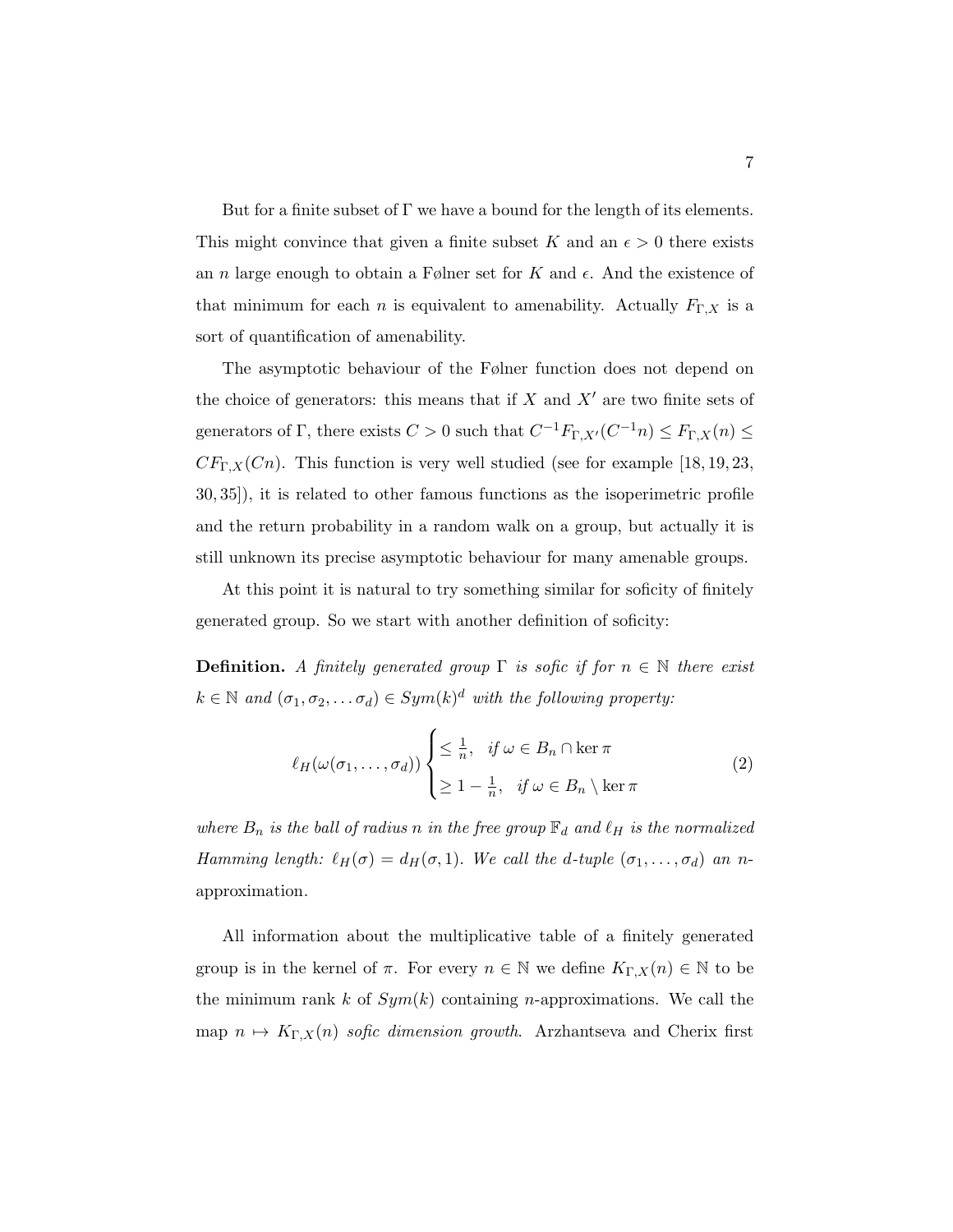But for a finite subset of $\Gamma$ we have a bound for the length of its elements. This might convince that given a finite subset $K$ and an $\epsilon > 0$ there exists an $n$ large enough to obtain a Følner set for $K$ and $\epsilon$. And the existence of that minimum for each $n$ is equivalent to amenability. Actually $F_{\Gamma,X}$ is a sort of quantification of amenability.

The asymptotic behaviour of the Følner function does not depend on the choice of generators: this means that if $X$ and $X'$ are two finite sets of generators of $\Gamma$, there exists $C > 0$ such that $C^{-1}F_{\Gamma,X'}(C^{-1}n) \leq F_{\Gamma,X}(n) \leq CF_{\Gamma,X}(Cn)$. This function is very well studied (see for example [18, 19, 23, 30, 35]), it is related to other famous functions as the isoperimetric profile and the return probability in a random walk on a group, but actually it is still unknown its precise asymptotic behaviour for many amenable groups.

At this point it is natural to try something similar for soficity of finitely generated group. So we start with another definition of soficity:

**Definition.** *A finitely generated group $\Gamma$ is sofic if for $n \in \mathbb{N}$ there exist $k \in \mathbb{N}$ and $(\sigma_1, \sigma_2, \ldots \sigma_d) \in Sym(k)^d$ with the following property:*

$$\ell_H(\omega(\sigma_1, \ldots, \sigma_d)) \begin{cases} \leq \frac{1}{n}, & \text{if } \omega \in B_n \cap \ker \pi \\ \geq 1 - \frac{1}{n}, & \text{if } \omega \in B_n \setminus \ker \pi \end{cases} \tag{2}$$

*where $B_n$ is the ball of radius $n$ in the free group $\mathbb{F}_d$ and $\ell_H$ is the normalized Hamming length: $\ell_H(\sigma) = d_H(\sigma, 1)$. We call the $d$-tuple $(\sigma_1, \ldots, \sigma_d)$ an $n$-approximation.*

All information about the multiplicative table of a finitely generated group is in the kernel of $\pi$. For every $n \in \mathbb{N}$ we define $K_{\Gamma,X}(n) \in \mathbb{N}$ to be the minimum rank $k$ of $Sym(k)$ containing $n$-approximations. We call the map $n \mapsto K_{\Gamma,X}(n)$ *sofic dimension growth*. Arzhantseva and Cherix first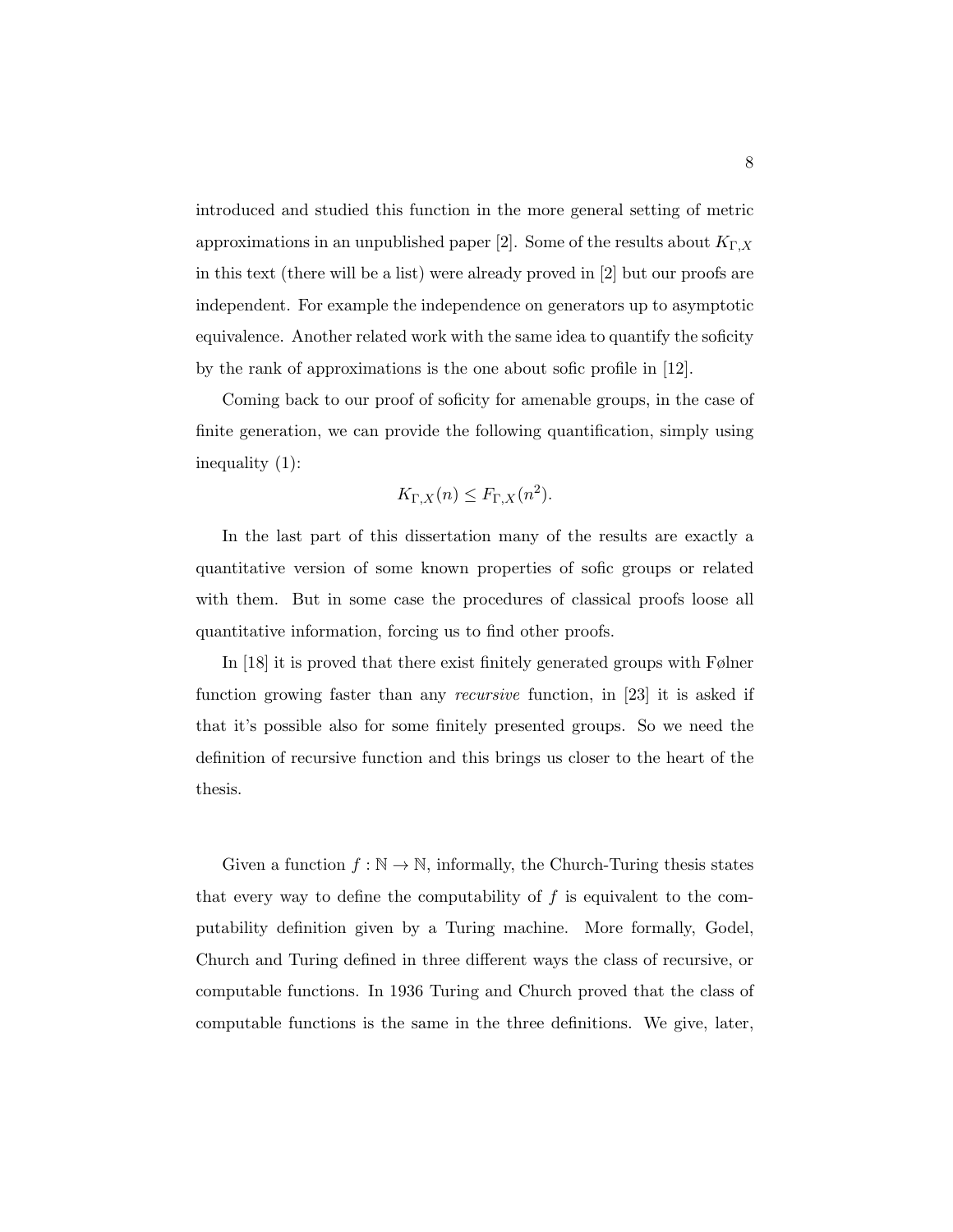introduced and studied this function in the more general setting of metric approximations in an unpublished paper [2]. Some of the results about $K_{\Gamma,X}$ in this text (there will be a list) were already proved in [2] but our proofs are independent. For example the independence on generators up to asymptotic equivalence. Another related work with the same idea to quantify the soficity by the rank of approximations is the one about sofic profile in [12].

Coming back to our proof of soficity for amenable groups, in the case of finite generation, we can provide the following quantification, simply using inequality (1):

$$K_{\Gamma,X}(n) \leq F_{\Gamma,X}(n^2).$$

In the last part of this dissertation many of the results are exactly a quantitative version of some known properties of sofic groups or related with them. But in some case the procedures of classical proofs loose all quantitative information, forcing us to find other proofs.

In [18] it is proved that there exist finitely generated groups with Følner function growing faster than any *recursive* function, in [23] it is asked if that it's possible also for some finitely presented groups. So we need the definition of recursive function and this brings us closer to the heart of the thesis.

Given a function $f : \mathbb{N} \to \mathbb{N}$, informally, the Church-Turing thesis states that every way to define the computability of $f$ is equivalent to the computability definition given by a Turing machine. More formally, Godel, Church and Turing defined in three different ways the class of recursive, or computable functions. In 1936 Turing and Church proved that the class of computable functions is the same in the three definitions. We give, later,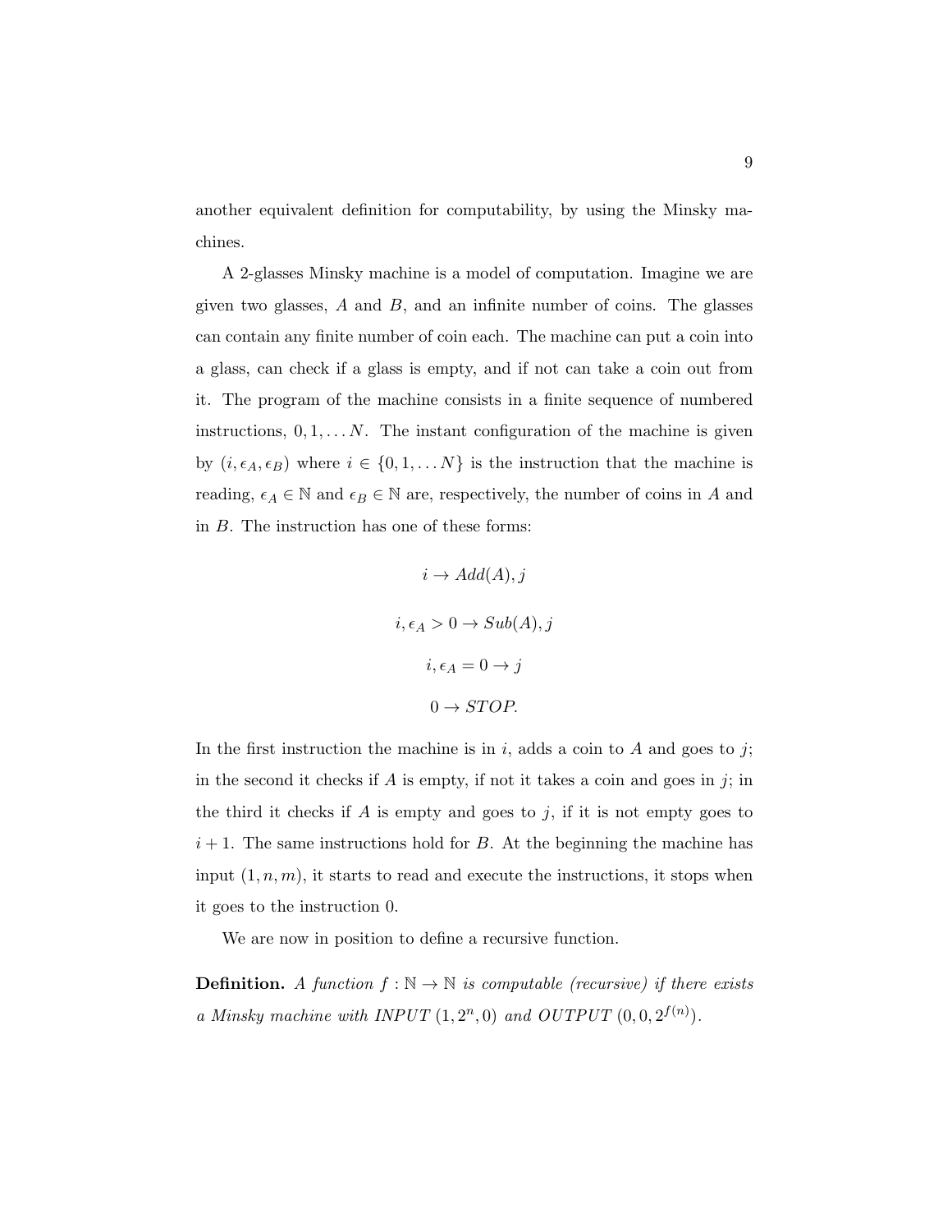another equivalent definition for computability, by using the Minsky machines.

A 2-glasses Minsky machine is a model of computation. Imagine we are given two glasses, $A$ and $B$, and an infinite number of coins. The glasses can contain any finite number of coin each. The machine can put a coin into a glass, can check if a glass is empty, and if not can take a coin out from it. The program of the machine consists in a finite sequence of numbered instructions, $0, 1, \dots N$. The instant configuration of the machine is given by $(i, \epsilon_A, \epsilon_B)$ where $i \in \{0, 1, \dots N\}$ is the instruction that the machine is reading, $\epsilon_A \in \mathbb{N}$ and $\epsilon_B \in \mathbb{N}$ are, respectively, the number of coins in $A$ and in $B$. The instruction has one of these forms:

$$i \to Add(A), j$$

$$i, \epsilon_A > 0 \to Sub(A), j$$

$$i, \epsilon_A = 0 \to j$$

$$0 \to STOP.$$

In the first instruction the machine is in $i$, adds a coin to $A$ and goes to $j$; in the second it checks if $A$ is empty, if not it takes a coin and goes in $j$; in the third it checks if $A$ is empty and goes to $j$, if it is not empty goes to $i + 1$. The same instructions hold for $B$. At the beginning the machine has input $(1, n, m)$, it starts to read and execute the instructions, it stops when it goes to the instruction 0.

We are now in position to define a recursive function.

**Definition.** *A function $f : \mathbb{N} \to \mathbb{N}$ is computable (recursive) if there exists a Minsky machine with INPUT $(1, 2^n, 0)$ and OUTPUT $(0, 0, 2^{f(n)})$.*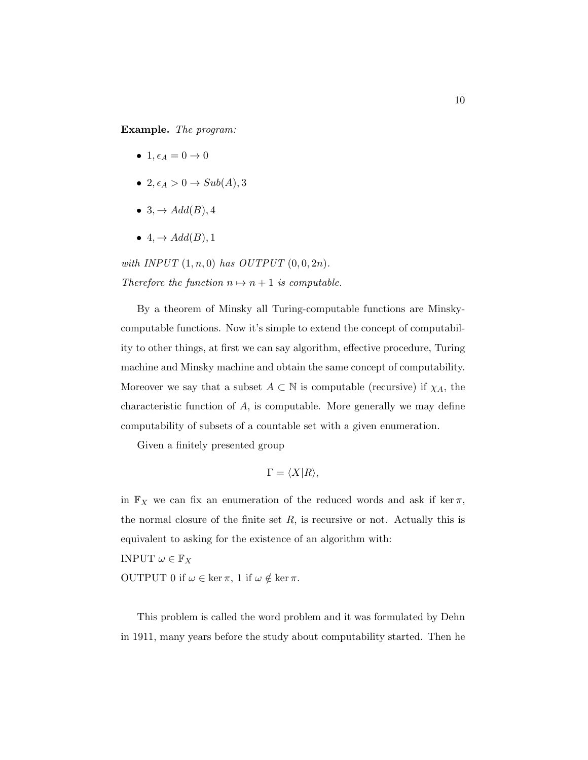**Example.** *The program:*

- $1, \epsilon_A = 0 \to 0$
- $2, \epsilon_A > 0 \to Sub(A), 3$
- $3, \to Add(B), 4$
- $4, \to Add(B), 1$

*with INPUT* $(1, n, 0)$ *has OUTPUT* $(0, 0, 2n)$.
*Therefore the function* $n \mapsto n + 1$ *is computable.*

By a theorem of Minsky all Turing-computable functions are Minsky-computable functions. Now it's simple to extend the concept of computability to other things, at first we can say algorithm, effective procedure, Turing machine and Minsky machine and obtain the same concept of computability. Moreover we say that a subset $A \subset \mathbb{N}$ is computable (recursive) if $\chi_A$, the characteristic function of $A$, is computable. More generally we may define computability of subsets of a countable set with a given enumeration.

Given a finitely presented group

$$\Gamma = \langle X | R \rangle,$$

in $\mathbb{F}_X$ we can fix an enumeration of the reduced words and ask if $\ker \pi$, the normal closure of the finite set $R$, is recursive or not. Actually this is equivalent to asking for the existence of an algorithm with:
INPUT $\omega \in \mathbb{F}_X$
OUTPUT 0 if $\omega \in \ker \pi$, 1 if $\omega \notin \ker \pi$.

This problem is called the word problem and it was formulated by Dehn in 1911, many years before the study about computability started. Then he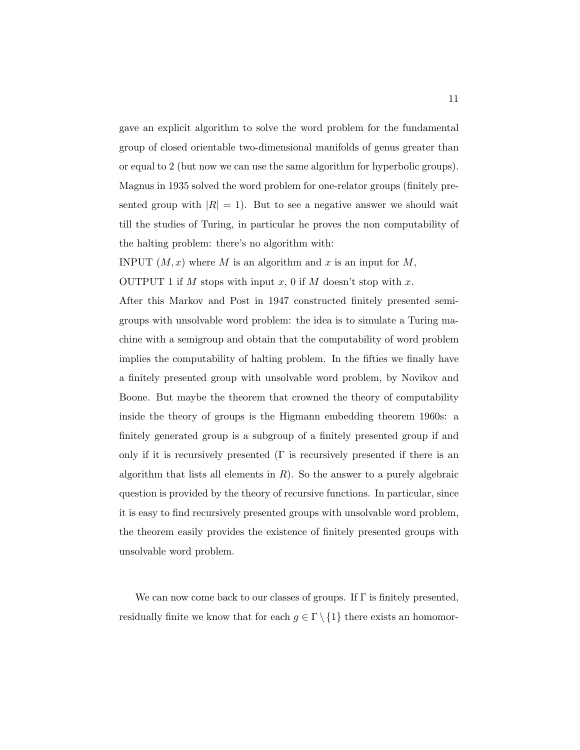gave an explicit algorithm to solve the word problem for the fundamental group of closed orientable two-dimensional manifolds of genus greater than or equal to 2 (but now we can use the same algorithm for hyperbolic groups). Magnus in 1935 solved the word problem for one-relator groups (finitely presented group with $|R| = 1$). But to see a negative answer we should wait till the studies of Turing, in particular he proves the non computability of the halting problem: there's no algorithm with:

INPUT $(M, x)$ where $M$ is an algorithm and $x$ is an input for $M$,

OUTPUT 1 if $M$ stops with input $x$, 0 if $M$ doesn't stop with $x$.

After this Markov and Post in 1947 constructed finitely presented semigroups with unsolvable word problem: the idea is to simulate a Turing machine with a semigroup and obtain that the computability of word problem implies the computability of halting problem. In the fifties we finally have a finitely presented group with unsolvable word problem, by Novikov and Boone. But maybe the theorem that crowned the theory of computability inside the theory of groups is the Higmann embedding theorem 1960s: a finitely generated group is a subgroup of a finitely presented group if and only if it is recursively presented ($\Gamma$ is recursively presented if there is an algorithm that lists all elements in $R$). So the answer to a purely algebraic question is provided by the theory of recursive functions. In particular, since it is easy to find recursively presented groups with unsolvable word problem, the theorem easily provides the existence of finitely presented groups with unsolvable word problem.

We can now come back to our classes of groups. If $\Gamma$ is finitely presented, residually finite we know that for each $g \in \Gamma \setminus \{1\}$ there exists an homomor-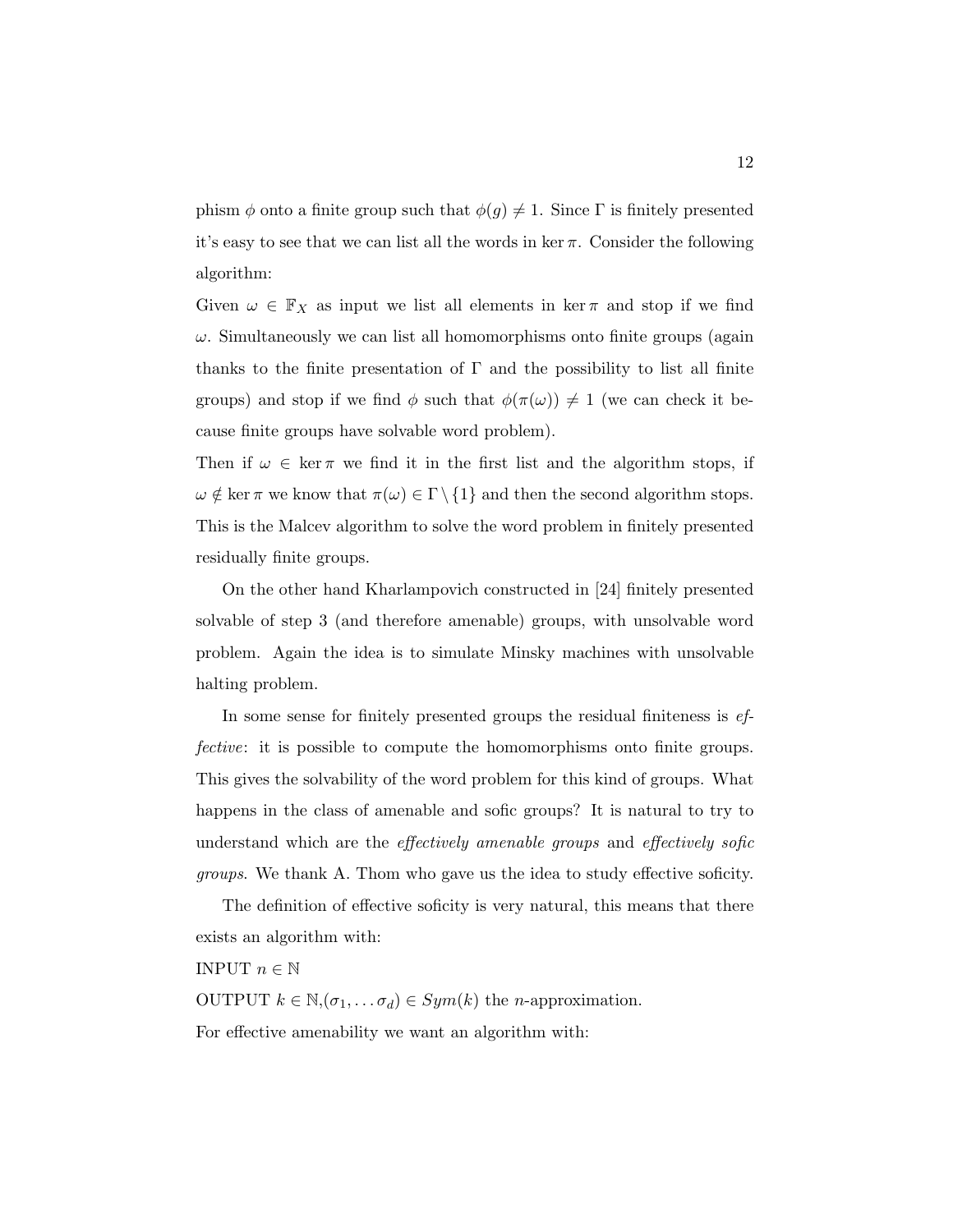phism $\phi$ onto a finite group such that $\phi(g) \neq 1$. Since $\Gamma$ is finitely presented it's easy to see that we can list all the words in $\ker \pi$. Consider the following algorithm:

Given $\omega \in \mathbb{F}_X$ as input we list all elements in $\ker \pi$ and stop if we find $\omega$. Simultaneously we can list all homomorphisms onto finite groups (again thanks to the finite presentation of $\Gamma$ and the possibility to list all finite groups) and stop if we find $\phi$ such that $\phi(\pi(\omega)) \neq 1$ (we can check it because finite groups have solvable word problem).

Then if $\omega \in \ker \pi$ we find it in the first list and the algorithm stops, if $\omega \notin \ker \pi$ we know that $\pi(\omega) \in \Gamma \setminus \{1\}$ and then the second algorithm stops. This is the Malcev algorithm to solve the word problem in finitely presented residually finite groups.

On the other hand Kharlampovich constructed in [24] finitely presented solvable of step 3 (and therefore amenable) groups, with unsolvable word problem. Again the idea is to simulate Minsky machines with unsolvable halting problem.

In some sense for finitely presented groups the residual finiteness is *effective*: it is possible to compute the homomorphisms onto finite groups. This gives the solvability of the word problem for this kind of groups. What happens in the class of amenable and sofic groups? It is natural to try to understand which are the *effectively amenable groups* and *effectively sofic groups*. We thank A. Thom who gave us the idea to study effective soficity.

The definition of effective soficity is very natural, this means that there exists an algorithm with:

INPUT $n \in \mathbb{N}$

OUTPUT $k \in \mathbb{N}, (\sigma_1, \ldots \sigma_d) \in Sym(k)$ the $n$-approximation.

For effective amenability we want an algorithm with: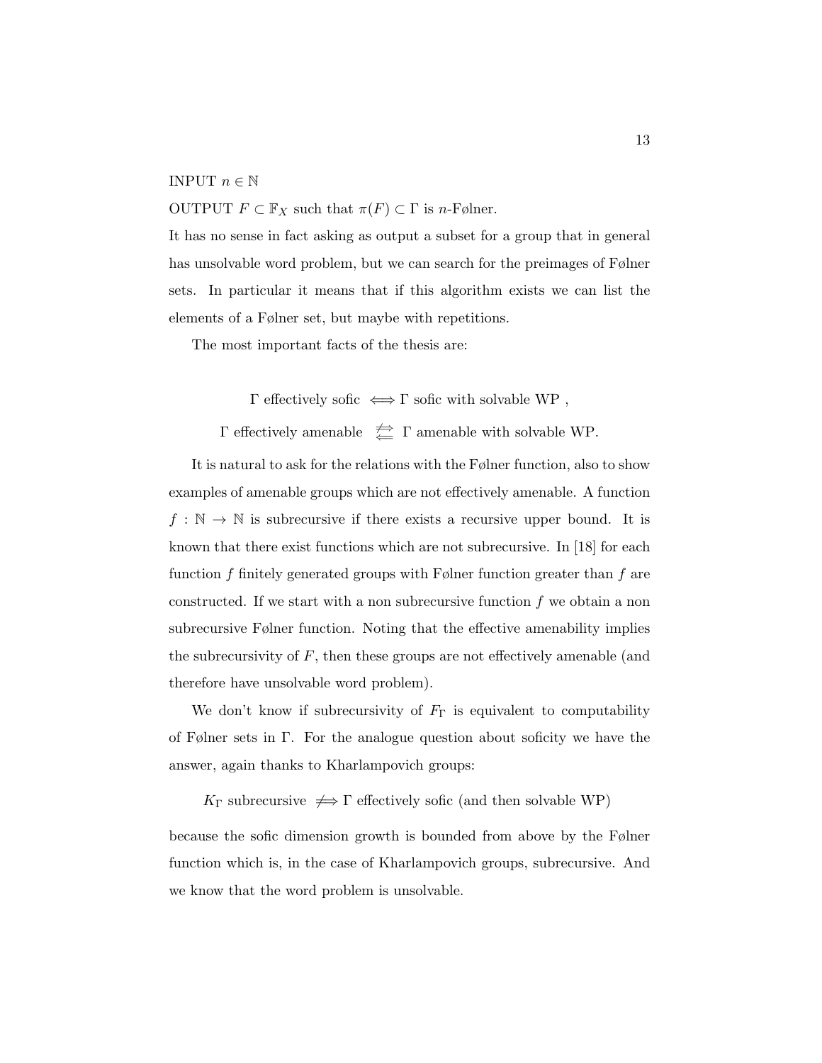INPUT $n \in \mathbb{N}$

OUTPUT $F \subset \mathbb{F}_X$ such that $\pi(F) \subset \Gamma$ is $n$-Følner.

It has no sense in fact asking as output a subset for a group that in general has unsolvable word problem, but we can search for the preimages of Følner sets. In particular it means that if this algorithm exists we can list the elements of a Følner set, but maybe with repetitions.

The most important facts of the thesis are:

$$\Gamma \text{ effectively sofic } \iff \Gamma \text{ sofic with solvable WP },$$

$$\Gamma \text{ effectively amenable } \;\overset{\not\Rightarrow}{\Leftarrow}\; \Gamma \text{ amenable with solvable WP.}$$

It is natural to ask for the relations with the Følner function, also to show examples of amenable groups which are not effectively amenable. A function $f : \mathbb{N} \to \mathbb{N}$ is subrecursive if there exists a recursive upper bound. It is known that there exist functions which are not subrecursive. In [18] for each function $f$ finitely generated groups with Følner function greater than $f$ are constructed. If we start with a non subrecursive function $f$ we obtain a non subrecursive Følner function. Noting that the effective amenability implies the subrecursivity of $F$, then these groups are not effectively amenable (and therefore have unsolvable word problem).

We don't know if subrecursivity of $F_\Gamma$ is equivalent to computability of Følner sets in $\Gamma$. For the analogue question about soficity we have the answer, again thanks to Kharlampovich groups:

$$K_\Gamma \text{ subrecursive } \not\Longrightarrow \Gamma \text{ effectively sofic (and then solvable WP)}$$

because the sofic dimension growth is bounded from above by the Følner function which is, in the case of Kharlampovich groups, subrecursive. And we know that the word problem is unsolvable.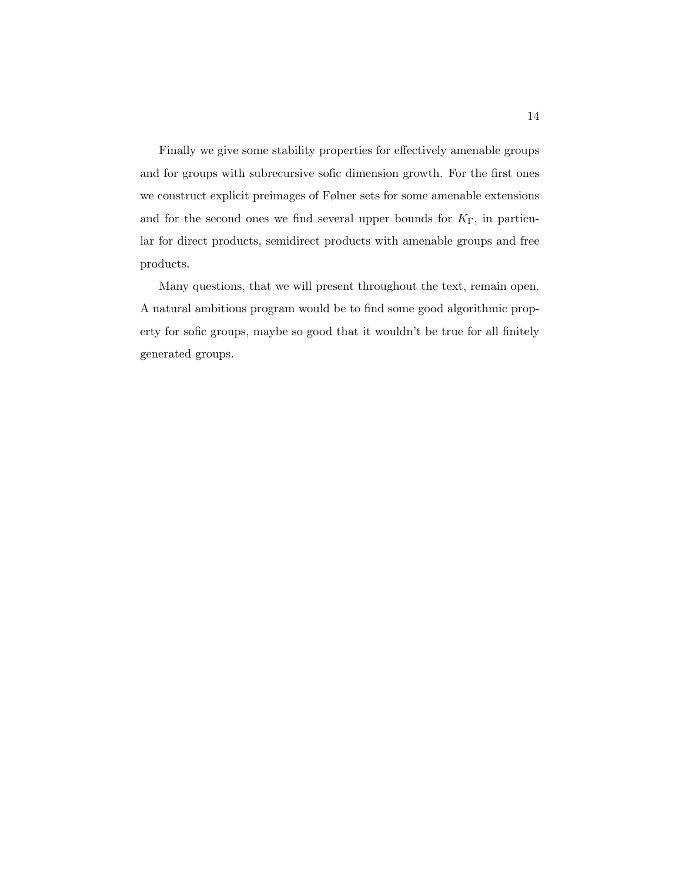Finally we give some stability properties for effectively amenable groups and for groups with subrecursive sofic dimension growth. For the first ones we construct explicit preimages of Følner sets for some amenable extensions and for the second ones we find several upper bounds for $K_\Gamma$, in particular for direct products, semidirect products with amenable groups and free products.

Many questions, that we will present throughout the text, remain open. A natural ambitious program would be to find some good algorithmic property for sofic groups, maybe so good that it wouldn't be true for all finitely generated groups.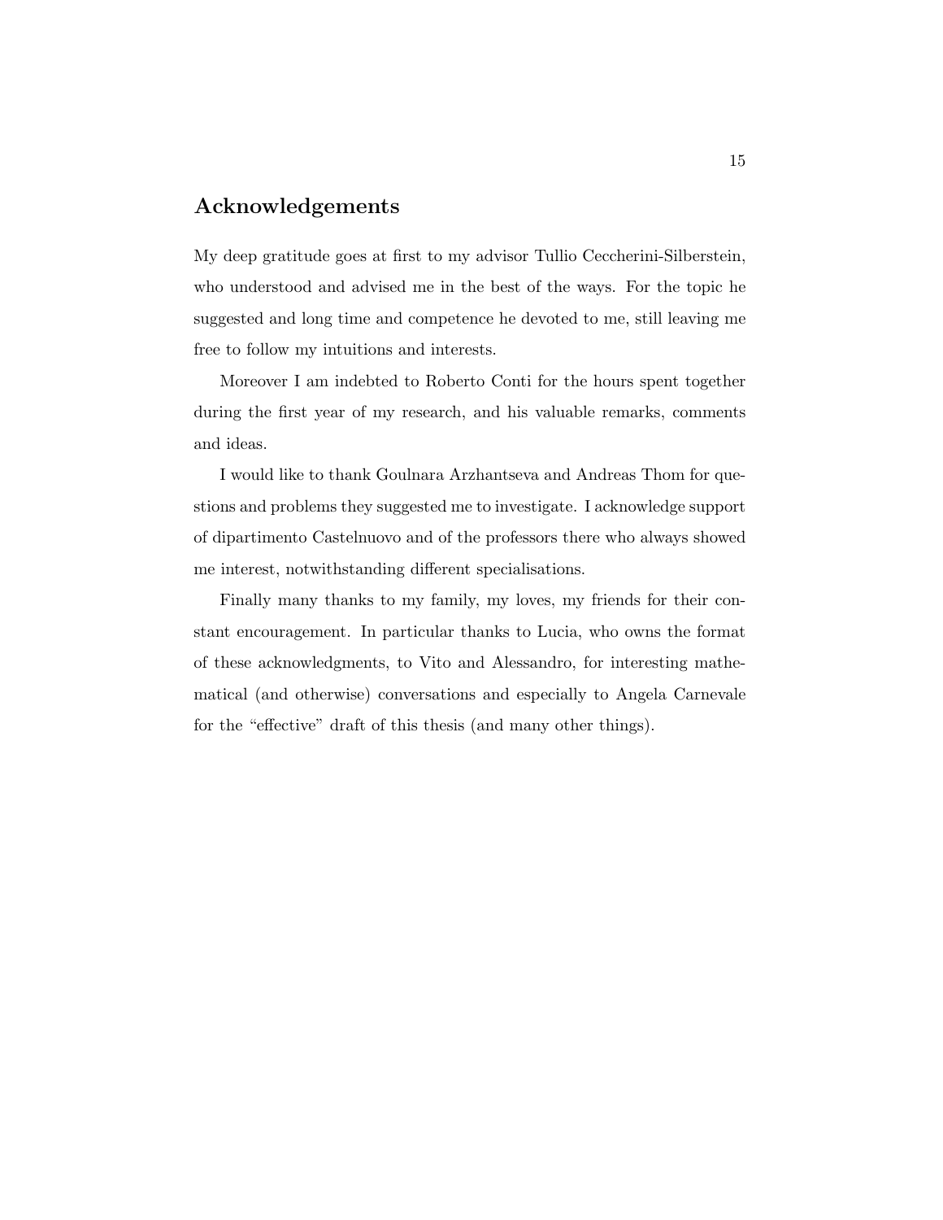## Acknowledgements

My deep gratitude goes at first to my advisor Tullio Ceccherini-Silberstein, who understood and advised me in the best of the ways. For the topic he suggested and long time and competence he devoted to me, still leaving me free to follow my intuitions and interests.

Moreover I am indebted to Roberto Conti for the hours spent together during the first year of my research, and his valuable remarks, comments and ideas.

I would like to thank Goulnara Arzhantseva and Andreas Thom for questions and problems they suggested me to investigate. I acknowledge support of dipartimento Castelnuovo and of the professors there who always showed me interest, notwithstanding different specialisations.

Finally many thanks to my family, my loves, my friends for their constant encouragement. In particular thanks to Lucia, who owns the format of these acknowledgments, to Vito and Alessandro, for interesting mathematical (and otherwise) conversations and especially to Angela Carnevale for the "effective" draft of this thesis (and many other things).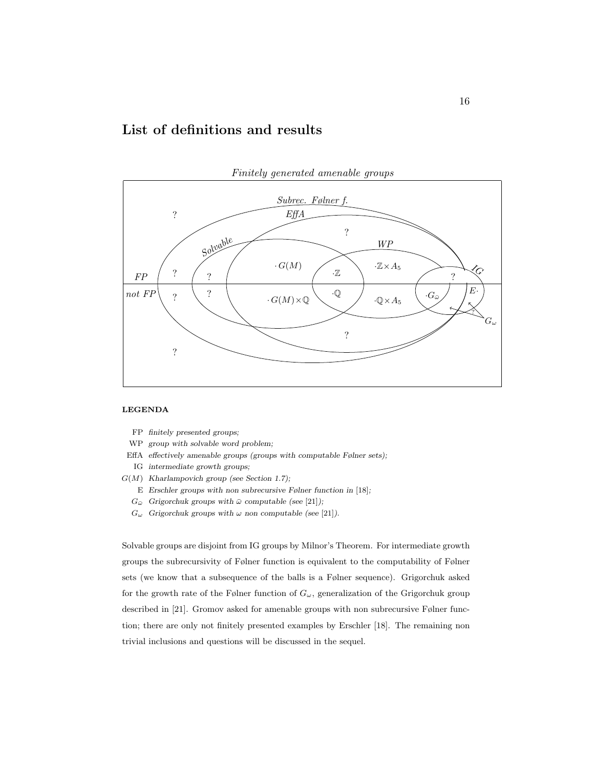## List of definitions and results

**LEGENDA**

- FP *finitely presented groups;*
- WP *group with solvable word problem;*
- EffA *effectively amenable groups (groups with computable Følner sets);*
- IG *intermediate growth groups;*
- $G(M)$ *Kharlampovich group (see Section 1.7);*
- E *Erschler groups with non subrecursive Følner function in* [18]*;*
- $G_{\bar{\omega}}$ *Grigorchuk groups with* $\bar{\omega}$ *computable (see* [21]*);*
- $G_{\omega}$ *Grigorchuk groups with* $\omega$ *non computable (see* [21]*).*

Solvable groups are disjoint from IG groups by Milnor's Theorem. For intermediate growth groups the subrecursivity of Følner function is equivalent to the computability of Følner sets (we know that a subsequence of the balls is a Følner sequence). Grigorchuk asked for the growth rate of the Følner function of $G_{\omega}$, generalization of the Grigorchuk group described in [21]. Gromov asked for amenable groups with non subrecursive Følner function; there are only not finitely presented examples by Erschler [18]. The remaining non trivial inclusions and questions will be discussed in the sequel.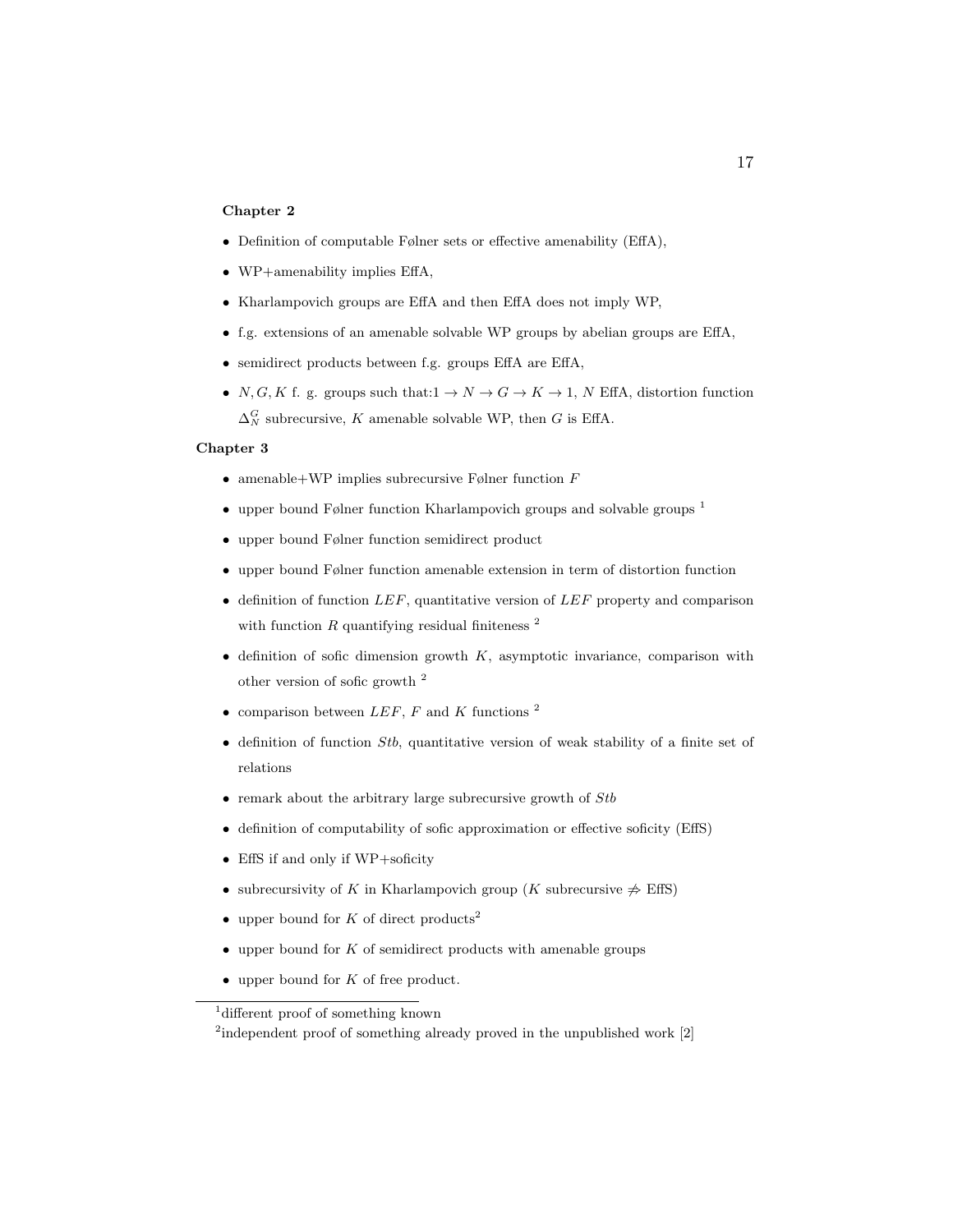**Chapter 2**

- Definition of computable Følner sets or effective amenability (EffA),
- WP+amenability implies EffA,
- Kharlampovich groups are EffA and then EffA does not imply WP,
- f.g. extensions of an amenable solvable WP groups by abelian groups are EffA,
- semidirect products between f.g. groups EffA are EffA,
- $N, G, K$ f. g. groups such that: $1 \to N \to G \to K \to 1$, $N$ EffA, distortion function $\Delta_N^G$ subrecursive, $K$ amenable solvable WP, then $G$ is EffA.

**Chapter 3**

- amenable+WP implies subrecursive Følner function $F$
- upper bound Følner function Kharlampovich groups and solvable groups [1]
- upper bound Følner function semidirect product
- upper bound Følner function amenable extension in term of distortion function
- definition of function $LEF$, quantitative version of $LEF$ property and comparison with function $R$ quantifying residual finiteness [2]
- definition of sofic dimension growth $K$, asymptotic invariance, comparison with other version of sofic growth [2]
- comparison between $LEF$, $F$ and $K$ functions [2]
- definition of function $Stb$, quantitative version of weak stability of a finite set of relations
- remark about the arbitrary large subrecursive growth of $Stb$
- definition of computability of sofic approximation or effective soficity (EffS)
- EffS if and only if WP+soficity
- subrecursivity of $K$ in Kharlampovich group ($K$ subrecursive $\not\Rightarrow$ EffS)
- upper bound for $K$ of direct products[2]
- upper bound for $K$ of semidirect products with amenable groups
- upper bound for $K$ of free product.

---

[1] different proof of something known

[2] independent proof of something already proved in the unpublished work [2]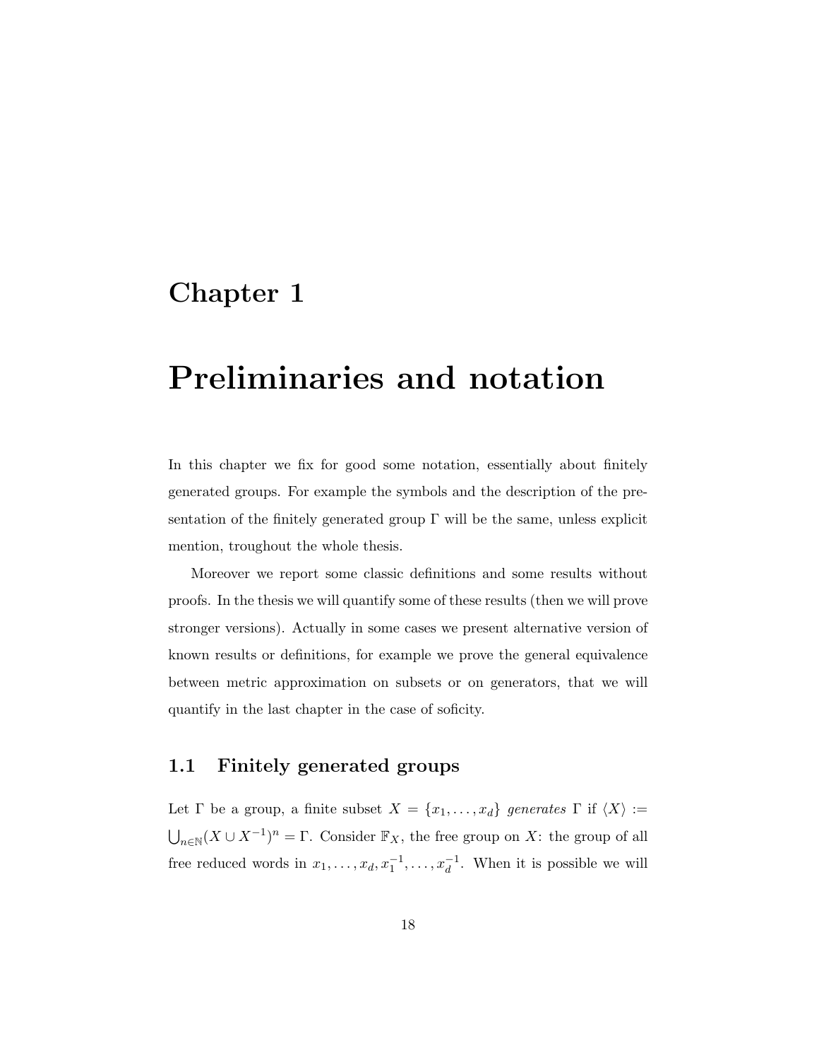# Chapter 1

# Preliminaries and notation

In this chapter we fix for good some notation, essentially about finitely generated groups. For example the symbols and the description of the presentation of the finitely generated group $\Gamma$ will be the same, unless explicit mention, troughout the whole thesis.

Moreover we report some classic definitions and some results without proofs. In the thesis we will quantify some of these results (then we will prove stronger versions). Actually in some cases we present alternative version of known results or definitions, for example we prove the general equivalence between metric approximation on subsets or on generators, that we will quantify in the last chapter in the case of soficity.

## 1.1 Finitely generated groups

Let $\Gamma$ be a group, a finite subset $X = \{x_1, \ldots, x_d\}$ *generates* $\Gamma$ if $\langle X \rangle := \bigcup_{n \in \mathbb{N}} (X \cup X^{-1})^n = \Gamma$. Consider $\mathbb{F}_X$, the free group on $X$: the group of all free reduced words in $x_1, \ldots, x_d, x_1^{-1}, \ldots, x_d^{-1}$. When it is possible we will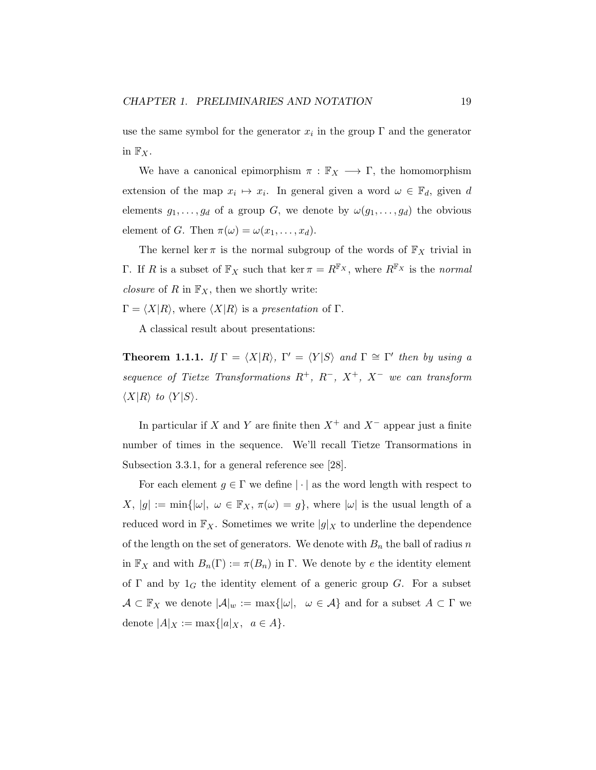use the same symbol for the generator $x_i$ in the group $\Gamma$ and the generator in $\mathbb{F}_X$.

We have a canonical epimorphism $\pi : \mathbb{F}_X \longrightarrow \Gamma$, the homomorphism extension of the map $x_i \mapsto x_i$. In general given a word $\omega \in \mathbb{F}_d$, given $d$ elements $g_1, \ldots, g_d$ of a group $G$, we denote by $\omega(g_1, \ldots, g_d)$ the obvious element of $G$. Then $\pi(\omega) = \omega(x_1, \ldots, x_d)$.

The kernel $\ker \pi$ is the normal subgroup of the words of $\mathbb{F}_X$ trivial in $\Gamma$. If $R$ is a subset of $\mathbb{F}_X$ such that $\ker \pi = R^{\mathbb{F}_X}$, where $R^{\mathbb{F}_X}$ is the *normal closure* of $R$ in $\mathbb{F}_X$, then we shortly write:
$\Gamma = \langle X|R \rangle$, where $\langle X|R \rangle$ is a *presentation* of $\Gamma$.

A classical result about presentations:

**Theorem 1.1.1.** *If $\Gamma = \langle X|R \rangle$, $\Gamma' = \langle Y|S \rangle$ and $\Gamma \cong \Gamma'$ then by using a sequence of Tietze Transformations $R^+$, $R^-$, $X^+$, $X^-$ we can transform $\langle X|R \rangle$ to $\langle Y|S \rangle$.*

In particular if $X$ and $Y$ are finite then $X^+$ and $X^-$ appear just a finite number of times in the sequence. We'll recall Tietze Transormations in Subsection 3.3.1, for a general reference see [28].

For each element $g \in \Gamma$ we define $|\cdot|$ as the word length with respect to $X$, $|g| := \min\{|\omega|,\ \omega \in \mathbb{F}_X, \pi(\omega) = g\}$, where $|\omega|$ is the usual length of a reduced word in $\mathbb{F}_X$. Sometimes we write $|g|_X$ to underline the dependence of the length on the set of generators. We denote with $B_n$ the ball of radius $n$ in $\mathbb{F}_X$ and with $B_n(\Gamma) := \pi(B_n)$ in $\Gamma$. We denote by $e$ the identity element of $\Gamma$ and by $1_G$ the identity element of a generic group $G$. For a subset $\mathcal{A} \subset \mathbb{F}_X$ we denote $|\mathcal{A}|_w := \max\{|\omega|,\ \ \omega \in \mathcal{A}\}$ and for a subset $A \subset \Gamma$ we denote $|A|_X := \max\{|a|_X,\ \ a \in A\}$.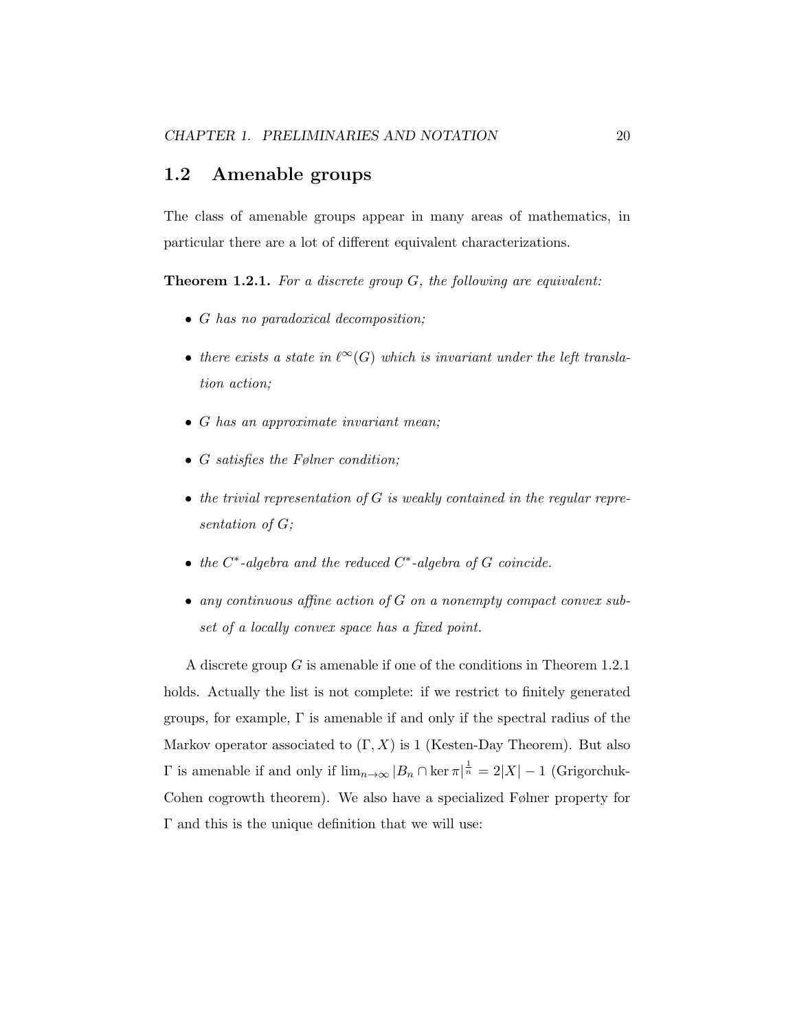## 1.2 Amenable groups

The class of amenable groups appear in many areas of mathematics, in particular there are a lot of different equivalent characterizations.

**Theorem 1.2.1.** *For a discrete group $G$, the following are equivalent:*

- *$G$ has no paradoxical decomposition;*
- *there exists a state in $\ell^\infty(G)$ which is invariant under the left translation action;*
- *$G$ has an approximate invariant mean;*
- *$G$ satisfies the Følner condition;*
- *the trivial representation of $G$ is weakly contained in the regular representation of $G$;*
- *the $C^*$-algebra and the reduced $C^*$-algebra of $G$ coincide.*
- *any continuous affine action of $G$ on a nonempty compact convex subset of a locally convex space has a fixed point.*

A discrete group $G$ is amenable if one of the conditions in Theorem 1.2.1 holds. Actually the list is not complete: if we restrict to finitely generated groups, for example, $\Gamma$ is amenable if and only if the spectral radius of the Markov operator associated to $(\Gamma, X)$ is 1 (Kesten-Day Theorem). But also $\Gamma$ is amenable if and only if $\lim_{n\to\infty} |B_n \cap \ker \pi|^{\frac{1}{n}} = 2|X| - 1$ (Grigorchuk-Cohen cogrowth theorem). We also have a specialized Følner property for $\Gamma$ and this is the unique definition that we will use: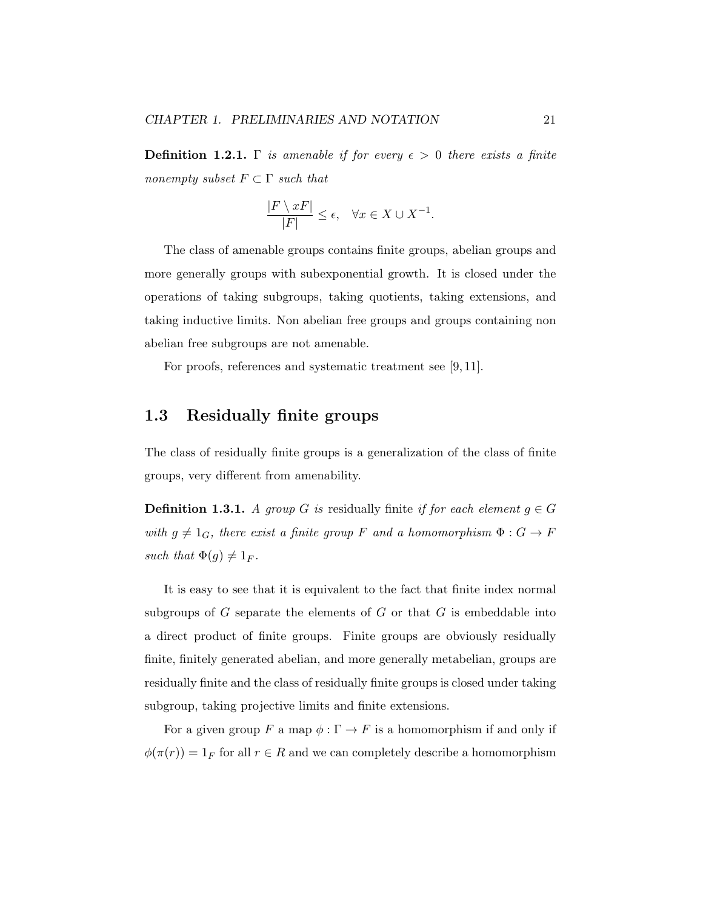**Definition 1.2.1.** *$\Gamma$ is amenable if for every $\epsilon > 0$ there exists a finite nonempty subset $F \subset \Gamma$ such that*

$$\frac{|F \setminus xF|}{|F|} \leq \epsilon, \quad \forall x \in X \cup X^{-1}.$$

The class of amenable groups contains finite groups, abelian groups and more generally groups with subexponential growth. It is closed under the operations of taking subgroups, taking quotients, taking extensions, and taking inductive limits. Non abelian free groups and groups containing non abelian free subgroups are not amenable.

For proofs, references and systematic treatment see [9, 11].

## 1.3 Residually finite groups

The class of residually finite groups is a generalization of the class of finite groups, very different from amenability.

**Definition 1.3.1.** *A group $G$ is* residually finite *if for each element $g \in G$ with $g \neq 1_G$, there exist a finite group $F$ and a homomorphism $\Phi : G \to F$ such that $\Phi(g) \neq 1_F$.*

It is easy to see that it is equivalent to the fact that finite index normal subgroups of $G$ separate the elements of $G$ or that $G$ is embeddable into a direct product of finite groups. Finite groups are obviously residually finite, finitely generated abelian, and more generally metabelian, groups are residually finite and the class of residually finite groups is closed under taking subgroup, taking projective limits and finite extensions.

For a given group $F$ a map $\phi : \Gamma \to F$ is a homomorphism if and only if $\phi(\pi(r)) = 1_F$ for all $r \in R$ and we can completely describe a homomorphism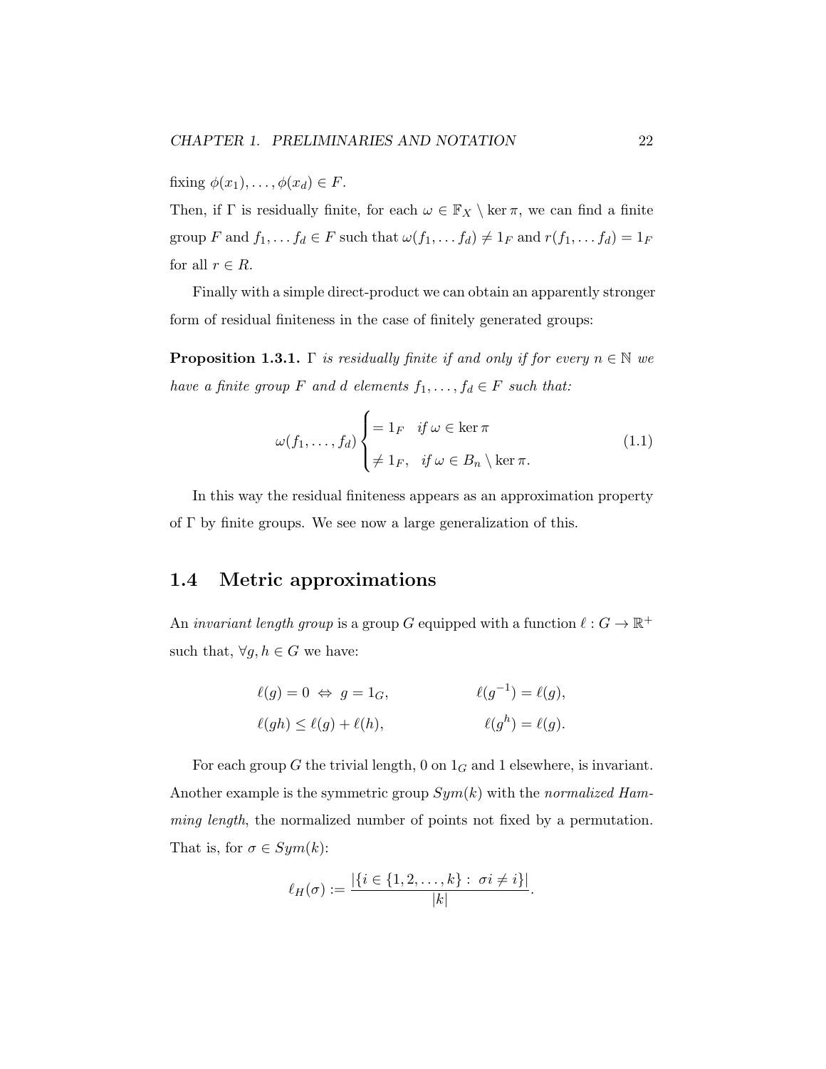fixing $\phi(x_1), \dots, \phi(x_d) \in F$.

Then, if $\Gamma$ is residually finite, for each $\omega \in \mathbb{F}_X \setminus \ker \pi$, we can find a finite group $F$ and $f_1, \dots f_d \in F$ such that $\omega(f_1, \dots f_d) \neq 1_F$ and $r(f_1, \dots f_d) = 1_F$ for all $r \in R$.

Finally with a simple direct-product we can obtain an apparently stronger form of residual finiteness in the case of finitely generated groups:

**Proposition 1.3.1.** *$\Gamma$ is residually finite if and only if for every $n \in \mathbb{N}$ we have a finite group $F$ and $d$ elements $f_1, \dots, f_d \in F$ such that:*

$$\omega(f_1, \dots, f_d) \begin{cases} = 1_F & \text{if } \omega \in \ker \pi \\ \neq 1_F, & \text{if } \omega \in B_n \setminus \ker \pi. \end{cases} \tag{1.1}$$

In this way the residual finiteness appears as an approximation property of $\Gamma$ by finite groups. We see now a large generalization of this.

## 1.4 Metric approximations

An *invariant length group* is a group $G$ equipped with a function $\ell : G \to \mathbb{R}^+$ such that, $\forall g, h \in G$ we have:

$$\ell(g) = 0 \Leftrightarrow g = 1_G, \qquad \ell(g^{-1}) = \ell(g),$$
$$\ell(gh) \leq \ell(g) + \ell(h), \qquad \ell(g^h) = \ell(g).$$

For each group $G$ the trivial length, 0 on $1_G$ and 1 elsewhere, is invariant. Another example is the symmetric group $Sym(k)$ with the *normalized Hamming length*, the normalized number of points not fixed by a permutation. That is, for $\sigma \in Sym(k)$:

$$\ell_H(\sigma) := \frac{|\{i \in \{1, 2, \dots, k\} : \sigma i \neq i\}|}{|k|}.$$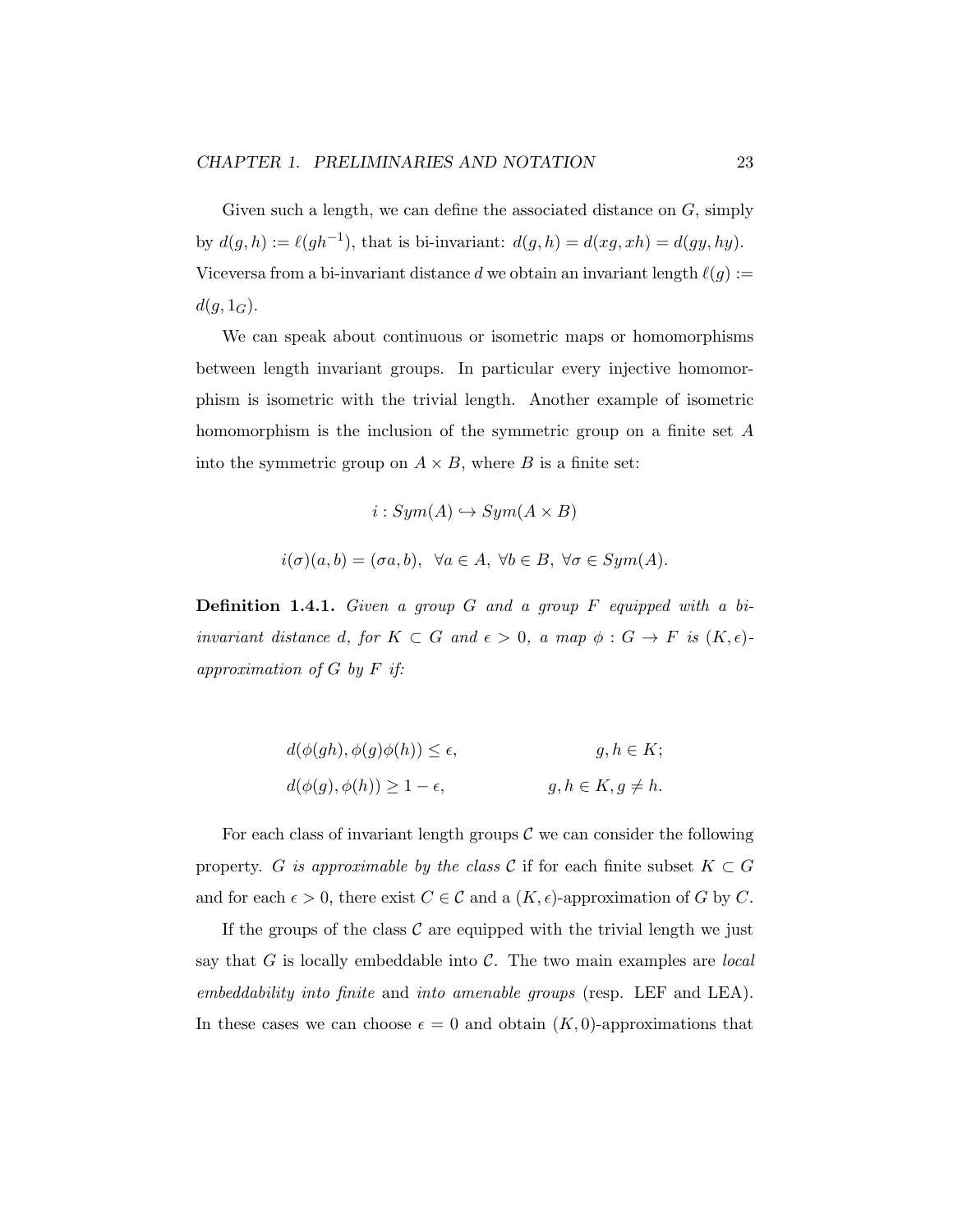Given such a length, we can define the associated distance on $G$, simply by $d(g,h) := \ell(gh^{-1})$, that is bi-invariant: $d(g,h) = d(xg, xh) = d(gy, hy)$. Viceversa from a bi-invariant distance $d$ we obtain an invariant length $\ell(g) := d(g, 1_G)$.

We can speak about continuous or isometric maps or homomorphisms between length invariant groups. In particular every injective homomorphism is isometric with the trivial length. Another example of isometric homomorphism is the inclusion of the symmetric group on a finite set $A$ into the symmetric group on $A \times B$, where $B$ is a finite set:

$$i : Sym(A) \hookrightarrow Sym(A \times B)$$

$$i(\sigma)(a,b) = (\sigma a, b), \ \ \forall a \in A, \ \forall b \in B, \ \forall \sigma \in Sym(A).$$

**Definition 1.4.1.** *Given a group $G$ and a group $F$ equipped with a bi-invariant distance $d$, for $K \subset G$ and $\epsilon > 0$, a map $\phi : G \to F$ is $(K,\epsilon)$-approximation of $G$ by $F$ if:*

$$d(\phi(gh), \phi(g)\phi(h)) \leq \epsilon, \qquad g, h \in K;$$

$$d(\phi(g), \phi(h)) \geq 1 - \epsilon, \qquad g, h \in K, g \neq h.$$

For each class of invariant length groups $\mathcal{C}$ we can consider the following property. *$G$ is approximable by the class $\mathcal{C}$* if for each finite subset $K \subset G$ and for each $\epsilon > 0$, there exist $C \in \mathcal{C}$ and a $(K,\epsilon)$-approximation of $G$ by $C$.

If the groups of the class $\mathcal{C}$ are equipped with the trivial length we just say that $G$ is locally embeddable into $\mathcal{C}$. The two main examples are *local embeddability into finite* and *into amenable groups* (resp. LEF and LEA). In these cases we can choose $\epsilon = 0$ and obtain $(K, 0)$-approximations that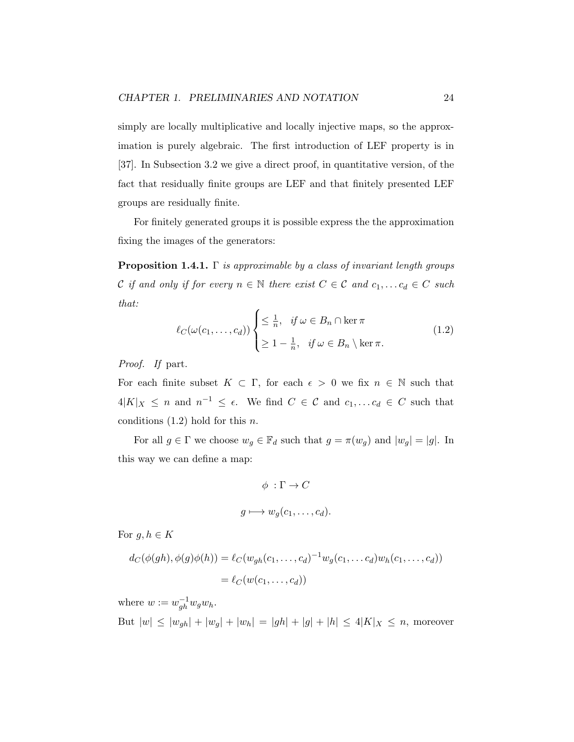simply are locally multiplicative and locally injective maps, so the approximation is purely algebraic. The first introduction of LEF property is in [37]. In Subsection 3.2 we give a direct proof, in quantitative version, of the fact that residually finite groups are LEF and that finitely presented LEF groups are residually finite.

For finitely generated groups it is possible express the the approximation fixing the images of the generators:

**Proposition 1.4.1.** *$\Gamma$ is approximable by a class of invariant length groups $\mathcal{C}$ if and only if for every $n \in \mathbb{N}$ there exist $C \in \mathcal{C}$ and $c_1, \ldots c_d \in C$ such that:*

$$\ell_C(\omega(c_1, \ldots, c_d)) \begin{cases} \leq \frac{1}{n}, & \text{if } \omega \in B_n \cap \ker \pi \\ \geq 1 - \frac{1}{n}, & \text{if } \omega \in B_n \setminus \ker \pi. \end{cases} \tag{1.2}$$

*Proof.* *If* part.
For each finite subset $K \subset \Gamma$, for each $\epsilon > 0$ we fix $n \in \mathbb{N}$ such that $4|K|_X \leq n$ and $n^{-1} \leq \epsilon$. We find $C \in \mathcal{C}$ and $c_1, \ldots c_d \in C$ such that conditions (1.2) hold for this $n$.

For all $g \in \Gamma$ we choose $w_g \in \mathbb{F}_d$ such that $g = \pi(w_g)$ and $|w_g| = |g|$. In this way we can define a map:

$$\phi \ : \Gamma \to C$$

$$g \longmapsto w_g(c_1, \ldots, c_d).$$

For $g, h \in K$

$$\begin{aligned} d_C(\phi(gh), \phi(g)\phi(h)) &= \ell_C(w_{gh}(c_1, \ldots, c_d)^{-1} w_g(c_1, \ldots c_d) w_h(c_1, \ldots, c_d)) \\ &= \ell_C(w(c_1, \ldots, c_d)) \end{aligned}$$

where $w := w_{gh}^{-1} w_g w_h$.
But $|w| \leq |w_{gh}| + |w_g| + |w_h| = |gh| + |g| + |h| \leq 4|K|_X \leq n$, moreover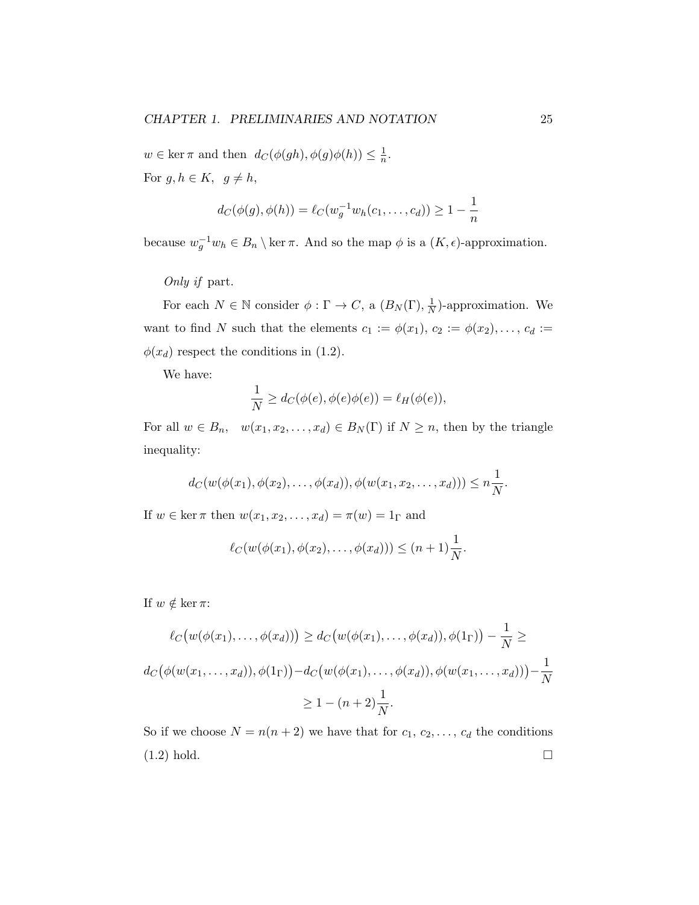$w \in \ker \pi$ and then $d_C(\phi(gh), \phi(g)\phi(h)) \leq \frac{1}{n}$.

For $g, h \in K$, $g \neq h$,

$$d_C(\phi(g), \phi(h)) = \ell_C(w_g^{-1} w_h(c_1, \ldots, c_d)) \geq 1 - \frac{1}{n}$$

because $w_g^{-1} w_h \in B_n \setminus \ker \pi$. And so the map $\phi$ is a $(K, \epsilon)$-approximation.

*Only if* part.

For each $N \in \mathbb{N}$ consider $\phi : \Gamma \to C$, a $(B_N(\Gamma), \frac{1}{N})$-approximation. We want to find $N$ such that the elements $c_1 := \phi(x_1)$, $c_2 := \phi(x_2), \ldots, c_d := \phi(x_d)$ respect the conditions in (1.2).

We have:

$$\frac{1}{N} \geq d_C(\phi(e), \phi(e)\phi(e)) = \ell_H(\phi(e)),$$

For all $w \in B_n$, $w(x_1, x_2, \ldots, x_d) \in B_N(\Gamma)$ if $N \geq n$, then by the triangle inequality:

$$d_C(w(\phi(x_1), \phi(x_2), \ldots, \phi(x_d)), \phi(w(x_1, x_2, \ldots, x_d))) \leq n \frac{1}{N}.$$

If $w \in \ker \pi$ then $w(x_1, x_2, \ldots, x_d) = \pi(w) = 1_\Gamma$ and

$$\ell_C(w(\phi(x_1), \phi(x_2), \ldots, \phi(x_d))) \leq (n+1)\frac{1}{N}.$$

If $w \notin \ker \pi$:

$$\ell_C\big(w(\phi(x_1), \ldots, \phi(x_d))\big) \geq d_C\big(w(\phi(x_1), \ldots, \phi(x_d)), \phi(1_\Gamma)\big) - \frac{1}{N} \geq$$

$$d_C\big(\phi(w(x_1, \ldots, x_d)), \phi(1_\Gamma)\big) - d_C\big(w(\phi(x_1), \ldots, \phi(x_d)), \phi(w(x_1, \ldots, x_d))\big) - \frac{1}{N}$$

$$\geq 1 - (n+2)\frac{1}{N}.$$

So if we choose $N = n(n+2)$ we have that for $c_1, c_2, \ldots, c_d$ the conditions (1.2) hold. □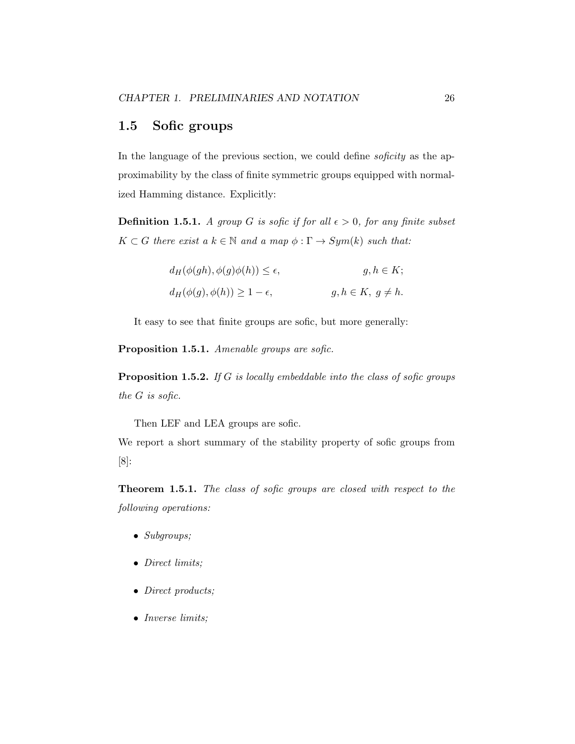## 1.5 Sofic groups

In the language of the previous section, we could define *soficity* as the approximability by the class of finite symmetric groups equipped with normalized Hamming distance. Explicitly:

**Definition 1.5.1.** *A group $G$ is sofic if for all $\epsilon > 0$, for any finite subset $K \subset G$ there exist a $k \in \mathbb{N}$ and a map $\phi : \Gamma \to Sym(k)$ such that:*

$$d_H(\phi(gh), \phi(g)\phi(h)) \leq \epsilon, \qquad g, h \in K;$$

$$d_H(\phi(g), \phi(h)) \geq 1 - \epsilon, \qquad g, h \in K,\ g \neq h.$$

It easy to see that finite groups are sofic, but more generally:

**Proposition 1.5.1.** *Amenable groups are sofic.*

**Proposition 1.5.2.** *If $G$ is locally embeddable into the class of sofic groups the $G$ is sofic.*

Then LEF and LEA groups are sofic.

We report a short summary of the stability property of sofic groups from [8]:

**Theorem 1.5.1.** *The class of sofic groups are closed with respect to the following operations:*

- *Subgroups;*
- *Direct limits;*
- *Direct products;*
- *Inverse limits;*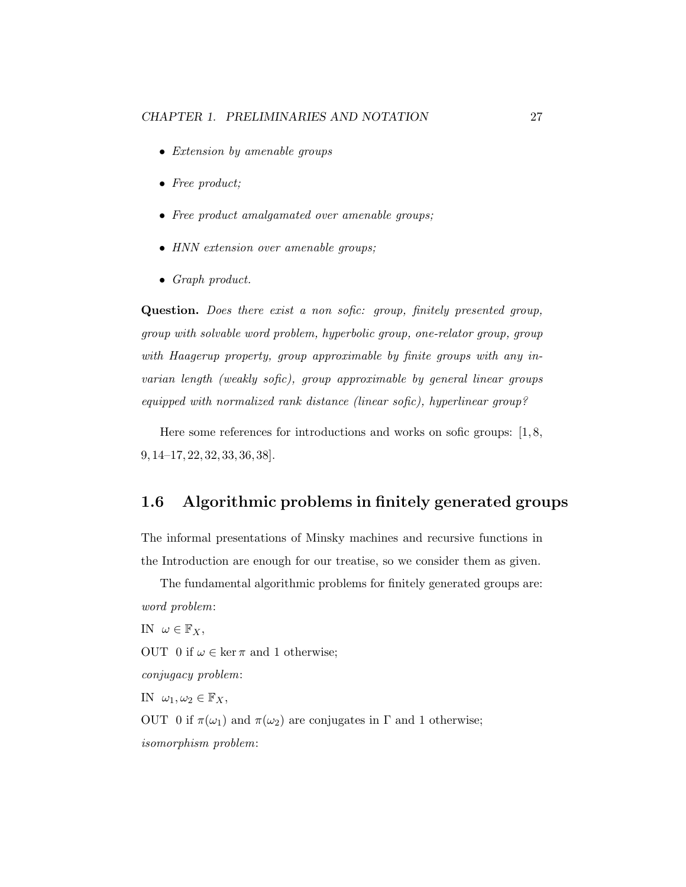- *Extension by amenable groups*
- *Free product;*
- *Free product amalgamated over amenable groups;*
- *HNN extension over amenable groups;*
- *Graph product.*

**Question.** *Does there exist a non sofic: group, finitely presented group, group with solvable word problem, hyperbolic group, one-relator group, group with Haagerup property, group approximable by finite groups with any invarian length (weakly sofic), group approximable by general linear groups equipped with normalized rank distance (linear sofic), hyperlinear group?*

Here some references for introductions and works on sofic groups: [1, 8, 9, 14–17, 22, 32, 33, 36, 38].

## 1.6 Algorithmic problems in finitely generated groups

The informal presentations of Minsky machines and recursive functions in the Introduction are enough for our treatise, so we consider them as given.

The fundamental algorithmic problems for finitely generated groups are:

*word problem*:

IN $\omega \in \mathbb{F}_X$,

OUT 0 if $\omega \in \ker \pi$ and 1 otherwise;

*conjugacy problem*:

IN $\omega_1, \omega_2 \in \mathbb{F}_X$,

OUT 0 if $\pi(\omega_1)$ and $\pi(\omega_2)$ are conjugates in $\Gamma$ and 1 otherwise;

*isomorphism problem*: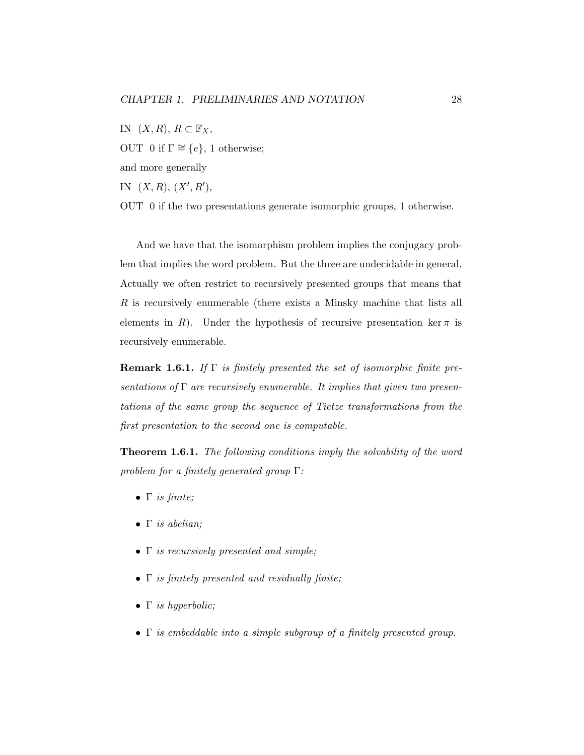IN $(X, R)$, $R \subset \mathbb{F}_X$,

OUT 0 if $\Gamma \cong \{e\}$, 1 otherwise;

and more generally

IN $(X, R)$, $(X', R')$,

OUT 0 if the two presentations generate isomorphic groups, 1 otherwise.

And we have that the isomorphism problem implies the conjugacy problem that implies the word problem. But the three are undecidable in general. Actually we often restrict to recursively presented groups that means that $R$ is recursively enumerable (there exists a Minsky machine that lists all elements in $R$). Under the hypothesis of recursive presentation $\ker \pi$ is recursively enumerable.

**Remark 1.6.1.** *If $\Gamma$ is finitely presented the set of isomorphic finite presentations of $\Gamma$ are recursively enumerable. It implies that given two presentations of the same group the sequence of Tietze transformations from the first presentation to the second one is computable.*

**Theorem 1.6.1.** *The following conditions imply the solvability of the word problem for a finitely generated group $\Gamma$:*

- *$\Gamma$ is finite;*
- *$\Gamma$ is abelian;*
- *$\Gamma$ is recursively presented and simple;*
- *$\Gamma$ is finitely presented and residually finite;*
- *$\Gamma$ is hyperbolic;*
- *$\Gamma$ is embeddable into a simple subgroup of a finitely presented group.*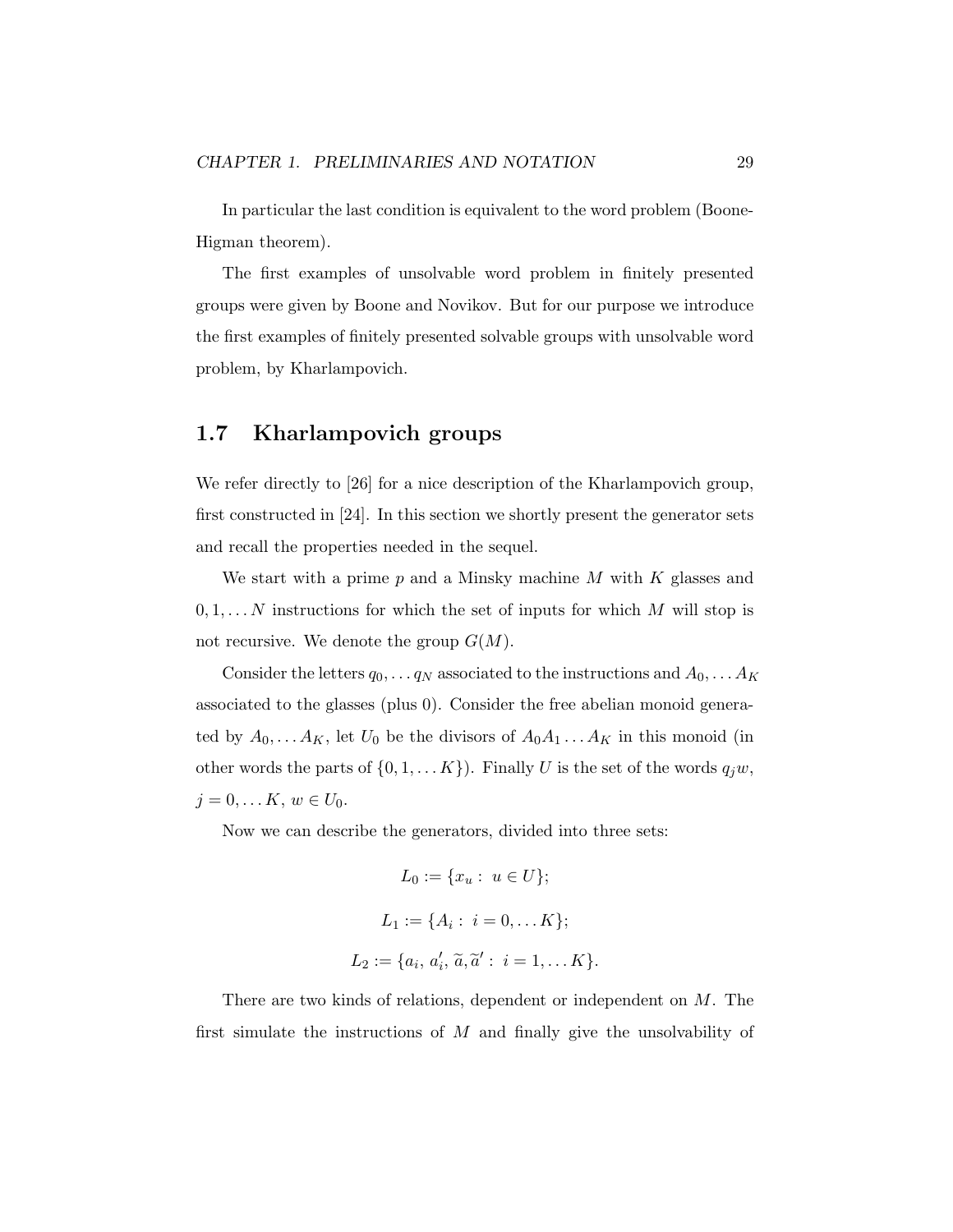In particular the last condition is equivalent to the word problem (Boone-Higman theorem).

The first examples of unsolvable word problem in finitely presented groups were given by Boone and Novikov. But for our purpose we introduce the first examples of finitely presented solvable groups with unsolvable word problem, by Kharlampovich.

## 1.7 Kharlampovich groups

We refer directly to [26] for a nice description of the Kharlampovich group, first constructed in [24]. In this section we shortly present the generator sets and recall the properties needed in the sequel.

We start with a prime $p$ and a Minsky machine $M$ with $K$ glasses and $0, 1, \dots N$ instructions for which the set of inputs for which $M$ will stop is not recursive. We denote the group $G(M)$.

Consider the letters $q_0, \dots q_N$ associated to the instructions and $A_0, \dots A_K$ associated to the glasses (plus 0). Consider the free abelian monoid generated by $A_0, \dots A_K$, let $U_0$ be the divisors of $A_0 A_1 \dots A_K$ in this monoid (in other words the parts of $\{0, 1, \dots K\}$). Finally $U$ is the set of the words $q_j w$, $j = 0, \dots K$, $w \in U_0$.

Now we can describe the generators, divided into three sets:

$$L_0 := \{x_u : \; u \in U\};$$

$$L_1 := \{A_i : \; i = 0, \dots K\};$$

$$L_2 := \{a_i, \, a_i', \, \widetilde{a}, \widetilde{a}' : \; i = 1, \dots K\}.$$

There are two kinds of relations, dependent or independent on $M$. The first simulate the instructions of $M$ and finally give the unsolvability of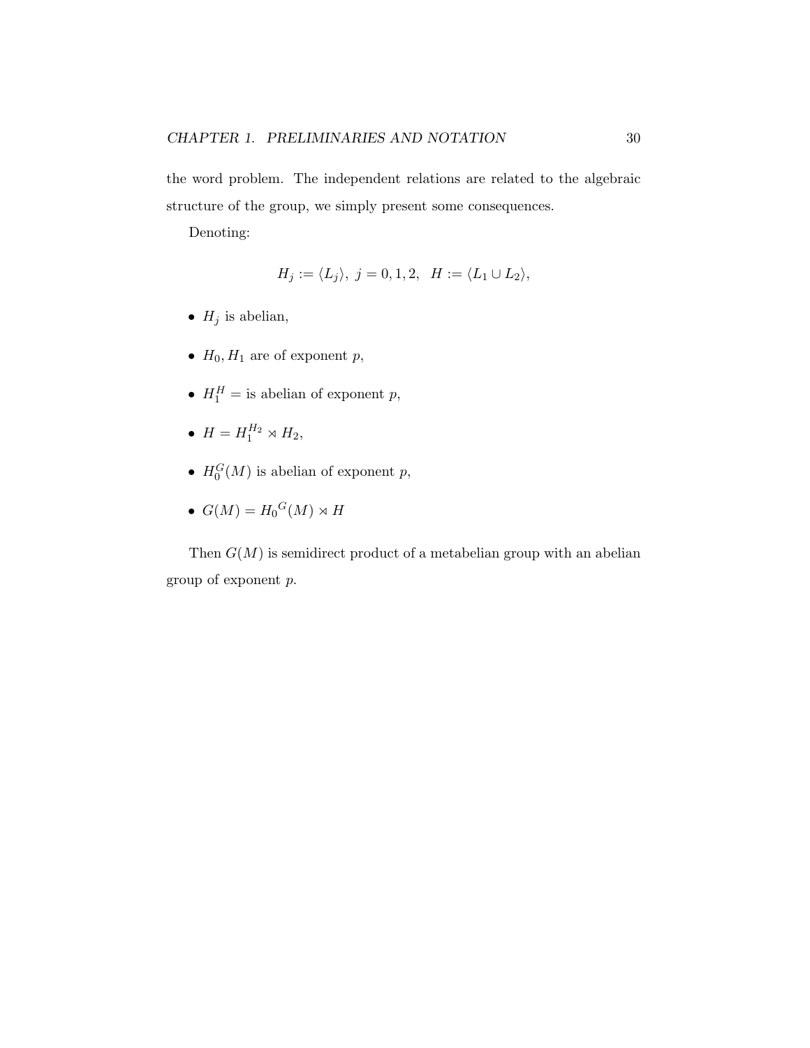the word problem. The independent relations are related to the algebraic structure of the group, we simply present some consequences.

Denoting:

$$H_j := \langle L_j \rangle,\ j = 0, 1, 2, \quad H := \langle L_1 \cup L_2 \rangle,$$

- $H_j$ is abelian,
- $H_0, H_1$ are of exponent $p$,
- $H_1^H =$ is abelian of exponent $p$,
- $H = H_1^{H_2} \rtimes H_2$,
- $H_0^G(M)$ is abelian of exponent $p$,
- $G(M) = {H_0}^G(M) \rtimes H$

Then $G(M)$ is semidirect product of a metabelian group with an abelian group of exponent $p$.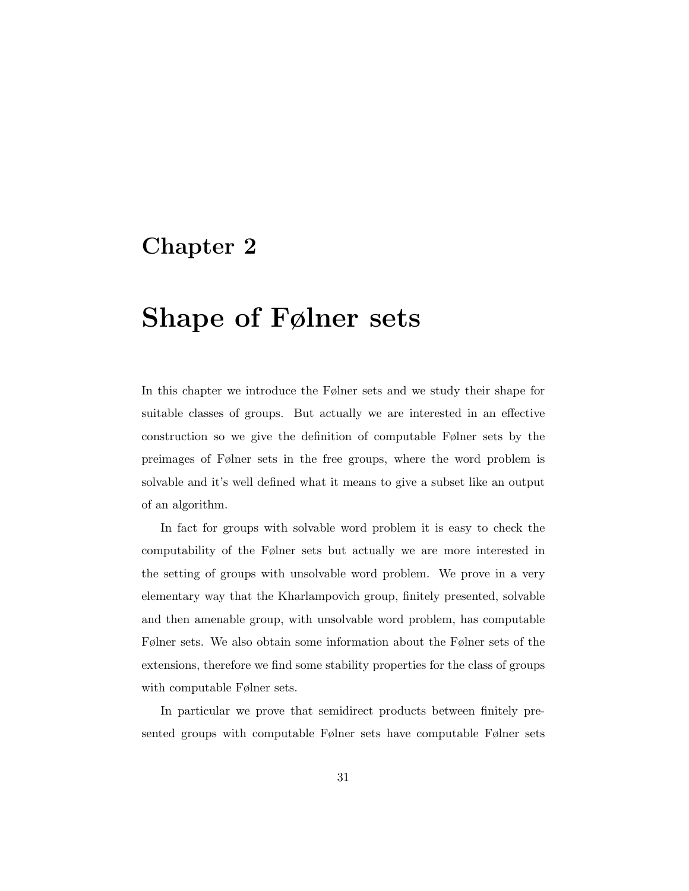# Chapter 2

# Shape of Følner sets

In this chapter we introduce the Følner sets and we study their shape for suitable classes of groups. But actually we are interested in an effective construction so we give the definition of computable Følner sets by the preimages of Følner sets in the free groups, where the word problem is solvable and it's well defined what it means to give a subset like an output of an algorithm.

In fact for groups with solvable word problem it is easy to check the computability of the Følner sets but actually we are more interested in the setting of groups with unsolvable word problem. We prove in a very elementary way that the Kharlampovich group, finitely presented, solvable and then amenable group, with unsolvable word problem, has computable Følner sets. We also obtain some information about the Følner sets of the extensions, therefore we find some stability properties for the class of groups with computable Følner sets.

In particular we prove that semidirect products between finitely presented groups with computable Følner sets have computable Følner sets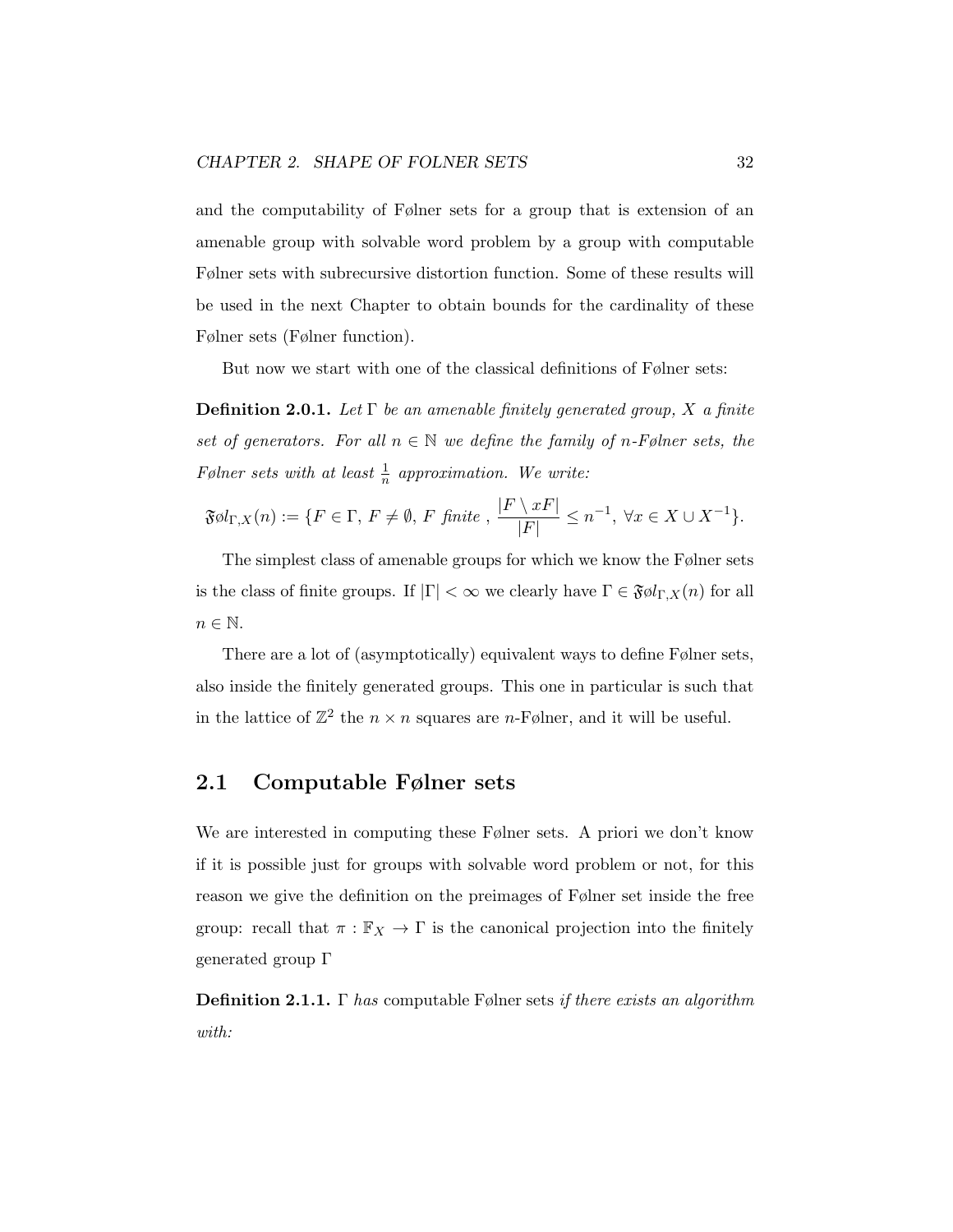and the computability of Følner sets for a group that is extension of an amenable group with solvable word problem by a group with computable Følner sets with subrecursive distortion function. Some of these results will be used in the next Chapter to obtain bounds for the cardinality of these Følner sets (Følner function).

But now we start with one of the classical definitions of Følner sets:

**Definition 2.0.1.** *Let $\Gamma$ be an amenable finitely generated group, $X$ a finite set of generators. For all $n \in \mathbb{N}$ we define the family of $n$-Følner sets, the Følner sets with at least $\frac{1}{n}$ approximation. We write:*

$$\mathfrak{F}øl_{\Gamma,X}(n) := \{F \in \Gamma,\ F \neq \emptyset,\ F \text{ finite },\ \frac{|F \setminus xF|}{|F|} \leq n^{-1},\ \forall x \in X \cup X^{-1}\}.$$

The simplest class of amenable groups for which we know the Følner sets is the class of finite groups. If $|\Gamma| < \infty$ we clearly have $\Gamma \in \mathfrak{F}øl_{\Gamma,X}(n)$ for all $n \in \mathbb{N}$.

There are a lot of (asymptotically) equivalent ways to define Følner sets, also inside the finitely generated groups. This one in particular is such that in the lattice of $\mathbb{Z}^2$ the $n \times n$ squares are $n$-Følner, and it will be useful.

## 2.1 Computable Følner sets

We are interested in computing these Følner sets. A priori we don't know if it is possible just for groups with solvable word problem or not, for this reason we give the definition on the preimages of Følner set inside the free group: recall that $\pi : \mathbb{F}_X \to \Gamma$ is the canonical projection into the finitely generated group $\Gamma$

**Definition 2.1.1.** $\Gamma$ *has* computable Følner sets *if there exists an algorithm with:*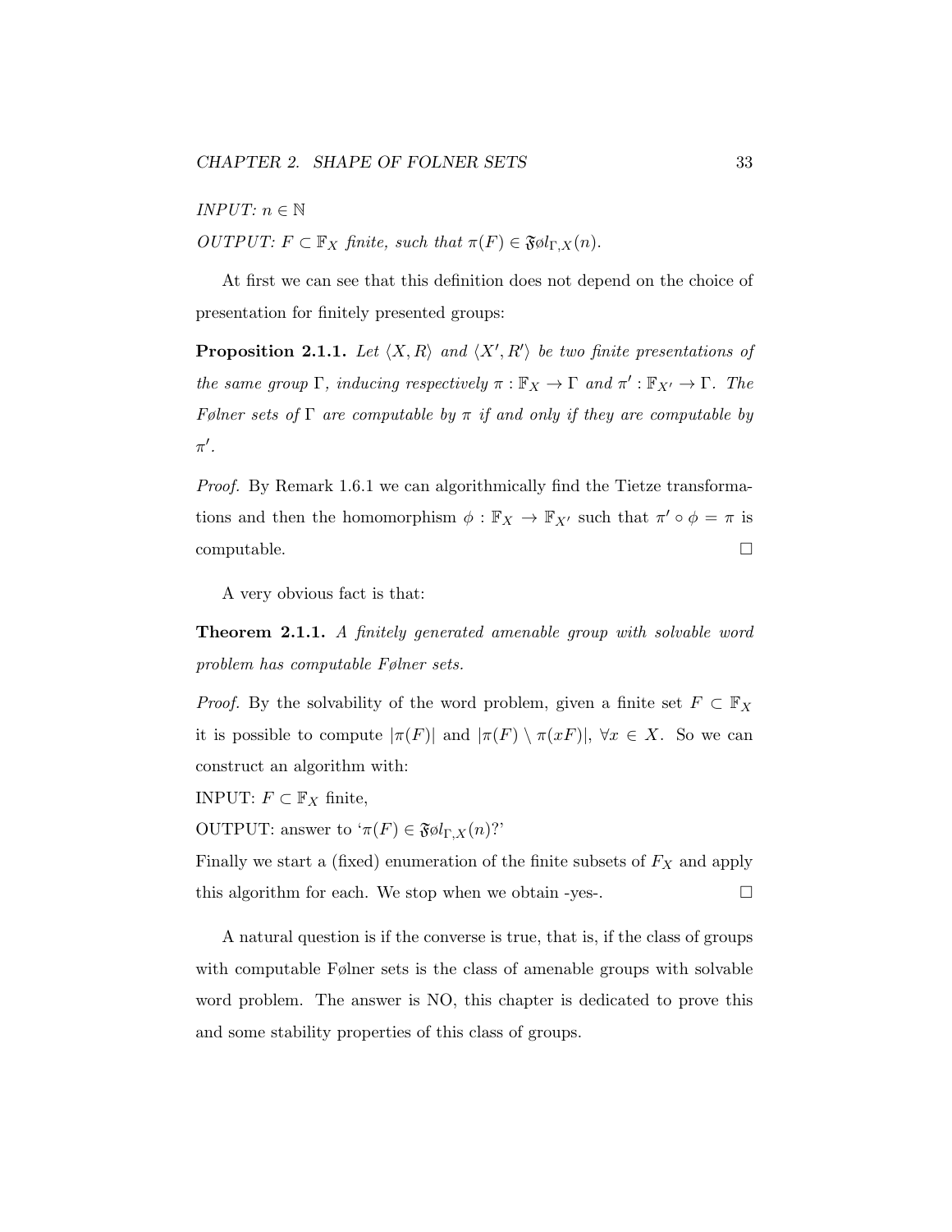*INPUT:* $n \in \mathbb{N}$

*OUTPUT:* $F \subset \mathbb{F}_X$ *finite, such that* $\pi(F) \in \mathfrak{F}\text{ø}l_{\Gamma,X}(n)$.

At first we can see that this definition does not depend on the choice of presentation for finitely presented groups:

**Proposition 2.1.1.** *Let* $\langle X, R\rangle$ *and* $\langle X', R'\rangle$ *be two finite presentations of the same group* $\Gamma$*, inducing respectively* $\pi : \mathbb{F}_X \to \Gamma$ *and* $\pi' : \mathbb{F}_{X'} \to \Gamma$*. The Følner sets of* $\Gamma$ *are computable by* $\pi$ *if and only if they are computable by* $\pi'$*.*

*Proof.* By Remark 1.6.1 we can algorithmically find the Tietze transformations and then the homomorphism $\phi : \mathbb{F}_X \to \mathbb{F}_{X'}$ such that $\pi' \circ \phi = \pi$ is computable. □

A very obvious fact is that:

**Theorem 2.1.1.** *A finitely generated amenable group with solvable word problem has computable Følner sets.*

*Proof.* By the solvability of the word problem, given a finite set $F \subset \mathbb{F}_X$ it is possible to compute $|\pi(F)|$ and $|\pi(F) \setminus \pi(xF)|$, $\forall x \in X$. So we can construct an algorithm with:

INPUT: $F \subset \mathbb{F}_X$ finite,

OUTPUT: answer to '$\pi(F) \in \mathfrak{F}\text{ø}l_{\Gamma,X}(n)$?'

Finally we start a (fixed) enumeration of the finite subsets of $F_X$ and apply this algorithm for each. We stop when we obtain -yes-. □

A natural question is if the converse is true, that is, if the class of groups with computable Følner sets is the class of amenable groups with solvable word problem. The answer is NO, this chapter is dedicated to prove this and some stability properties of this class of groups.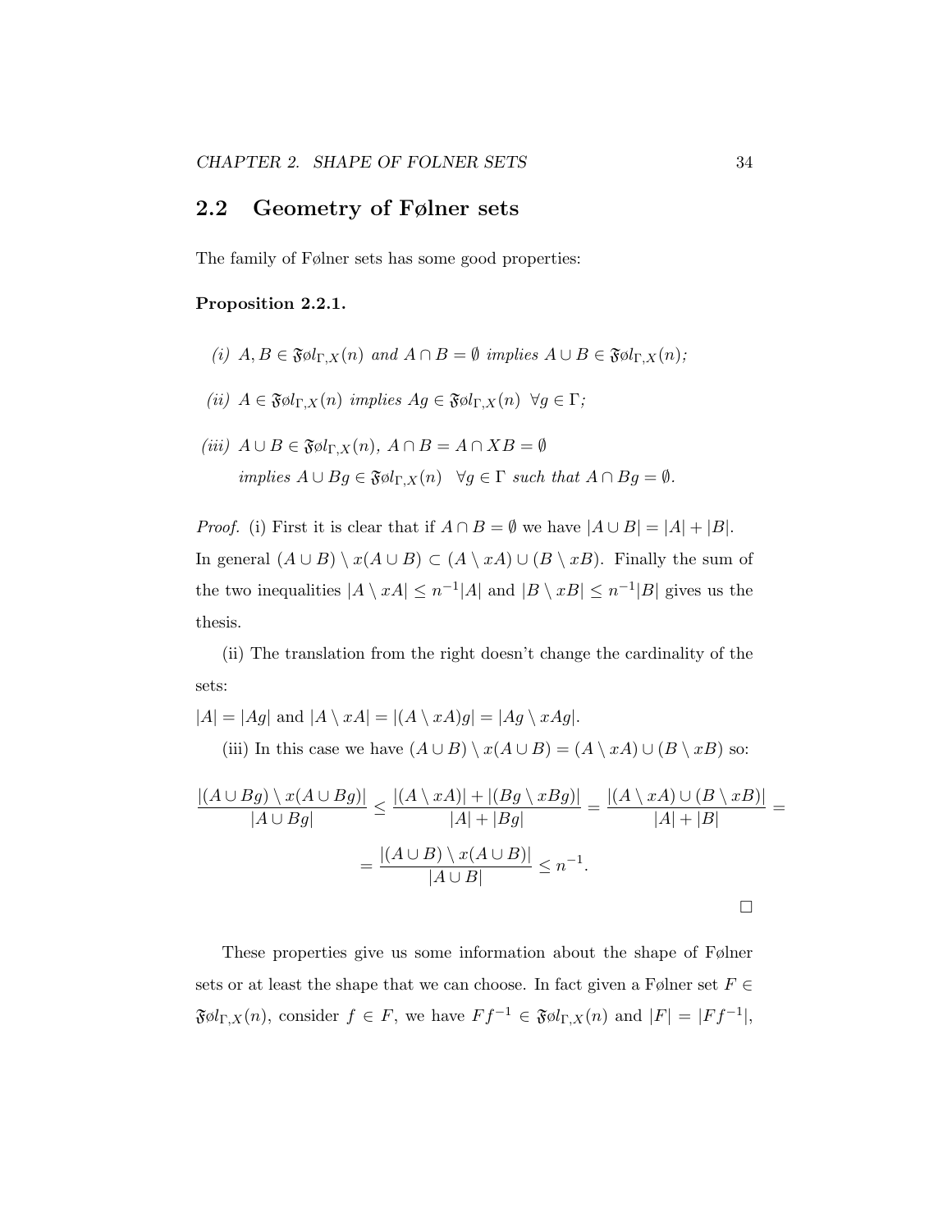## 2.2 Geometry of Følner sets

The family of Følner sets has some good properties:

**Proposition 2.2.1.**

*(i)* $A, B \in \mathfrak{F}\o l_{\Gamma,X}(n)$ *and* $A \cap B = \emptyset$ *implies* $A \cup B \in \mathfrak{F}\o l_{\Gamma,X}(n)$*;*

*(ii)* $A \in \mathfrak{F}\o l_{\Gamma,X}(n)$ *implies* $Ag \in \mathfrak{F}\o l_{\Gamma,X}(n)$ $\forall g \in \Gamma$*;*

*(iii)* $A \cup B \in \mathfrak{F}\o l_{\Gamma,X}(n)$*,* $A \cap B = A \cap XB = \emptyset$
*implies* $A \cup Bg \in \mathfrak{F}\o l_{\Gamma,X}(n)$ $\forall g \in \Gamma$ *such that* $A \cap Bg = \emptyset$*.*

*Proof.* (i) First it is clear that if $A \cap B = \emptyset$ we have $|A \cup B| = |A| + |B|$. In general $(A \cup B) \setminus x(A \cup B) \subset (A \setminus xA) \cup (B \setminus xB)$. Finally the sum of the two inequalities $|A \setminus xA| \leq n^{-1}|A|$ and $|B \setminus xB| \leq n^{-1}|B|$ gives us the thesis.

(ii) The translation from the right doesn't change the cardinality of the sets:
$|A| = |Ag|$ and $|A \setminus xA| = |(A \setminus xA)g| = |Ag \setminus xAg|$.

(iii) In this case we have $(A \cup B) \setminus x(A \cup B) = (A \setminus xA) \cup (B \setminus xB)$ so:

$$\frac{|(A \cup Bg) \setminus x(A \cup Bg)|}{|A \cup Bg|} \leq \frac{|(A \setminus xA)| + |(Bg \setminus xBg)|}{|A| + |Bg|} = \frac{|(A \setminus xA) \cup (B \setminus xB)|}{|A| + |B|} =$$

$$= \frac{|(A \cup B) \setminus x(A \cup B)|}{|A \cup B|} \leq n^{-1}.$$

□

These properties give us some information about the shape of Følner sets or at least the shape that we can choose. In fact given a Følner set $F \in \mathfrak{F}\o l_{\Gamma,X}(n)$, consider $f \in F$, we have $Ff^{-1} \in \mathfrak{F}\o l_{\Gamma,X}(n)$ and $|F| = |Ff^{-1}|$,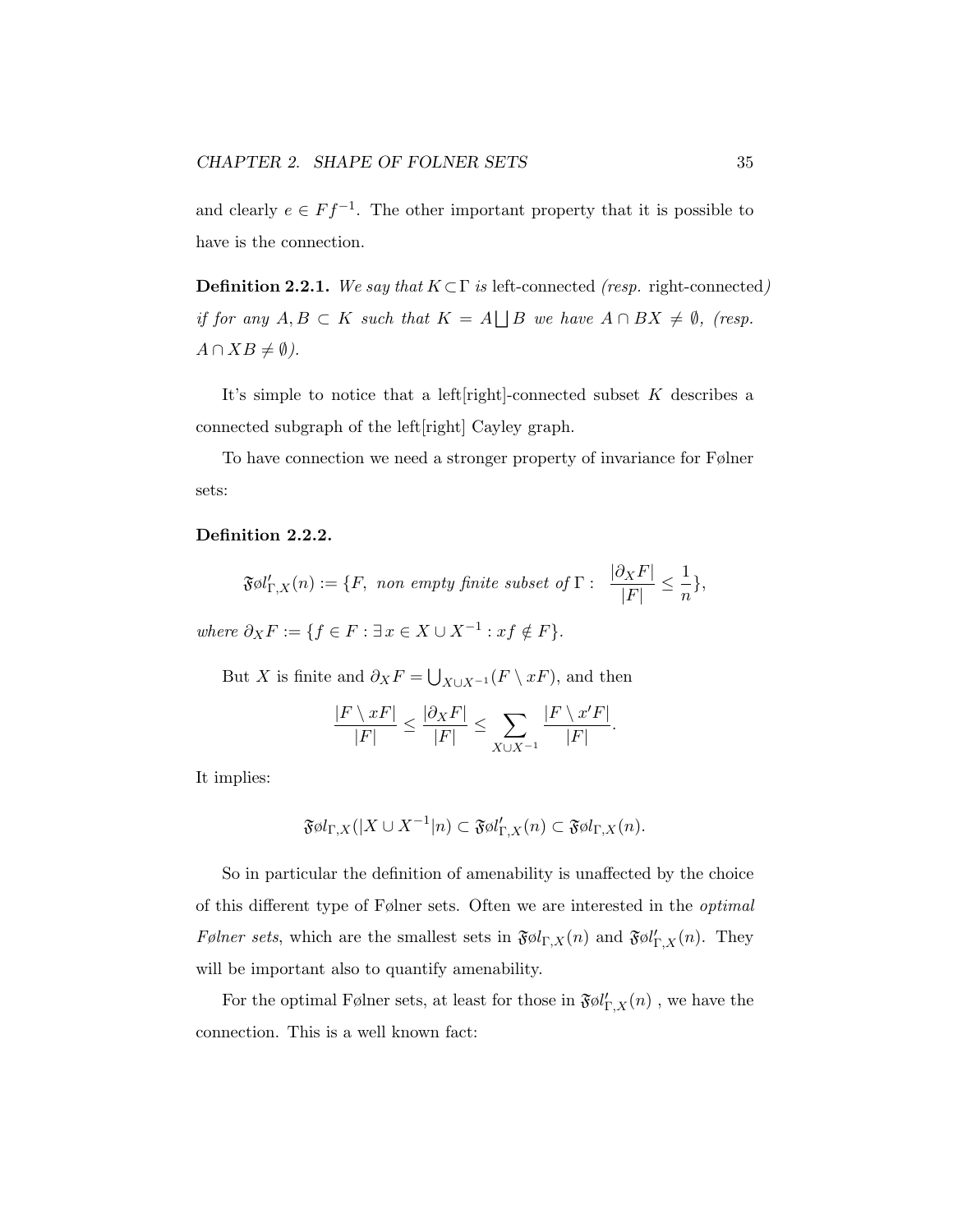and clearly $e \in Ff^{-1}$. The other important property that it is possible to have is the connection.

**Definition 2.2.1.** *We say that* $K \subset \Gamma$ *is* left-connected *(resp.* right-connected*) if for any* $A, B \subset K$ *such that* $K = A \bigsqcup B$ *we have* $A \cap BX \neq \emptyset$*, (resp.* $A \cap XB \neq \emptyset$*).*

It's simple to notice that a left[right]-connected subset $K$ describes a connected subgraph of the left[right] Cayley graph.

To have connection we need a stronger property of invariance for Følner sets:

**Definition 2.2.2.**

$$\mathfrak{F}\text{ø}l'_{\Gamma,X}(n) := \{F, \text{ non empty finite subset of } \Gamma : \ \frac{|\partial_X F|}{|F|} \leq \frac{1}{n}\},$$

*where* $\partial_X F := \{f \in F : \exists x \in X \cup X^{-1} : xf \notin F\}$.

But $X$ is finite and $\partial_X F = \bigcup_{X \cup X^{-1}} (F \setminus xF)$, and then

$$\frac{|F \setminus xF|}{|F|} \leq \frac{|\partial_X F|}{|F|} \leq \sum_{X \cup X^{-1}} \frac{|F \setminus x'F|}{|F|}.$$

It implies:

$$\mathfrak{F}\text{ø}l_{\Gamma,X}(|X \cup X^{-1}|n) \subset \mathfrak{F}\text{ø}l'_{\Gamma,X}(n) \subset \mathfrak{F}\text{ø}l_{\Gamma,X}(n).$$

So in particular the definition of amenability is unaffected by the choice of this different type of Følner sets. Often we are interested in the *optimal Følner sets*, which are the smallest sets in $\mathfrak{F}\text{ø}l_{\Gamma,X}(n)$ and $\mathfrak{F}\text{ø}l'_{\Gamma,X}(n)$. They will be important also to quantify amenability.

For the optimal Følner sets, at least for those in $\mathfrak{F}\text{ø}l'_{\Gamma,X}(n)$ , we have the connection. This is a well known fact: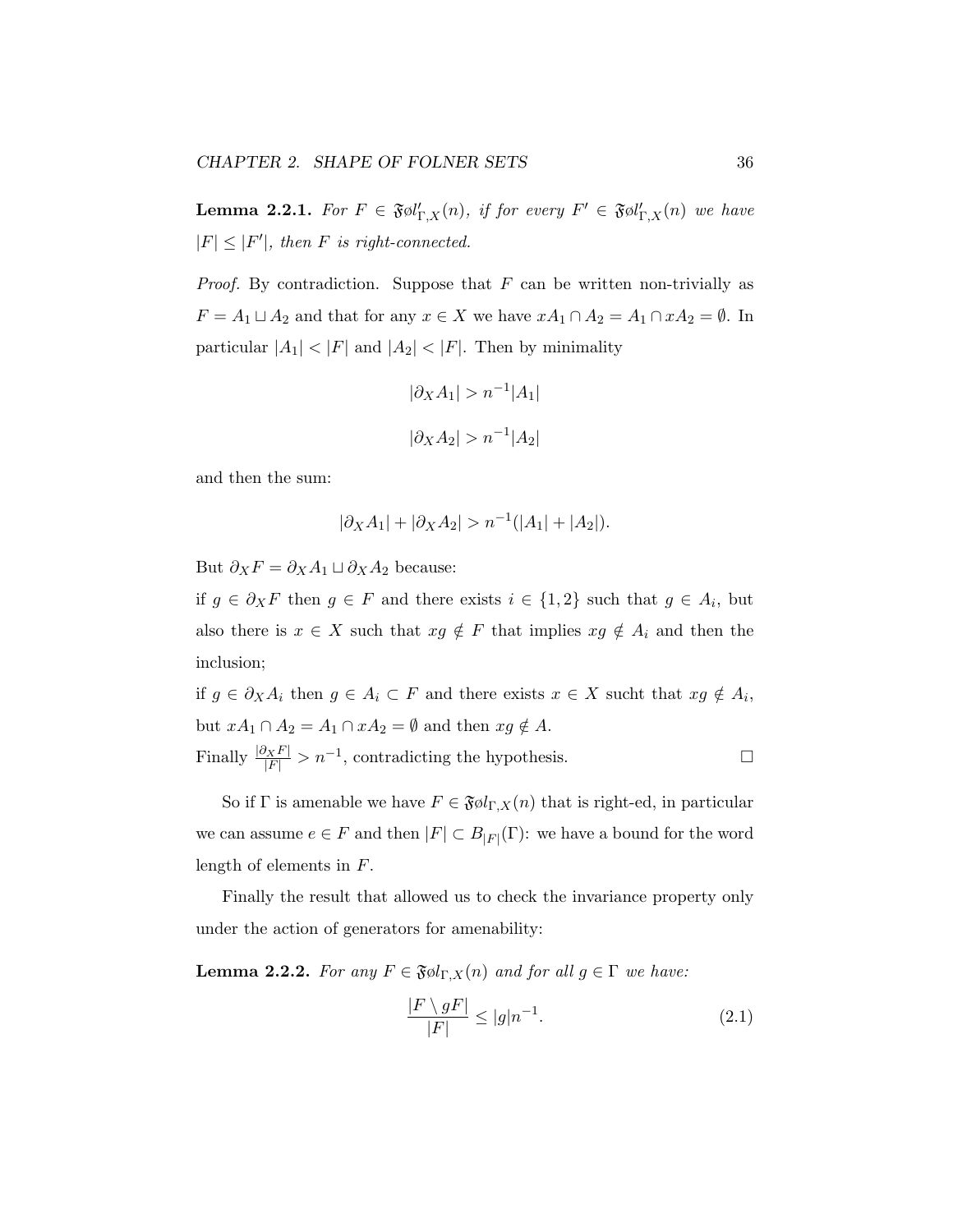**Lemma 2.2.1.** *For $F \in \mathfrak{F}øl'_{\Gamma,X}(n)$, if for every $F' \in \mathfrak{F}øl'_{\Gamma,X}(n)$ we have $|F| \leq |F'|$, then $F$ is right-connected.*

*Proof.* By contradiction. Suppose that $F$ can be written non-trivially as $F = A_1 \sqcup A_2$ and that for any $x \in X$ we have $xA_1 \cap A_2 = A_1 \cap xA_2 = \emptyset$. In particular $|A_1| < |F|$ and $|A_2| < |F|$. Then by minimality

$$|\partial_X A_1| > n^{-1}|A_1|$$

$$|\partial_X A_2| > n^{-1}|A_2|$$

and then the sum:

$$|\partial_X A_1| + |\partial_X A_2| > n^{-1}(|A_1| + |A_2|).$$

But $\partial_X F = \partial_X A_1 \sqcup \partial_X A_2$ because:

if $g \in \partial_X F$ then $g \in F$ and there exists $i \in \{1, 2\}$ such that $g \in A_i$, but also there is $x \in X$ such that $xg \notin F$ that implies $xg \notin A_i$ and then the inclusion;

if $g \in \partial_X A_i$ then $g \in A_i \subset F$ and there exists $x \in X$ sucht that $xg \notin A_i$, but $xA_1 \cap A_2 = A_1 \cap xA_2 = \emptyset$ and then $xg \notin A$.

Finally $\frac{|\partial_X F|}{|F|} > n^{-1}$, contradicting the hypothesis. $\square$

So if $\Gamma$ is amenable we have $F \in \mathfrak{F}øl_{\Gamma,X}(n)$ that is right-ed, in particular we can assume $e \in F$ and then $|F| \subset B_{|F|}(\Gamma)$: we have a bound for the word length of elements in $F$.

Finally the result that allowed us to check the invariance property only under the action of generators for amenability:

**Lemma 2.2.2.** *For any $F \in \mathfrak{F}øl_{\Gamma,X}(n)$ and for all $g \in \Gamma$ we have:*

$$\frac{|F \setminus gF|}{|F|} \leq |g|n^{-1}. \tag{2.1}$$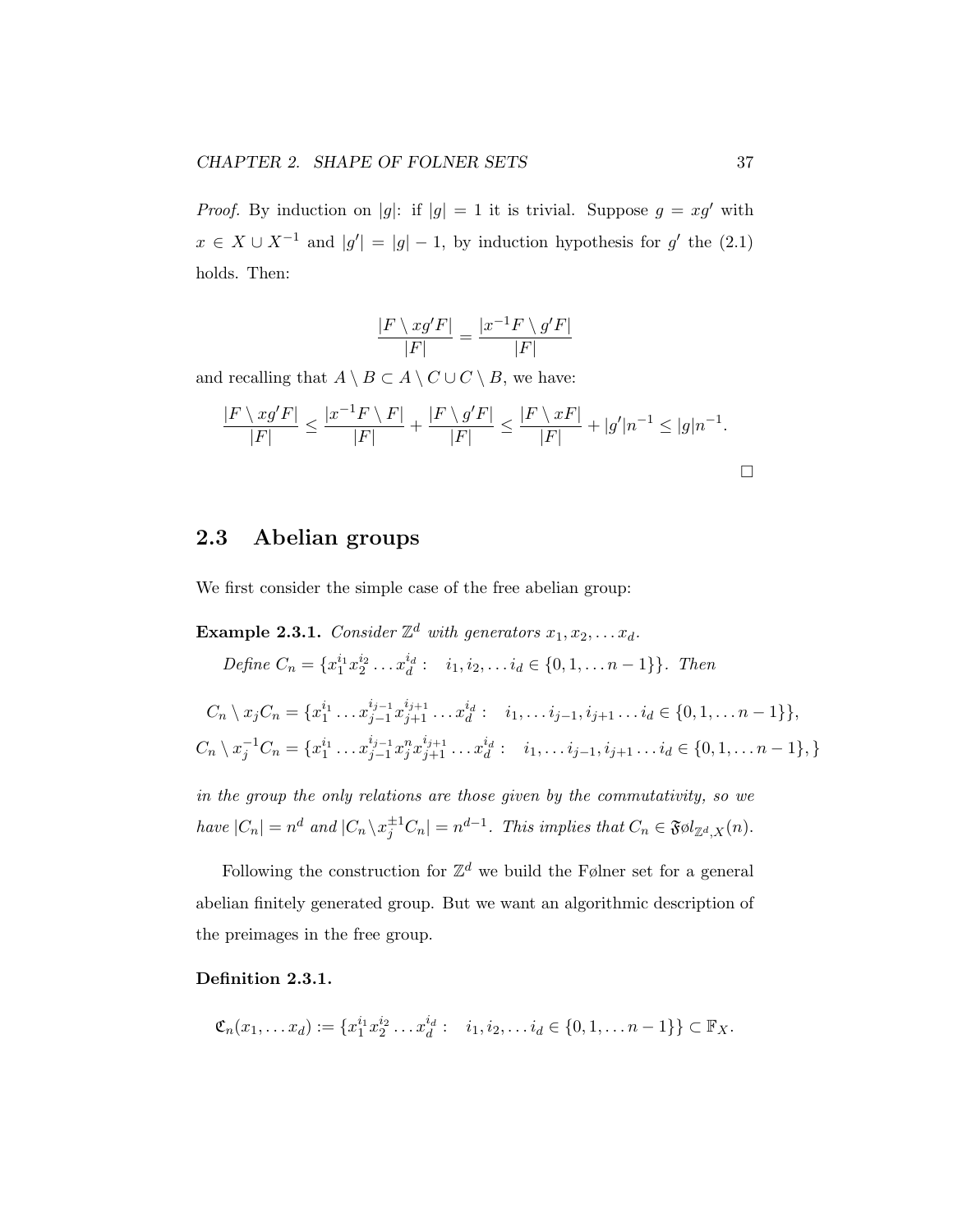*Proof.* By induction on $|g|$: if $|g| = 1$ it is trivial. Suppose $g = xg'$ with $x \in X \cup X^{-1}$ and $|g'| = |g| - 1$, by induction hypothesis for $g'$ the (2.1) holds. Then:

$$\frac{|F \setminus xg'F|}{|F|} = \frac{|x^{-1}F \setminus g'F|}{|F|}$$

and recalling that $A \setminus B \subset A \setminus C \cup C \setminus B$, we have:

$$\frac{|F \setminus xg'F|}{|F|} \leq \frac{|x^{-1}F \setminus F|}{|F|} + \frac{|F \setminus g'F|}{|F|} \leq \frac{|F \setminus xF|}{|F|} + |g'|n^{-1} \leq |g|n^{-1}.$$

$\square$

## 2.3 Abelian groups

We first consider the simple case of the free abelian group:

**Example 2.3.1.** *Consider $\mathbb{Z}^d$ with generators $x_1, x_2, \dots x_d$.*

*Define $C_n = \{x_1^{i_1} x_2^{i_2} \dots x_d^{i_d} : \quad i_1, i_2, \dots i_d \in \{0, 1, \dots n-1\}\}$. Then*

$$C_n \setminus x_j C_n = \{x_1^{i_1} \dots x_{j-1}^{i_{j-1}} x_{j+1}^{i_{j+1}} \dots x_d^{i_d} : \quad i_1, \dots i_{j-1}, i_{j+1} \dots i_d \in \{0, 1, \dots n-1\}\},$$
$$C_n \setminus x_j^{-1} C_n = \{x_1^{i_1} \dots x_{j-1}^{i_{j-1}} x_j^{n} x_{j+1}^{i_{j+1}} \dots x_d^{i_d} : \quad i_1, \dots i_{j-1}, i_{j+1} \dots i_d \in \{0, 1, \dots n-1\}, \}$$

*in the group the only relations are those given by the commutativity, so we have $|C_n| = n^d$ and $|C_n \setminus x_j^{\pm 1} C_n| = n^{d-1}$. This implies that $C_n \in \mathfrak{F}\text{ø}l_{\mathbb{Z}^d, X}(n)$.*

Following the construction for $\mathbb{Z}^d$ we build the Følner set for a general abelian finitely generated group. But we want an algorithmic description of the preimages in the free group.

**Definition 2.3.1.**

$$\mathfrak{C}_n(x_1, \dots x_d) := \{x_1^{i_1} x_2^{i_2} \dots x_d^{i_d} : \quad i_1, i_2, \dots i_d \in \{0, 1, \dots n-1\}\} \subset \mathbb{F}_X.$$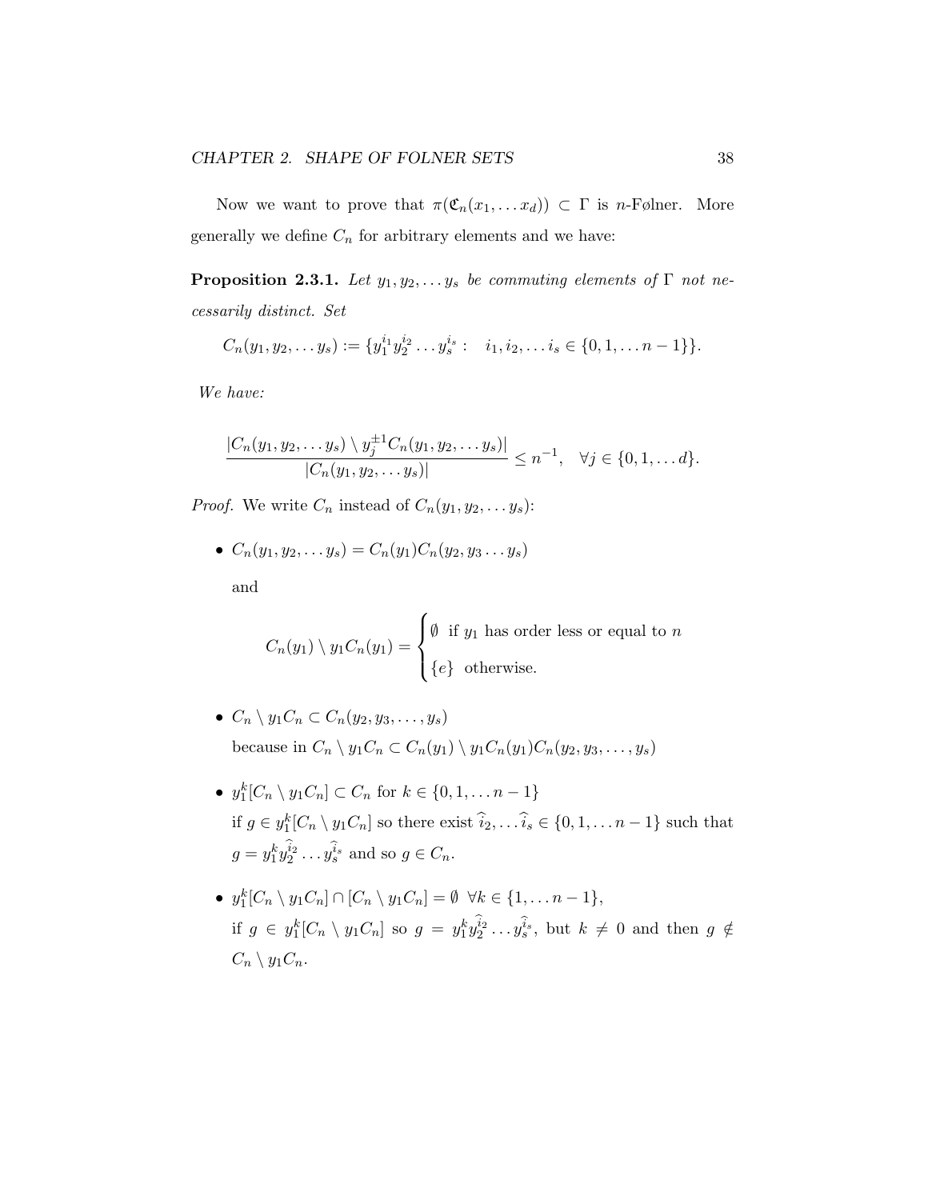Now we want to prove that $\pi(\mathfrak{C}_n(x_1, \ldots x_d)) \subset \Gamma$ is $n$-Følner. More generally we define $C_n$ for arbitrary elements and we have:

**Proposition 2.3.1.** *Let $y_1, y_2, \ldots y_s$ be commuting elements of $\Gamma$ not necessarily distinct. Set*

$$C_n(y_1, y_2, \ldots y_s) := \{y_1^{i_1} y_2^{i_2} \ldots y_s^{i_s} : \quad i_1, i_2, \ldots i_s \in \{0, 1, \ldots n-1\}\}.$$

*We have:*

$$\frac{|C_n(y_1, y_2, \ldots y_s) \setminus y_j^{\pm 1} C_n(y_1, y_2, \ldots y_s)|}{|C_n(y_1, y_2, \ldots y_s)|} \leq n^{-1}, \quad \forall j \in \{0, 1, \ldots d\}.$$

*Proof.* We write $C_n$ instead of $C_n(y_1, y_2, \ldots y_s)$:

- $C_n(y_1, y_2, \ldots y_s) = C_n(y_1) C_n(y_2, y_3 \ldots y_s)$

  and

  $$C_n(y_1) \setminus y_1 C_n(y_1) = \begin{cases} \emptyset & \text{if } y_1 \text{ has order less or equal to } n \\ \{e\} & \text{otherwise.} \end{cases}$$

- $C_n \setminus y_1 C_n \subset C_n(y_2, y_3, \ldots, y_s)$
  because in $C_n \setminus y_1 C_n \subset C_n(y_1) \setminus y_1 C_n(y_1) C_n(y_2, y_3, \ldots, y_s)$

- $y_1^k [C_n \setminus y_1 C_n] \subset C_n$ for $k \in \{0, 1, \ldots n-1\}$
  if $g \in y_1^k [C_n \setminus y_1 C_n]$ so there exist $\widehat{i}_2, \ldots \widehat{i}_s \in \{0, 1, \ldots n-1\}$ such that $g = y_1^k y_2^{\widehat{i}_2} \ldots y_s^{\widehat{i}_s}$ and so $g \in C_n$.

- $y_1^k [C_n \setminus y_1 C_n] \cap [C_n \setminus y_1 C_n] = \emptyset \ \ \forall k \in \{1, \ldots n-1\}$,
  if $g \in y_1^k [C_n \setminus y_1 C_n]$ so $g = y_1^k y_2^{\widehat{i}_2} \ldots y_s^{\widehat{i}_s}$, but $k \neq 0$ and then $g \notin C_n \setminus y_1 C_n$.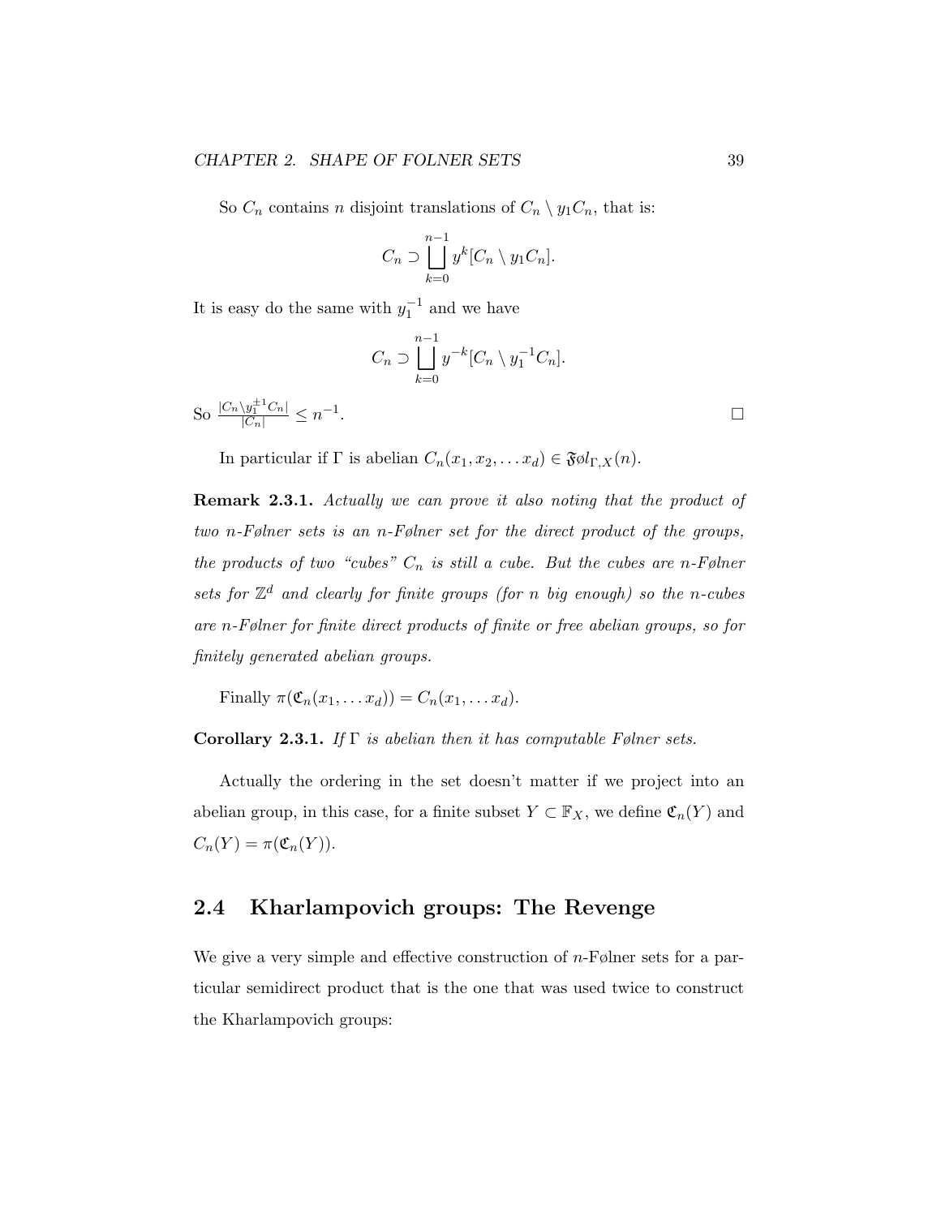So $C_n$ contains $n$ disjoint translations of $C_n \setminus y_1 C_n$, that is:

$$C_n \supset \bigsqcup_{k=0}^{n-1} y^k [C_n \setminus y_1 C_n].$$

It is easy do the same with $y_1^{-1}$ and we have

$$C_n \supset \bigsqcup_{k=0}^{n-1} y^{-k} [C_n \setminus y_1^{-1} C_n].$$

So $\frac{|C_n \setminus y_1^{\pm 1} C_n|}{|C_n|} \leq n^{-1}$. $\square$

In particular if $\Gamma$ is abelian $C_n(x_1, x_2, \ldots x_d) \in \mathfrak{F}\text{ø}l_{\Gamma,X}(n)$.

**Remark 2.3.1.** *Actually we can prove it also noting that the product of two n-Følner sets is an n-Følner set for the direct product of the groups, the products of two "cubes" $C_n$ is still a cube. But the cubes are n-Følner sets for $\mathbb{Z}^d$ and clearly for finite groups (for n big enough) so the n-cubes are n-Følner for finite direct products of finite or free abelian groups, so for finitely generated abelian groups.*

Finally $\pi(\mathfrak{C}_n(x_1, \ldots x_d)) = C_n(x_1, \ldots x_d)$.

**Corollary 2.3.1.** *If $\Gamma$ is abelian then it has computable Følner sets.*

Actually the ordering in the set doesn't matter if we project into an abelian group, in this case, for a finite subset $Y \subset \mathbb{F}_X$, we define $\mathfrak{C}_n(Y)$ and $C_n(Y) = \pi(\mathfrak{C}_n(Y))$.

## 2.4 Kharlampovich groups: The Revenge

We give a very simple and effective construction of $n$-Følner sets for a particular semidirect product that is the one that was used twice to construct the Kharlampovich groups: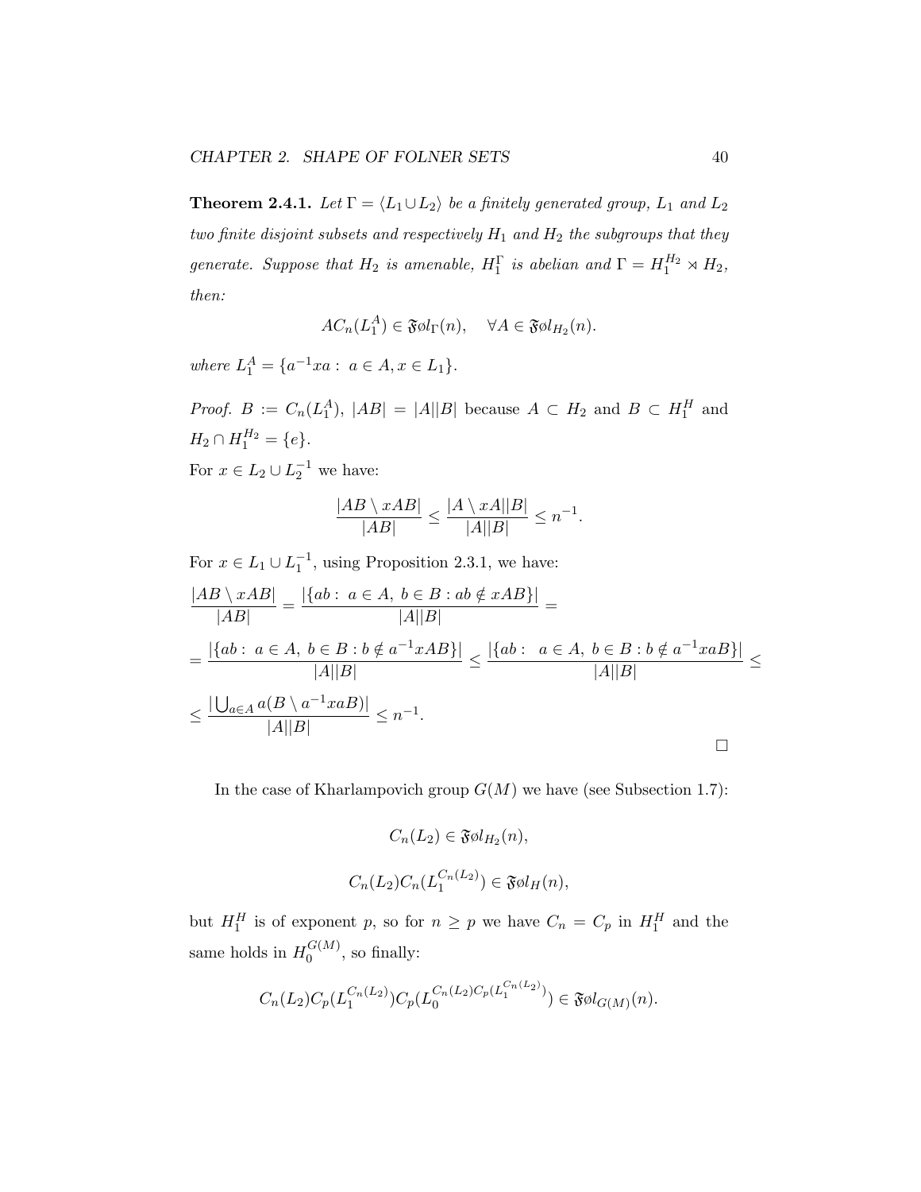**Theorem 2.4.1.** *Let $\Gamma = \langle L_1 \cup L_2 \rangle$ be a finitely generated group, $L_1$ and $L_2$ two finite disjoint subsets and respectively $H_1$ and $H_2$ the subgroups that they generate. Suppose that $H_2$ is amenable, $H_1^\Gamma$ is abelian and $\Gamma = H_1^{H_2} \rtimes H_2$, then:*

$$AC_n(L_1^A) \in \mathfrak{F}øl_\Gamma(n), \quad \forall A \in \mathfrak{F}øl_{H_2}(n).$$

*where $L_1^A = \{a^{-1}xa : \ a \in A, x \in L_1\}$.*

*Proof.* $B := C_n(L_1^A)$, $|AB| = |A||B|$ because $A \subset H_2$ and $B \subset H_1^H$ and $H_2 \cap H_1^{H_2} = \{e\}$.

For $x \in L_2 \cup L_2^{-1}$ we have:

$$\frac{|AB \setminus xAB|}{|AB|} \leq \frac{|A \setminus xA||B|}{|A||B|} \leq n^{-1}.$$

For $x \in L_1 \cup L_1^{-1}$, using Proposition 2.3.1, we have:

$$\frac{|AB \setminus xAB|}{|AB|} = \frac{|\{ab : \ a \in A, \ b \in B : ab \notin xAB\}|}{|A||B|} =$$

$$= \frac{|\{ab : \ a \in A, \ b \in B : b \notin a^{-1}xAB\}|}{|A||B|} \leq \frac{|\{ab : \ \ a \in A, \ b \in B : b \notin a^{-1}xaB\}|}{|A||B|} \leq$$

$$\leq \frac{|\bigcup_{a\in A} a(B \setminus a^{-1}xaB)|}{|A||B|} \leq n^{-1}.$$

$\square$

In the case of Kharlampovich group $G(M)$ we have (see Subsection 1.7):

$$C_n(L_2) \in \mathfrak{F}øl_{H_2}(n),$$

$$C_n(L_2)C_n(L_1^{C_n(L_2)}) \in \mathfrak{F}øl_H(n),$$

but $H_1^H$ is of exponent $p$, so for $n \geq p$ we have $C_n = C_p$ in $H_1^H$ and the same holds in $H_0^{G(M)}$, so finally:

$$C_n(L_2)C_p(L_1^{C_n(L_2)})C_p(L_0^{C_n(L_2)C_p(L_1^{C_n(L_2)})}) \in \mathfrak{F}øl_{G(M)}(n).$$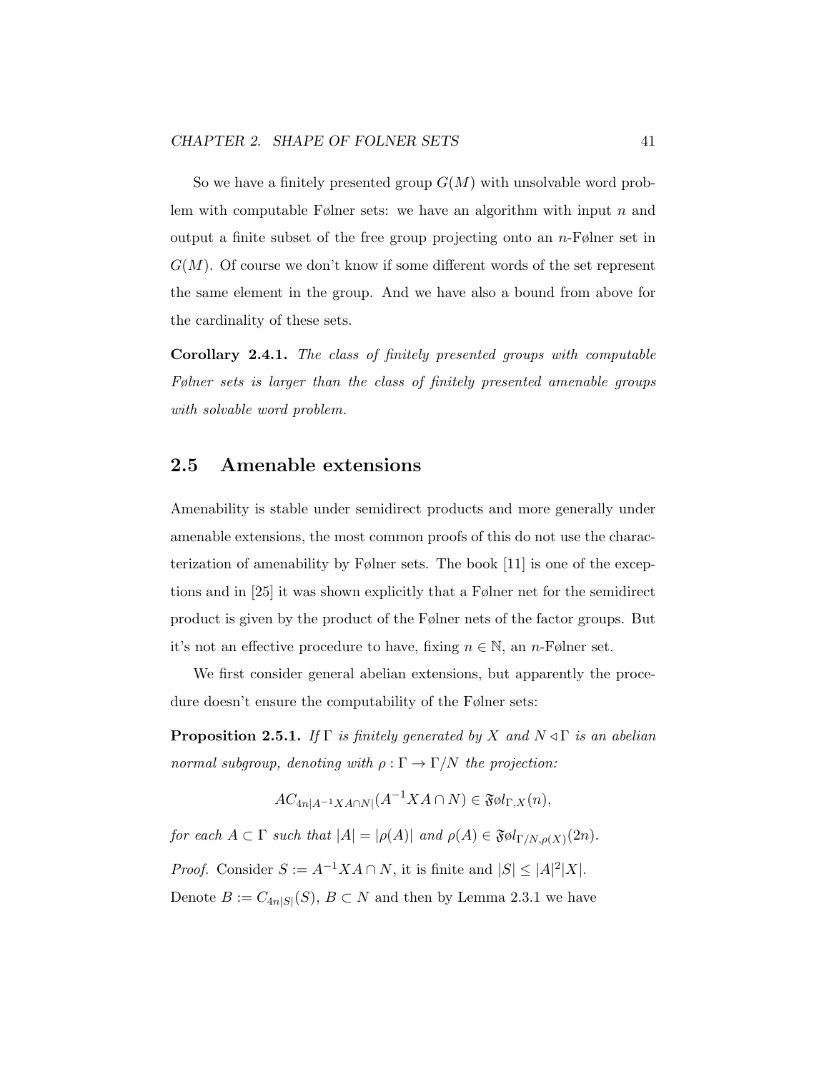So we have a finitely presented group $G(M)$ with unsolvable word problem with computable Følner sets: we have an algorithm with input $n$ and output a finite subset of the free group projecting onto an $n$-Følner set in $G(M)$. Of course we don't know if some different words of the set represent the same element in the group. And we have also a bound from above for the cardinality of these sets.

**Corollary 2.4.1.** *The class of finitely presented groups with computable Følner sets is larger than the class of finitely presented amenable groups with solvable word problem.*

## 2.5 Amenable extensions

Amenability is stable under semidirect products and more generally under amenable extensions, the most common proofs of this do not use the characterization of amenability by Følner sets. The book [11] is one of the exceptions and in [25] it was shown explicitly that a Følner net for the semidirect product is given by the product of the Følner nets of the factor groups. But it's not an effective procedure to have, fixing $n \in \mathbb{N}$, an $n$-Følner set.

We first consider general abelian extensions, but apparently the procedure doesn't ensure the computability of the Følner sets:

**Proposition 2.5.1.** *If $\Gamma$ is finitely generated by $X$ and $N \triangleleft \Gamma$ is an abelian normal subgroup, denoting with $\rho : \Gamma \to \Gamma/N$ the projection:*

$$AC_{4n|A^{-1}XA\cap N|}(A^{-1}XA \cap N) \in \mathfrak{F}\o l_{\Gamma,X}(n),$$

*for each $A \subset \Gamma$ such that $|A| = |\rho(A)|$ and $\rho(A) \in \mathfrak{F}\o l_{\Gamma/N,\rho(X)}(2n)$.*

*Proof.* Consider $S := A^{-1}XA \cap N$, it is finite and $|S| \leq |A|^2|X|$.
Denote $B := C_{4n|S|}(S)$, $B \subset N$ and then by Lemma 2.3.1 we have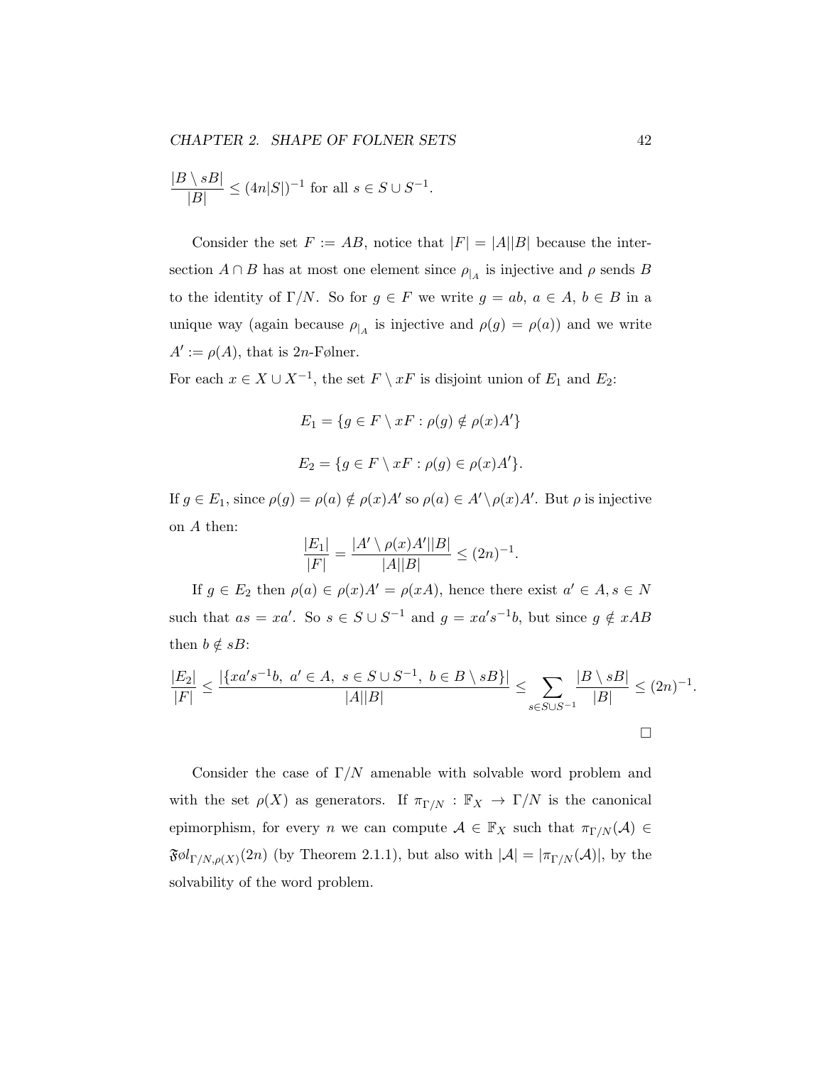$$\frac{|B \setminus sB|}{|B|} \leq (4n|S|)^{-1} \text{ for all } s \in S \cup S^{-1}.$$

Consider the set $F := AB$, notice that $|F| = |A||B|$ because the intersection $A \cap B$ has at most one element since $\rho_{|_A}$ is injective and $\rho$ sends $B$ to the identity of $\Gamma/N$. So for $g \in F$ we write $g = ab$, $a \in A$, $b \in B$ in a unique way (again because $\rho_{|_A}$ is injective and $\rho(g) = \rho(a)$) and we write $A' := \rho(A)$, that is $2n$-Følner.

For each $x \in X \cup X^{-1}$, the set $F \setminus xF$ is disjoint union of $E_1$ and $E_2$:

$$E_1 = \{g \in F \setminus xF : \rho(g) \notin \rho(x)A'\}$$

$$E_2 = \{g \in F \setminus xF : \rho(g) \in \rho(x)A'\}.$$

If $g \in E_1$, since $\rho(g) = \rho(a) \notin \rho(x)A'$ so $\rho(a) \in A' \setminus \rho(x)A'$. But $\rho$ is injective on $A$ then:

$$\frac{|E_1|}{|F|} = \frac{|A' \setminus \rho(x)A'||B|}{|A||B|} \leq (2n)^{-1}.$$

If $g \in E_2$ then $\rho(a) \in \rho(x)A' = \rho(xA)$, hence there exist $a' \in A, s \in N$ such that $as = xa'$. So $s \in S \cup S^{-1}$ and $g = xa's^{-1}b$, but since $g \notin xAB$ then $b \notin sB$:

$$\frac{|E_2|}{|F|} \leq \frac{|\{xa's^{-1}b,\ a' \in A,\ s \in S \cup S^{-1},\ b \in B \setminus sB\}|}{|A||B|} \leq \sum_{s \in S \cup S^{-1}} \frac{|B \setminus sB|}{|B|} \leq (2n)^{-1}.$$

□

Consider the case of $\Gamma/N$ amenable with solvable word problem and with the set $\rho(X)$ as generators. If $\pi_{\Gamma/N} : \mathbb{F}_X \to \Gamma/N$ is the canonical epimorphism, for every $n$ we can compute $\mathcal{A} \in \mathbb{F}_X$ such that $\pi_{\Gamma/N}(\mathcal{A}) \in \mathfrak{F}\o l_{\Gamma/N,\rho(X)}(2n)$ (by Theorem 2.1.1), but also with $|\mathcal{A}| = |\pi_{\Gamma/N}(\mathcal{A})|$, by the solvability of the word problem.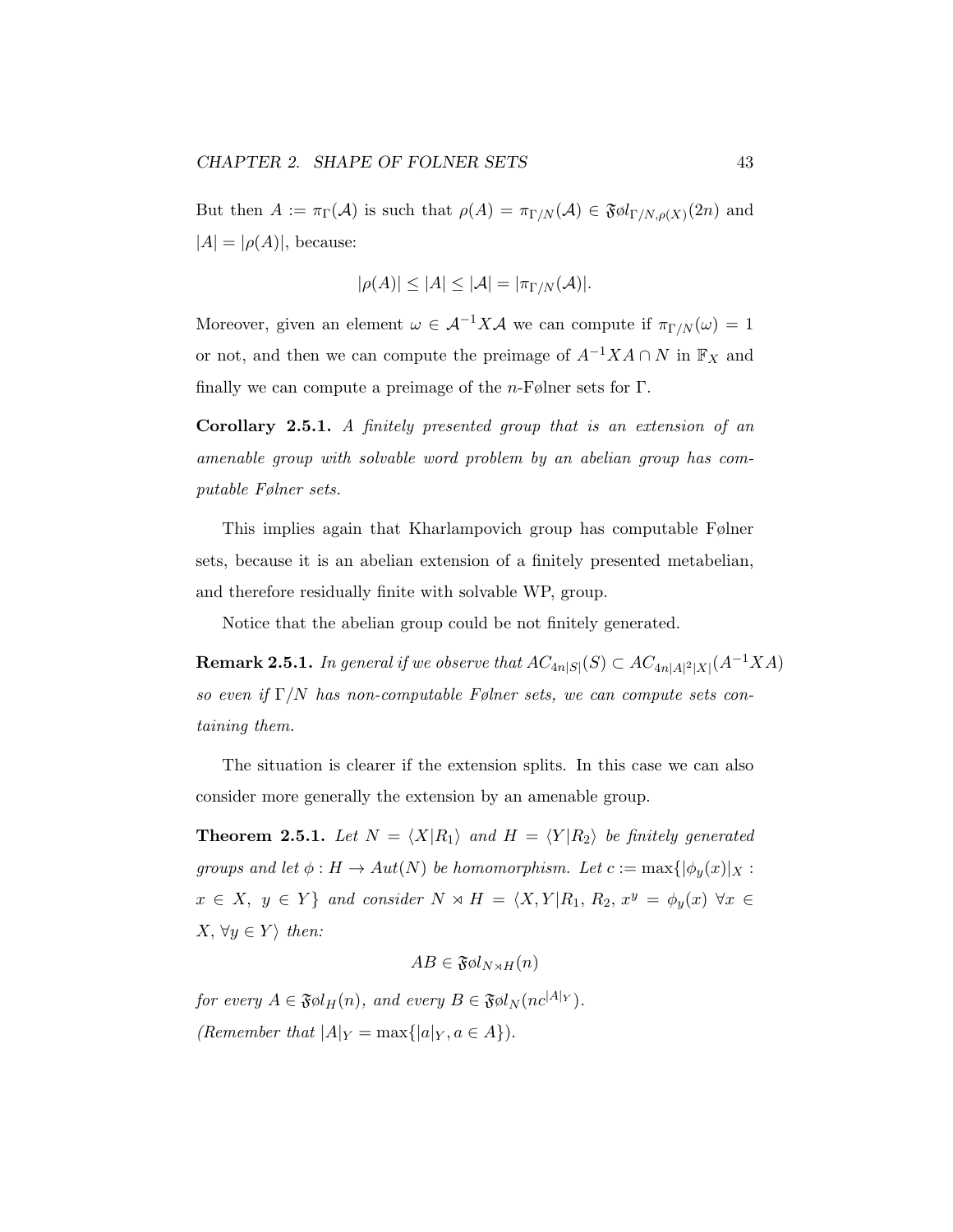But then $A := \pi_\Gamma(\mathcal{A})$ is such that $\rho(A) = \pi_{\Gamma/N}(\mathcal{A}) \in \mathfrak{F}\o l_{\Gamma/N,\rho(X)}(2n)$ and $|A| = |\rho(A)|$, because:

$$|\rho(A)| \leq |A| \leq |\mathcal{A}| = |\pi_{\Gamma/N}(\mathcal{A})|.$$

Moreover, given an element $\omega \in \mathcal{A}^{-1}X\mathcal{A}$ we can compute if $\pi_{\Gamma/N}(\omega) = 1$ or not, and then we can compute the preimage of $A^{-1}XA \cap N$ in $\mathbb{F}_X$ and finally we can compute a preimage of the $n$-Følner sets for $\Gamma$.

**Corollary 2.5.1.** *A finitely presented group that is an extension of an amenable group with solvable word problem by an abelian group has computable Følner sets.*

This implies again that Kharlampovich group has computable Følner sets, because it is an abelian extension of a finitely presented metabelian, and therefore residually finite with solvable WP, group.

Notice that the abelian group could be not finitely generated.

**Remark 2.5.1.** *In general if we observe that $AC_{4n|S|}(S) \subset AC_{4n|A|^2|X|}(A^{-1}XA)$ so even if $\Gamma/N$ has non-computable Følner sets, we can compute sets containing them.*

The situation is clearer if the extension splits. In this case we can also consider more generally the extension by an amenable group.

**Theorem 2.5.1.** *Let $N = \langle X|R_1\rangle$ and $H = \langle Y|R_2\rangle$ be finitely generated groups and let $\phi : H \to Aut(N)$ be homomorphism. Let $c := \max\{|\phi_y(x)|_X : x \in X,\ y \in Y\}$ and consider $N \rtimes H = \langle X, Y|R_1,\, R_2,\, x^y = \phi_y(x)\ \forall x \in X, \forall y \in Y\rangle$ then:*

$$AB \in \mathfrak{F}\o l_{N \rtimes H}(n)$$

*for every $A \in \mathfrak{F}\o l_H(n)$, and every $B \in \mathfrak{F}\o l_N(nc^{|A|_Y})$.*
*(Remember that $|A|_Y = \max\{|a|_Y, a \in A\}$).*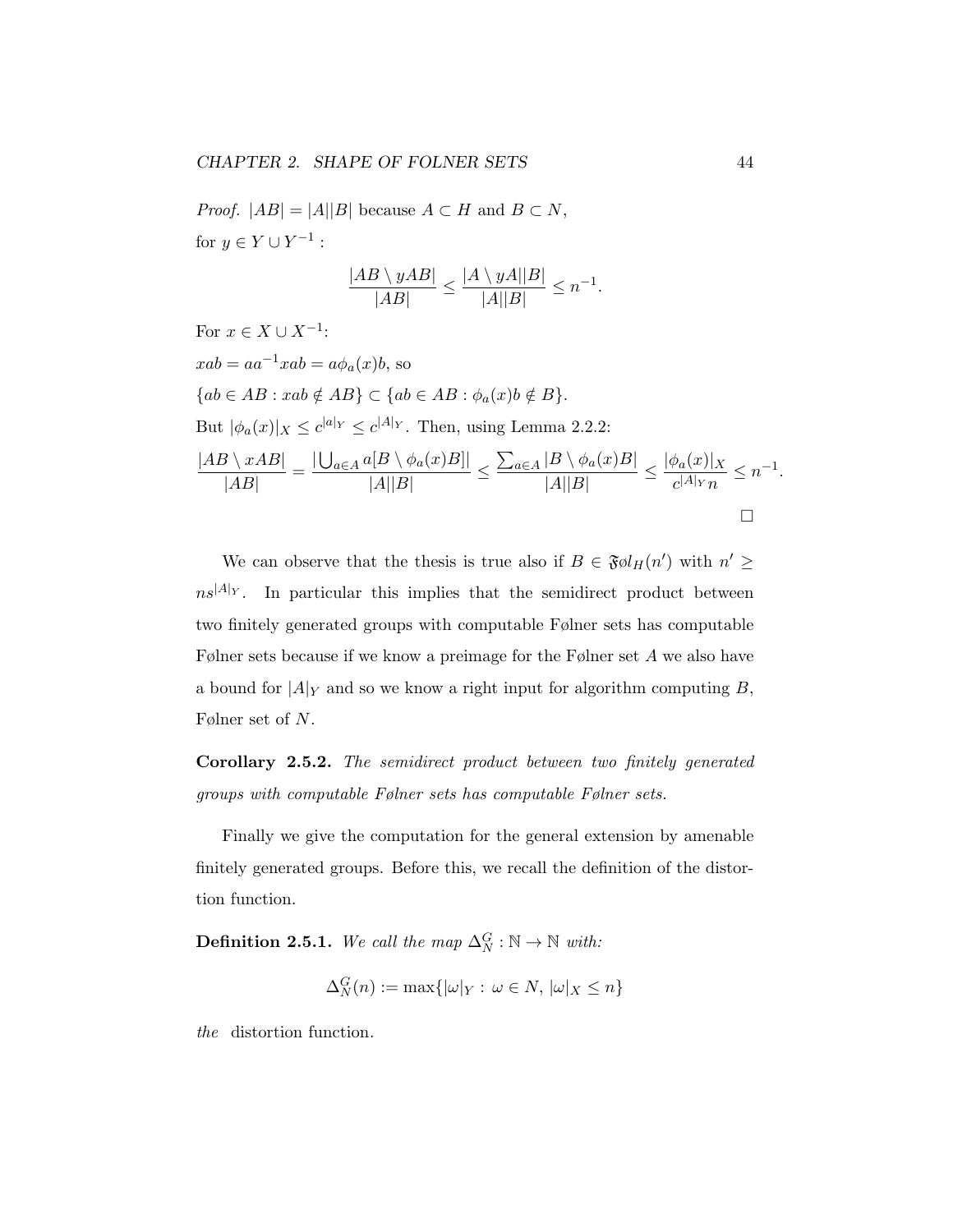*Proof.* $|AB| = |A||B|$ because $A \subset H$ and $B \subset N$,
for $y \in Y \cup Y^{-1}$ :

$$\frac{|AB \setminus yAB|}{|AB|} \leq \frac{|A \setminus yA||B|}{|A||B|} \leq n^{-1}.$$

For $x \in X \cup X^{-1}$:

$xab = aa^{-1}xab = a\phi_a(x)b$, so

$\{ab \in AB : xab \notin AB\} \subset \{ab \in AB : \phi_a(x)b \notin B\}$.

But $|\phi_a(x)|_X \leq c^{|a|_Y} \leq c^{|A|_Y}$. Then, using Lemma 2.2.2:

$$\frac{|AB \setminus xAB|}{|AB|} = \frac{|\bigcup_{a\in A} a[B \setminus \phi_a(x)B]|}{|A||B|} \leq \frac{\sum_{a\in A} |B \setminus \phi_a(x)B|}{|A||B|} \leq \frac{|\phi_a(x)|_X}{c^{|A|_Y} n} \leq n^{-1}.$$

$\square$

We can observe that the thesis is true also if $B \in \mathfrak{F}\o l_H(n')$ with $n' \geq ns^{|A|_Y}$. In particular this implies that the semidirect product between two finitely generated groups with computable Følner sets has computable Følner sets because if we know a preimage for the Følner set $A$ we also have a bound for $|A|_Y$ and so we know a right input for algorithm computing $B$, Følner set of $N$.

**Corollary 2.5.2.** *The semidirect product between two finitely generated groups with computable Følner sets has computable Følner sets.*

Finally we give the computation for the general extension by amenable finitely generated groups. Before this, we recall the definition of the distortion function.

**Definition 2.5.1.** *We call the map $\Delta_N^G : \mathbb{N} \to \mathbb{N}$ with:*

$$\Delta_N^G(n) := \max\{|\omega|_Y : \omega \in N, |\omega|_X \leq n\}$$

*the* distortion function.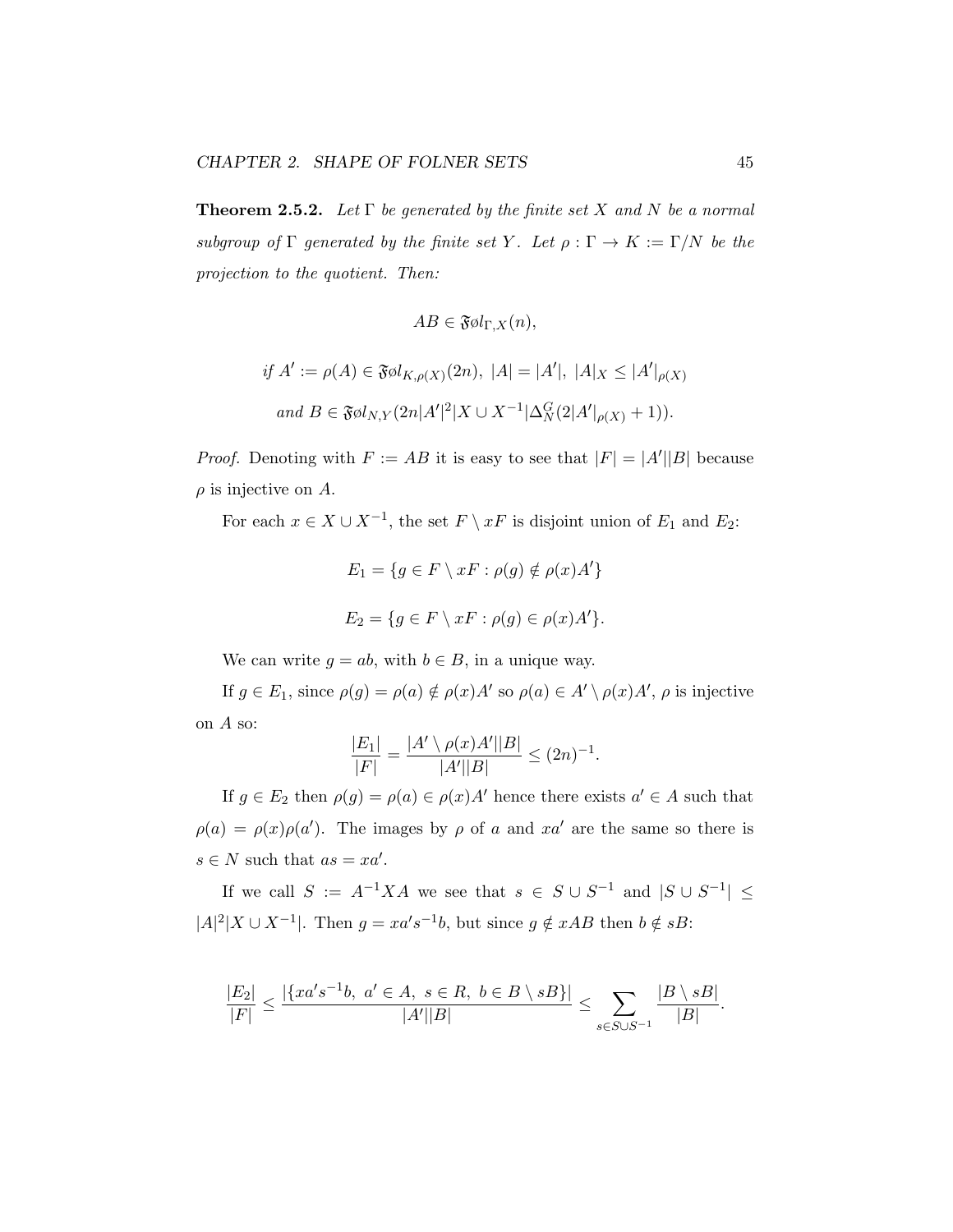**Theorem 2.5.2.** *Let $\Gamma$ be generated by the finite set $X$ and $N$ be a normal subgroup of $\Gamma$ generated by the finite set $Y$. Let $\rho : \Gamma \to K := \Gamma/N$ be the projection to the quotient. Then:*

$$AB \in \mathfrak{F}\o l_{\Gamma,X}(n),$$

$$\textit{if } A' := \rho(A) \in \mathfrak{F}\o l_{K,\rho(X)}(2n),\ |A| = |A'|,\ |A|_X \leq |A'|_{\rho(X)}$$

$$\textit{and } B \in \mathfrak{F}\o l_{N,Y}(2n|A'|^2|X \cup X^{-1}|\Delta_N^G(2|A'|_{\rho(X)} + 1)).$$

*Proof.* Denoting with $F := AB$ it is easy to see that $|F| = |A'||B|$ because $\rho$ is injective on $A$.

For each $x \in X \cup X^{-1}$, the set $F \setminus xF$ is disjoint union of $E_1$ and $E_2$:

$$E_1 = \{g \in F \setminus xF : \rho(g) \notin \rho(x)A'\}$$

$$E_2 = \{g \in F \setminus xF : \rho(g) \in \rho(x)A'\}.$$

We can write $g = ab$, with $b \in B$, in a unique way.

If $g \in E_1$, since $\rho(g) = \rho(a) \notin \rho(x)A'$ so $\rho(a) \in A' \setminus \rho(x)A'$, $\rho$ is injective on $A$ so:

$$\frac{|E_1|}{|F|} = \frac{|A' \setminus \rho(x)A'||B|}{|A'||B|} \leq (2n)^{-1}.$$

If $g \in E_2$ then $\rho(g) = \rho(a) \in \rho(x)A'$ hence there exists $a' \in A$ such that $\rho(a) = \rho(x)\rho(a')$. The images by $\rho$ of $a$ and $xa'$ are the same so there is $s \in N$ such that $as = xa'$.

If we call $S := A^{-1}XA$ we see that $s \in S \cup S^{-1}$ and $|S \cup S^{-1}| \leq |A|^2|X \cup X^{-1}|$. Then $g = xa's^{-1}b$, but since $g \notin xAB$ then $b \notin sB$:

$$\frac{|E_2|}{|F|} \leq \frac{|\{xa's^{-1}b,\ a' \in A,\ s \in R,\ b \in B \setminus sB\}|}{|A'||B|} \leq \sum_{s \in S \cup S^{-1}} \frac{|B \setminus sB|}{|B|}.$$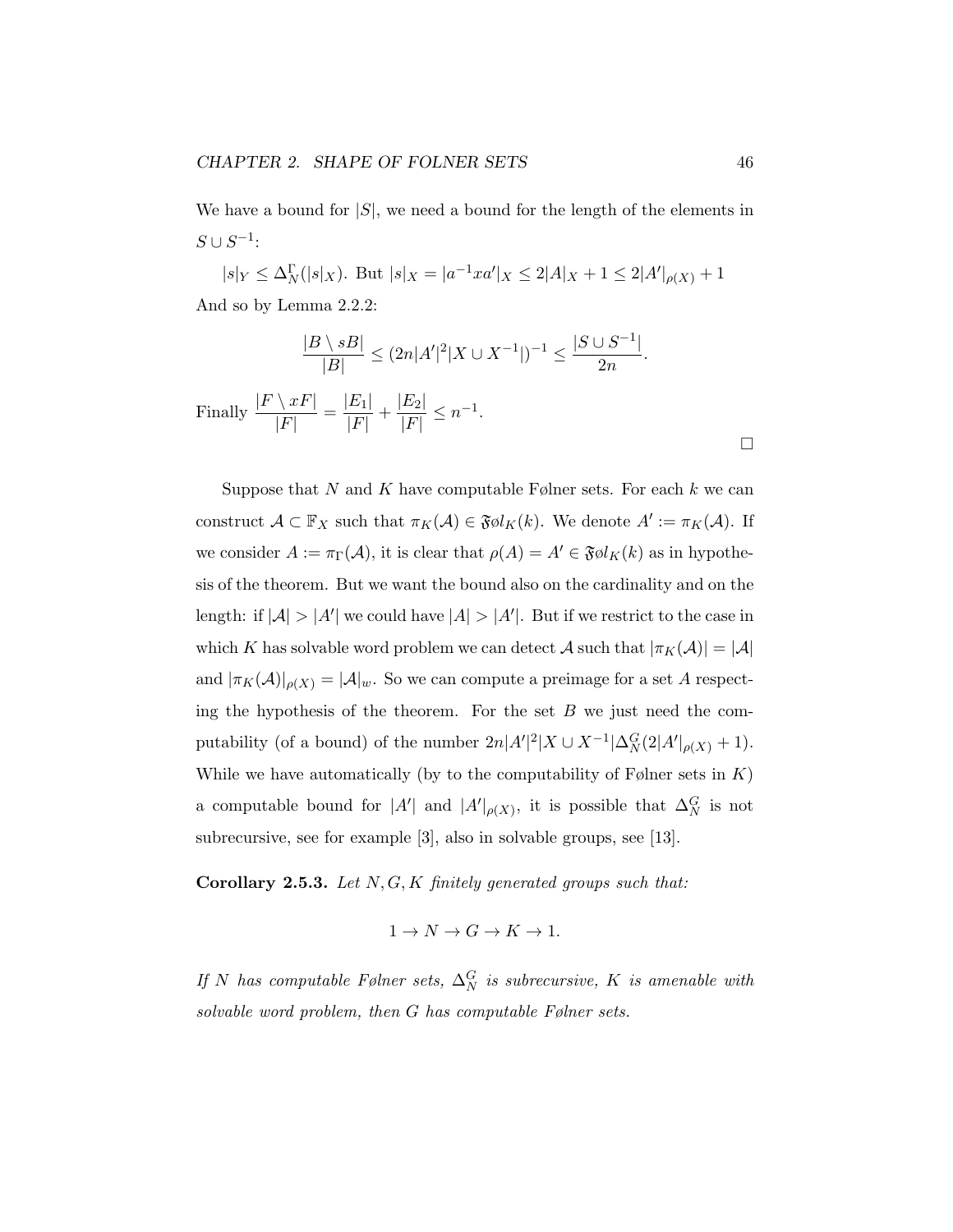We have a bound for $|S|$, we need a bound for the length of the elements in $S \cup S^{-1}$:

$|s|_Y \leq \Delta_N^\Gamma(|s|_X)$. But $|s|_X = |a^{-1}xa'|_X \leq 2|A|_X + 1 \leq 2|A'|_{\rho(X)} + 1$

And so by Lemma 2.2.2:

$$\frac{|B \setminus sB|}{|B|} \leq (2n|A'|^2|X \cup X^{-1}|)^{-1} \leq \frac{|S \cup S^{-1}|}{2n}.$$

Finally $\dfrac{|F \setminus xF|}{|F|} = \dfrac{|E_1|}{|F|} + \dfrac{|E_2|}{|F|} \leq n^{-1}$.

□

Suppose that $N$ and $K$ have computable Følner sets. For each $k$ we can construct $\mathcal{A} \subset \mathbb{F}_X$ such that $\pi_K(\mathcal{A}) \in \mathfrak{F}\o l_K(k)$. We denote $A' := \pi_K(\mathcal{A})$. If we consider $A := \pi_\Gamma(\mathcal{A})$, it is clear that $\rho(A) = A' \in \mathfrak{F}\o l_K(k)$ as in hypothesis of the theorem. But we want the bound also on the cardinality and on the length: if $|\mathcal{A}| > |A'|$ we could have $|A| > |A'|$. But if we restrict to the case in which $K$ has solvable word problem we can detect $\mathcal{A}$ such that $|\pi_K(\mathcal{A})| = |\mathcal{A}|$ and $|\pi_K(\mathcal{A})|_{\rho(X)} = |\mathcal{A}|_w$. So we can compute a preimage for a set $A$ respecting the hypothesis of the theorem. For the set $B$ we just need the computability (of a bound) of the number $2n|A'|^2|X \cup X^{-1}|\Delta_N^G(2|A'|_{\rho(X)} + 1)$. While we have automatically (by to the computability of Følner sets in $K$) a computable bound for $|A'|$ and $|A'|_{\rho(X)}$, it is possible that $\Delta_N^G$ is not subrecursive, see for example [3], also in solvable groups, see [13].

**Corollary 2.5.3.** *Let $N, G, K$ finitely generated groups such that:*

$$1 \to N \to G \to K \to 1.$$

*If $N$ has computable Følner sets, $\Delta_N^G$ is subrecursive, $K$ is amenable with solvable word problem, then $G$ has computable Følner sets.*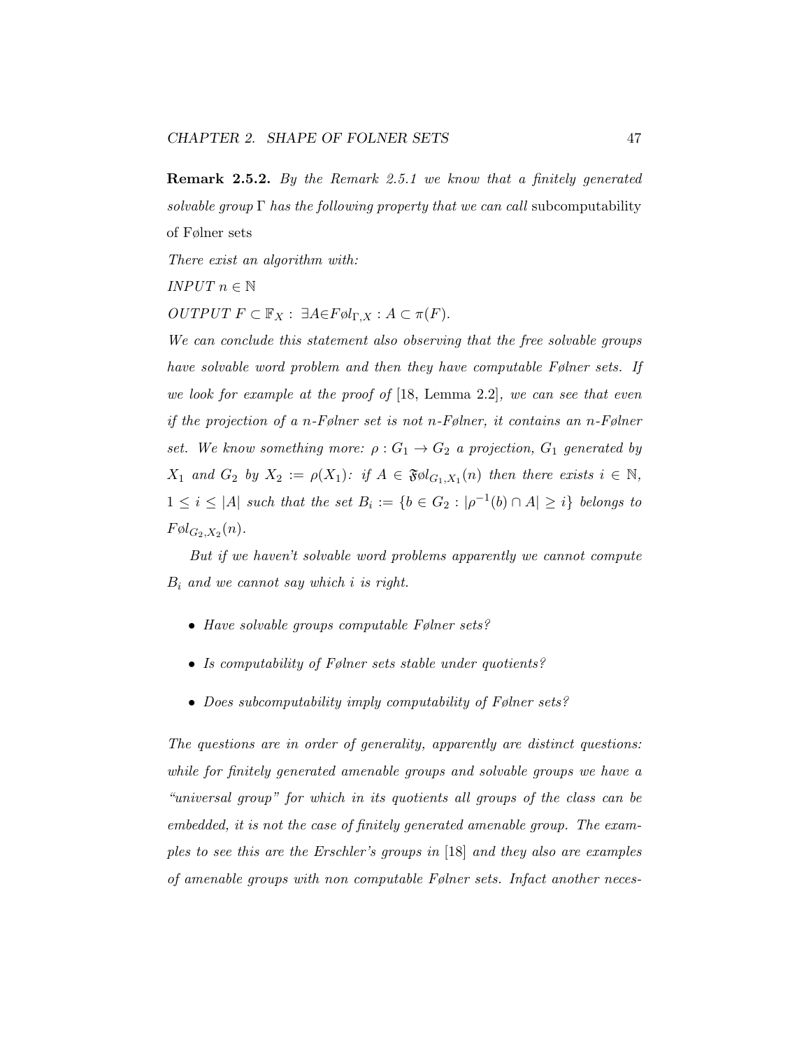**Remark 2.5.2.** *By the Remark 2.5.1 we know that a finitely generated solvable group $\Gamma$ has the following property that we can call* subcomputability of Følner sets

*There exist an algorithm with:*

*INPUT* $n \in \mathbb{N}$

*OUTPUT* $F \subset \mathbb{F}_X : \exists A \in F\o l_{\Gamma,X} : A \subset \pi(F)$.

*We can conclude this statement also observing that the free solvable groups have solvable word problem and then they have computable Følner sets. If we look for example at the proof of* [18, Lemma 2.2]*, we can see that even if the projection of a n-Følner set is not n-Følner, it contains an n-Følner set. We know something more: $\rho : G_1 \to G_2$ a projection, $G_1$ generated by $X_1$ and $G_2$ by $X_2 := \rho(X_1)$: if $A \in \mathfrak{F}\o l_{G_1,X_1}(n)$ then there exists $i \in \mathbb{N}$, $1 \leq i \leq |A|$ such that the set $B_i := \{b \in G_2 : |\rho^{-1}(b) \cap A| \geq i\}$ belongs to $F\o l_{G_2,X_2}(n)$.*

*But if we haven't solvable word problems apparently we cannot compute $B_i$ and we cannot say which $i$ is right.*

- *Have solvable groups computable Følner sets?*
- *Is computability of Følner sets stable under quotients?*
- *Does subcomputability imply computability of Følner sets?*

*The questions are in order of generality, apparently are distinct questions: while for finitely generated amenable groups and solvable groups we have a "universal group" for which in its quotients all groups of the class can be embedded, it is not the case of finitely generated amenable group. The examples to see this are the Erschler's groups in* [18] *and they also are examples of amenable groups with non computable Følner sets. Infact another neces-*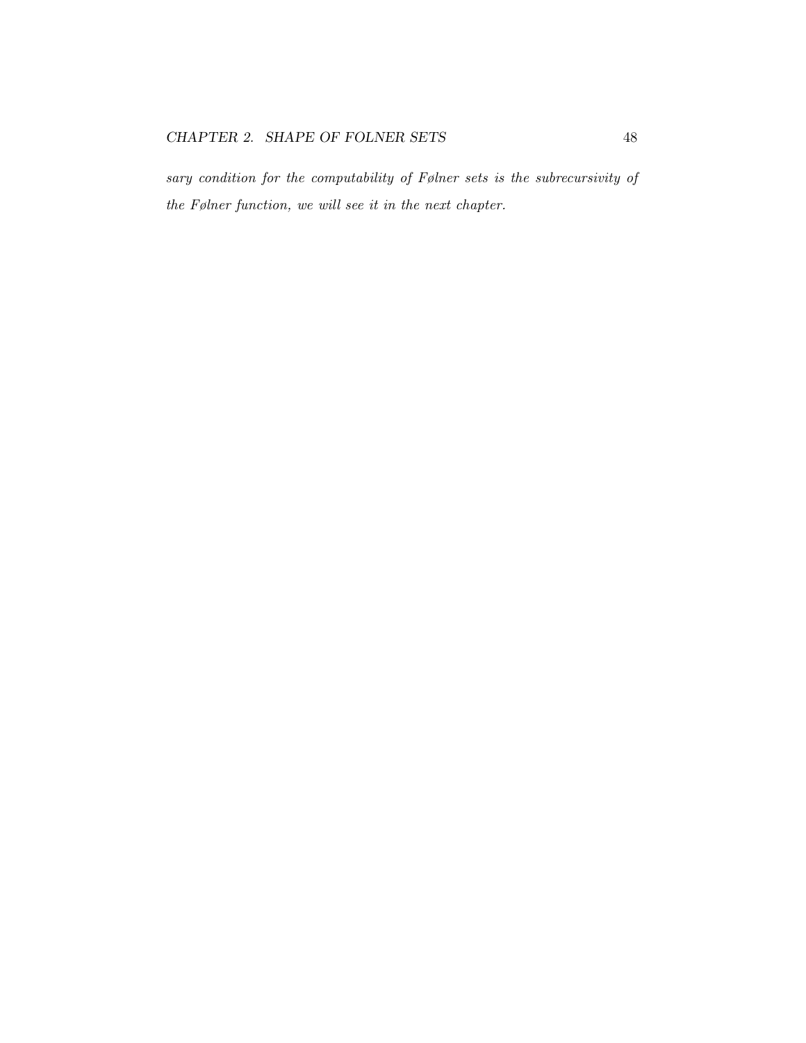*sary condition for the computability of Følner sets is the subrecursivity of the Følner function, we will see it in the next chapter.*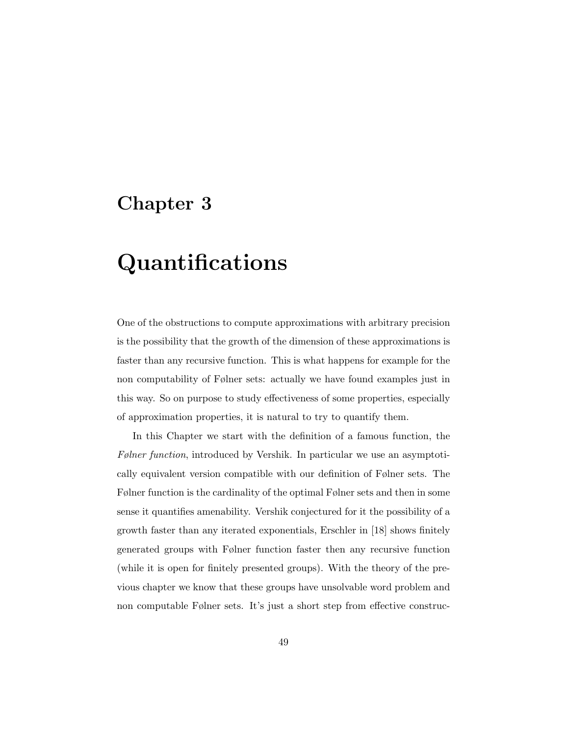# Chapter 3

# Quantifications

One of the obstructions to compute approximations with arbitrary precision is the possibility that the growth of the dimension of these approximations is faster than any recursive function. This is what happens for example for the non computability of Følner sets: actually we have found examples just in this way. So on purpose to study effectiveness of some properties, especially of approximation properties, it is natural to try to quantify them.

In this Chapter we start with the definition of a famous function, the *Følner function*, introduced by Vershik. In particular we use an asymptotically equivalent version compatible with our definition of Følner sets. The Følner function is the cardinality of the optimal Følner sets and then in some sense it quantifies amenability. Vershik conjectured for it the possibility of a growth faster than any iterated exponentials, Erschler in [18] shows finitely generated groups with Følner function faster then any recursive function (while it is open for finitely presented groups). With the theory of the previous chapter we know that these groups have unsolvable word problem and non computable Følner sets. It's just a short step from effective construc-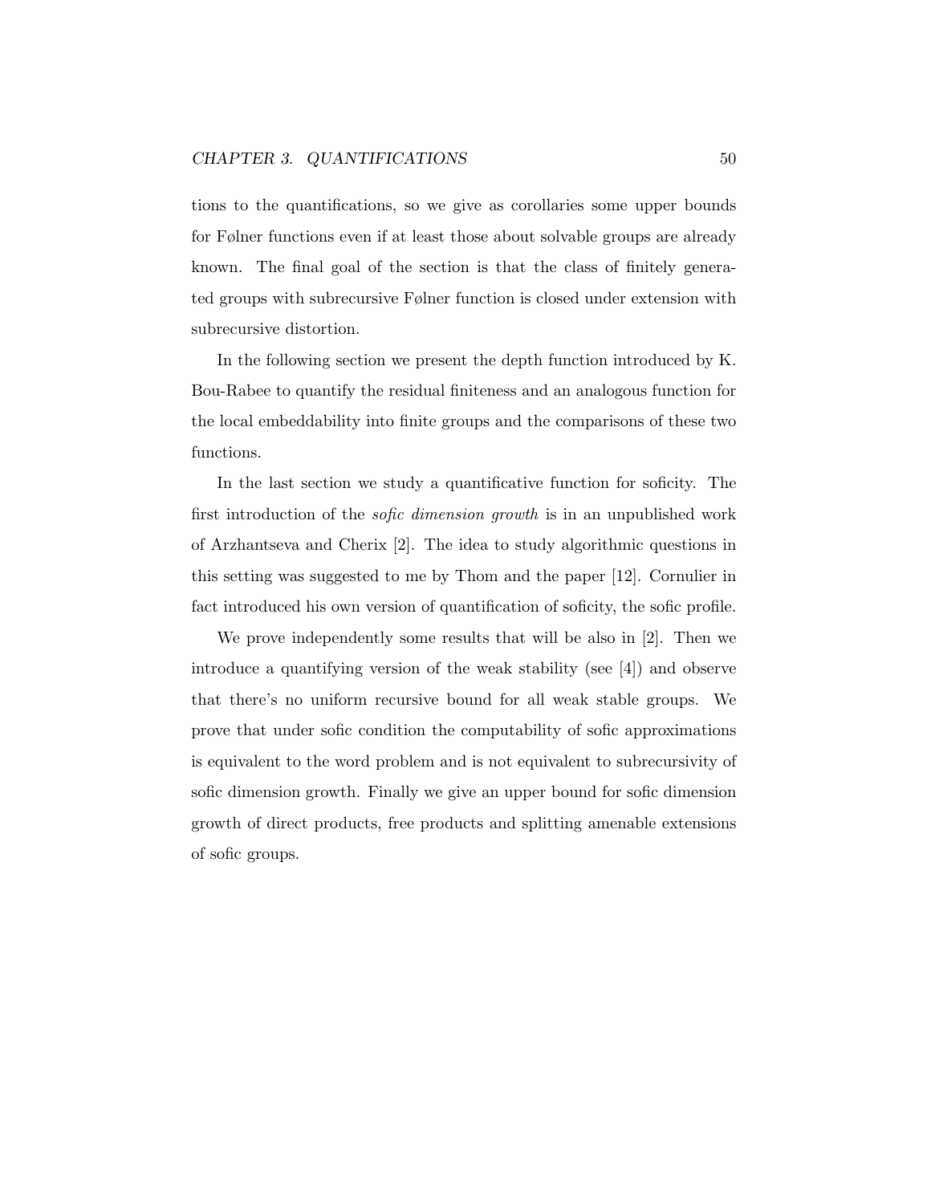tions to the quantifications, so we give as corollaries some upper bounds for Følner functions even if at least those about solvable groups are already known. The final goal of the section is that the class of finitely generated groups with subrecursive Følner function is closed under extension with subrecursive distortion.

In the following section we present the depth function introduced by K. Bou-Rabee to quantify the residual finiteness and an analogous function for the local embeddability into finite groups and the comparisons of these two functions.

In the last section we study a quantificative function for soficity. The first introduction of the *sofic dimension growth* is in an unpublished work of Arzhantseva and Cherix [2]. The idea to study algorithmic questions in this setting was suggested to me by Thom and the paper [12]. Cornulier in fact introduced his own version of quantification of soficity, the sofic profile.

We prove independently some results that will be also in [2]. Then we introduce a quantifying version of the weak stability (see [4]) and observe that there's no uniform recursive bound for all weak stable groups. We prove that under sofic condition the computability of sofic approximations is equivalent to the word problem and is not equivalent to subrecursivity of sofic dimension growth. Finally we give an upper bound for sofic dimension growth of direct products, free products and splitting amenable extensions of sofic groups.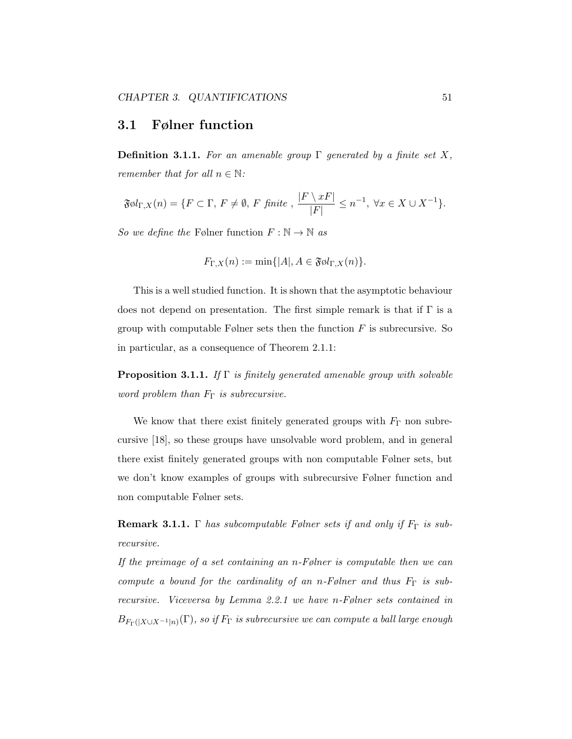## 3.1 Følner function

**Definition 3.1.1.** *For an amenable group $\Gamma$ generated by a finite set $X$, remember that for all $n \in \mathbb{N}$:*

$$\mathfrak{F}\o l_{\Gamma,X}(n) = \{F \subset \Gamma,\ F \neq \emptyset,\ F \text{ finite },\ \frac{|F \setminus xF|}{|F|} \leq n^{-1},\ \forall x \in X \cup X^{-1}\}.$$

*So we define the* Følner function $F : \mathbb{N} \to \mathbb{N}$ *as*

$$F_{\Gamma,X}(n) := \min\{|A|, A \in \mathfrak{F}\o l_{\Gamma,X}(n)\}.$$

This is a well studied function. It is shown that the asymptotic behaviour does not depend on presentation. The first simple remark is that if $\Gamma$ is a group with computable Følner sets then the function $F$ is subrecursive. So in particular, as a consequence of Theorem 2.1.1:

**Proposition 3.1.1.** *If $\Gamma$ is finitely generated amenable group with solvable word problem than $F_\Gamma$ is subrecursive.*

We know that there exist finitely generated groups with $F_\Gamma$ non subrecursive [18], so these groups have unsolvable word problem, and in general there exist finitely generated groups with non computable Følner sets, but we don't know examples of groups with subrecursive Følner function and non computable Følner sets.

**Remark 3.1.1.** *$\Gamma$ has subcomputable Følner sets if and only if $F_\Gamma$ is subrecursive.*
*If the preimage of a set containing an n-Følner is computable then we can compute a bound for the cardinality of an n-Følner and thus $F_\Gamma$ is subrecursive. Viceversa by Lemma 2.2.1 we have n-Følner sets contained in $B_{F_\Gamma(|X \cup X^{-1}|n)}(\Gamma)$, so if $F_\Gamma$ is subrecursive we can compute a ball large enough*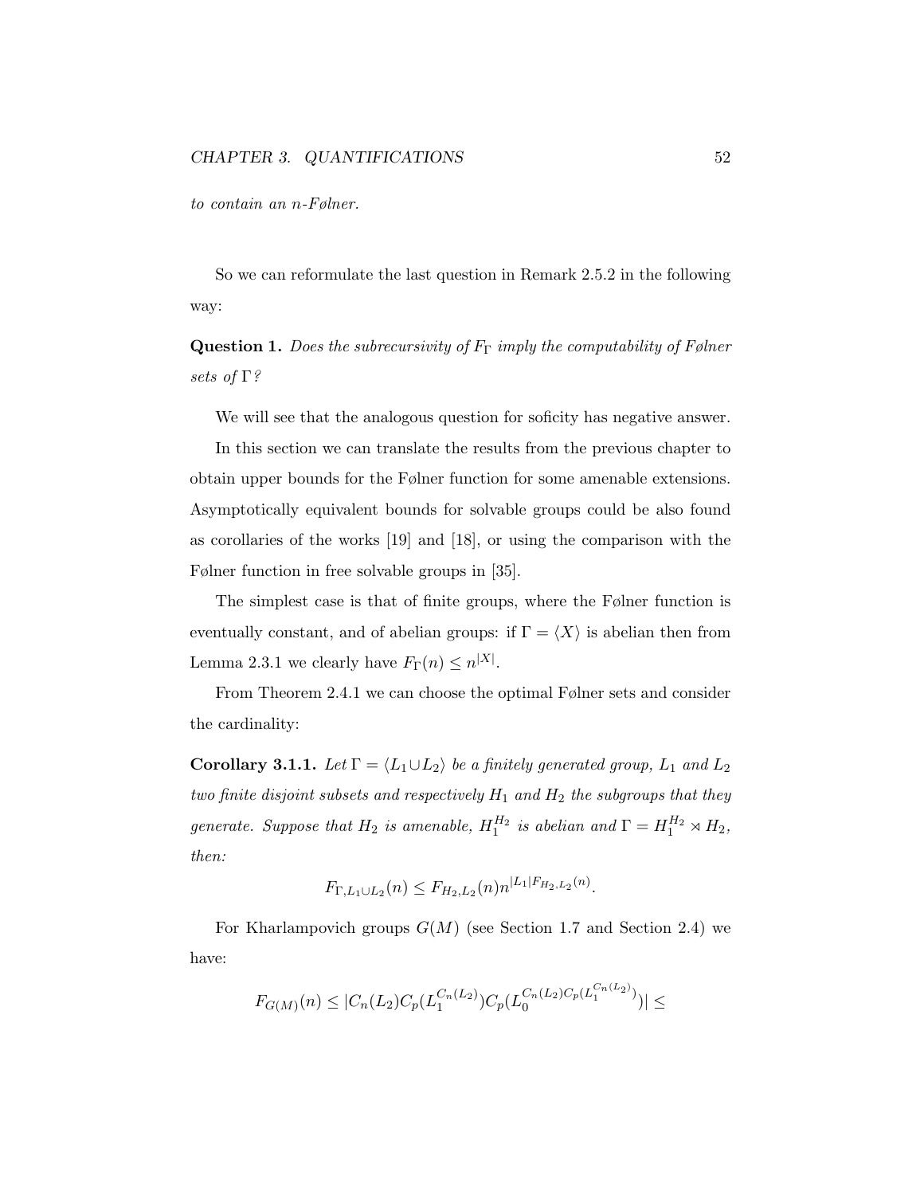*to contain an n-Følner.*

So we can reformulate the last question in Remark 2.5.2 in the following way:

**Question 1.** *Does the subrecursivity of $F_\Gamma$ imply the computability of Følner sets of $\Gamma$?*

We will see that the analogous question for soficity has negative answer.

In this section we can translate the results from the previous chapter to obtain upper bounds for the Følner function for some amenable extensions. Asymptotically equivalent bounds for solvable groups could be also found as corollaries of the works [19] and [18], or using the comparison with the Følner function in free solvable groups in [35].

The simplest case is that of finite groups, where the Følner function is eventually constant, and of abelian groups: if $\Gamma = \langle X \rangle$ is abelian then from Lemma 2.3.1 we clearly have $F_\Gamma(n) \leq n^{|X|}$.

From Theorem 2.4.1 we can choose the optimal Følner sets and consider the cardinality:

**Corollary 3.1.1.** *Let $\Gamma = \langle L_1 \cup L_2 \rangle$ be a finitely generated group, $L_1$ and $L_2$ two finite disjoint subsets and respectively $H_1$ and $H_2$ the subgroups that they generate. Suppose that $H_2$ is amenable, $H_1^{H_2}$ is abelian and $\Gamma = H_1^{H_2} \rtimes H_2$, then:*

$$F_{\Gamma, L_1 \cup L_2}(n) \leq F_{H_2, L_2}(n) n^{|L_1| F_{H_2, L_2}(n)}.$$

For Kharlampovich groups $G(M)$ (see Section 1.7 and Section 2.4) we have:

$$F_{G(M)}(n) \leq |C_n(L_2) C_p(L_1^{C_n(L_2)}) C_p(L_0^{C_n(L_2) C_p(L_1^{C_n(L_2)})})| \leq$$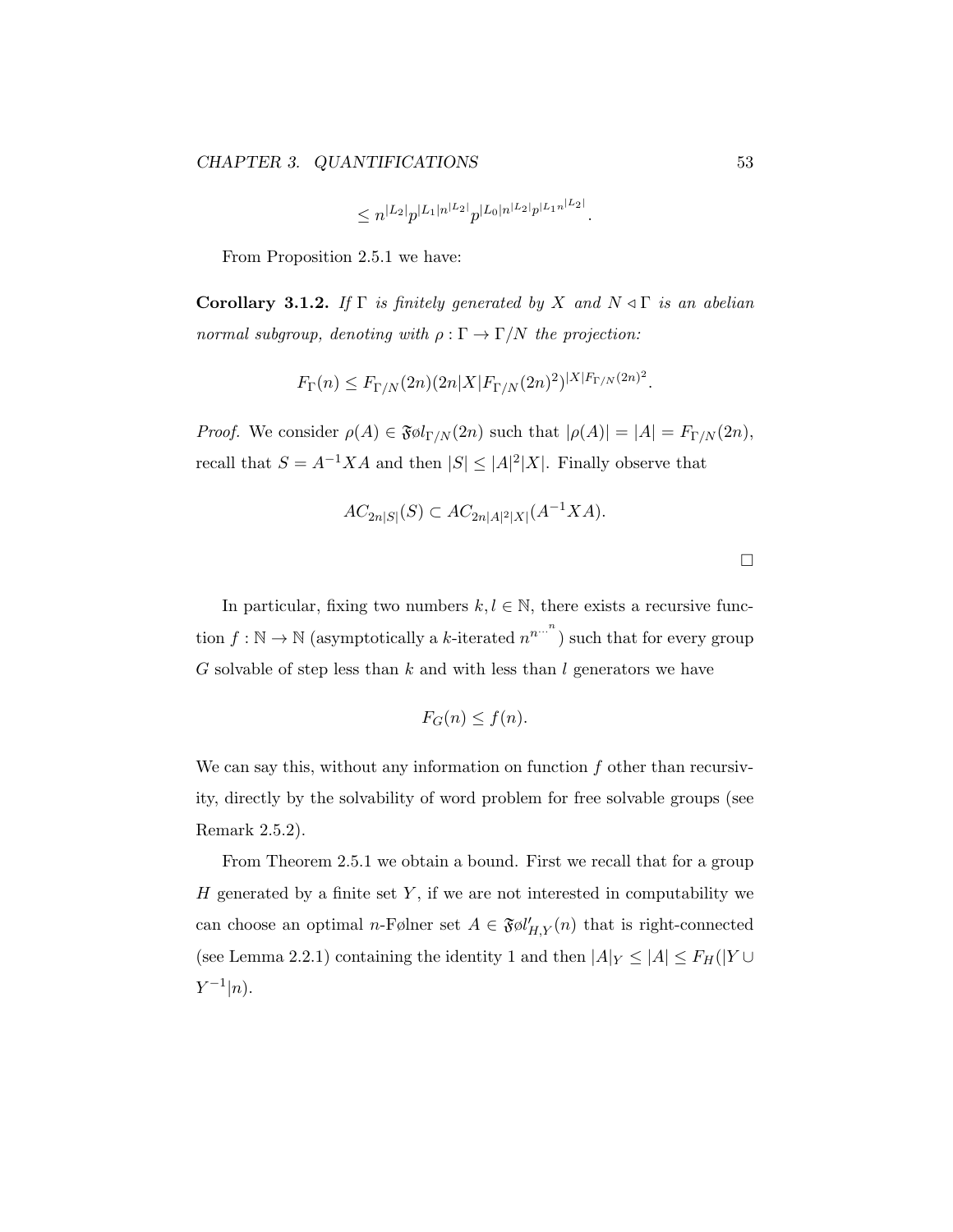$$\leq n^{|L_2|} p^{|L_1| n^{|L_2|}} p^{|L_0| n^{|L_2|} p^{|L_1 n^{|L_2|}}}.$$

From Proposition 2.5.1 we have:

**Corollary 3.1.2.** *If $\Gamma$ is finitely generated by $X$ and $N \triangleleft \Gamma$ is an abelian normal subgroup, denoting with $\rho : \Gamma \to \Gamma/N$ the projection:*

$$F_\Gamma(n) \leq F_{\Gamma/N}(2n)(2n|X|F_{\Gamma/N}(2n)^2)^{|X|F_{\Gamma/N}(2n)^2}.$$

*Proof.* We consider $\rho(A) \in \mathfrak{F}\o l_{\Gamma/N}(2n)$ such that $|\rho(A)| = |A| = F_{\Gamma/N}(2n)$, recall that $S = A^{-1}XA$ and then $|S| \leq |A|^2|X|$. Finally observe that

$$AC_{2n|S|}(S) \subset AC_{2n|A|^2|X|}(A^{-1}XA).$$

□

In particular, fixing two numbers $k, l \in \mathbb{N}$, there exists a recursive function $f : \mathbb{N} \to \mathbb{N}$ (asymptotically a $k$-iterated $n^{n^{\dots^n}}$) such that for every group $G$ solvable of step less than $k$ and with less than $l$ generators we have

$$F_G(n) \leq f(n).$$

We can say this, without any information on function $f$ other than recursivity, directly by the solvability of word problem for free solvable groups (see Remark 2.5.2).

From Theorem 2.5.1 we obtain a bound. First we recall that for a group $H$ generated by a finite set $Y$, if we are not interested in computability we can choose an optimal $n$-Følner set $A \in \mathfrak{F}\o l'_{H,Y}(n)$ that is right-connected (see Lemma 2.2.1) containing the identity 1 and then $|A|_Y \leq |A| \leq F_H(|Y \cup Y^{-1}|n)$.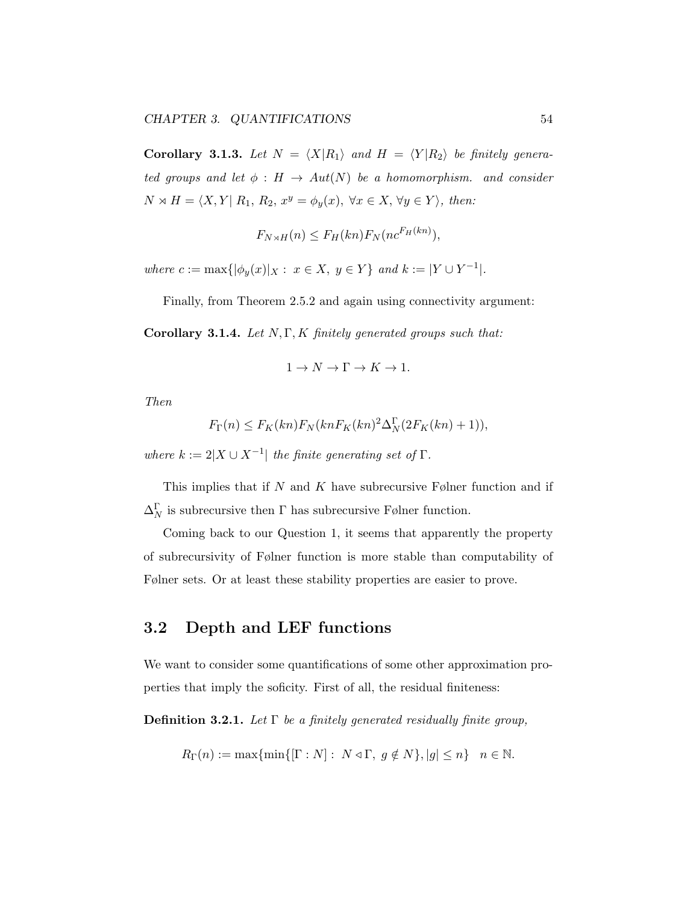**Corollary 3.1.3.** *Let $N = \langle X | R_1 \rangle$ and $H = \langle Y | R_2 \rangle$ be finitely generated groups and let $\phi : H \to Aut(N)$ be a homomorphism. and consider $N \rtimes H = \langle X, Y | \; R_1, \, R_2, \, x^y = \phi_y(x), \; \forall x \in X, \, \forall y \in Y \rangle$, then:*

$$F_{N \rtimes H}(n) \leq F_H(kn) F_N(nc^{F_H(kn)}),$$

*where $c := \max\{|\phi_y(x)|_X : \; x \in X, \; y \in Y\}$ and $k := |Y \cup Y^{-1}|$.*

Finally, from Theorem 2.5.2 and again using connectivity argument:

**Corollary 3.1.4.** *Let $N, \Gamma, K$ finitely generated groups such that:*

$$1 \to N \to \Gamma \to K \to 1.$$

*Then*

$$F_\Gamma(n) \leq F_K(kn) F_N(knF_K(kn)^2 \Delta_N^\Gamma(2F_K(kn) + 1)),$$

*where $k := 2|X \cup X^{-1}|$ the finite generating set of $\Gamma$.*

This implies that if $N$ and $K$ have subrecursive Følner function and if $\Delta_N^\Gamma$ is subrecursive then $\Gamma$ has subrecursive Følner function.

Coming back to our Question 1, it seems that apparently the property of subrecursivity of Følner function is more stable than computability of Følner sets. Or at least these stability properties are easier to prove.

## 3.2 Depth and LEF functions

We want to consider some quantifications of some other approximation properties that imply the soficity. First of all, the residual finiteness:

**Definition 3.2.1.** *Let $\Gamma$ be a finitely generated residually finite group,*

$$R_\Gamma(n) := \max\{\min\{[\Gamma : N] : \; N \triangleleft \Gamma, \; g \notin N\}, |g| \leq n\} \quad n \in \mathbb{N}.$$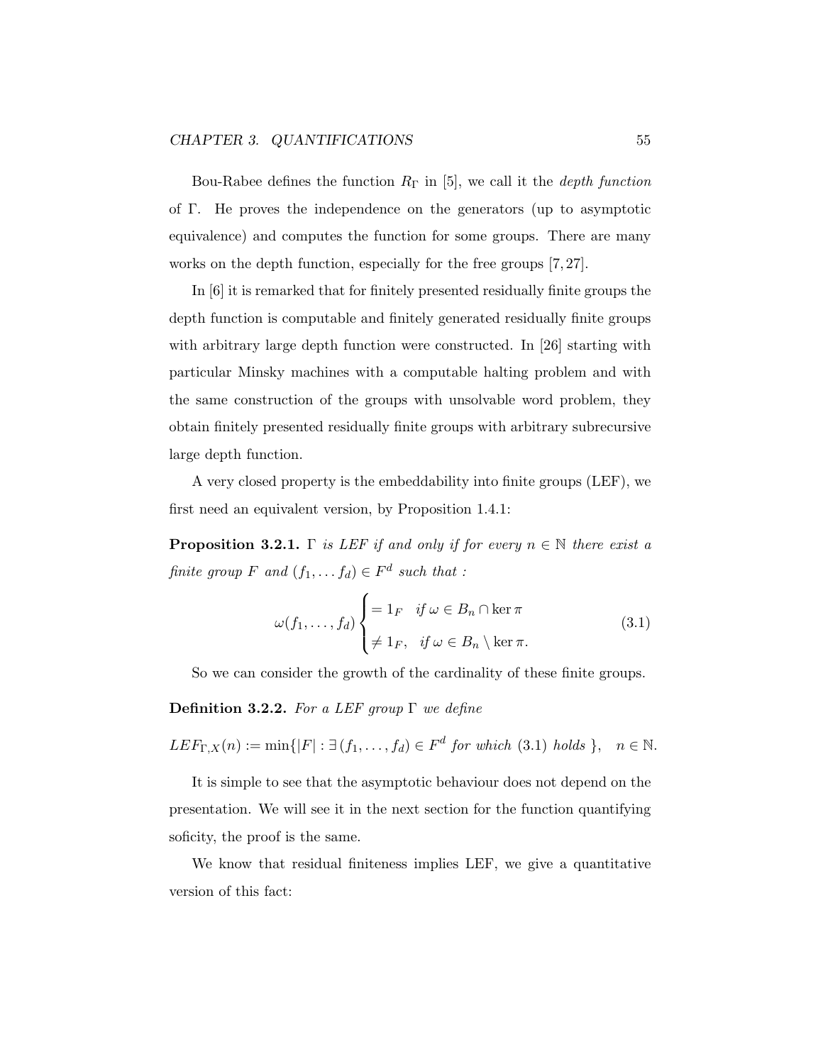Bou-Rabee defines the function $R_\Gamma$ in [5], we call it the *depth function* of $\Gamma$. He proves the independence on the generators (up to asymptotic equivalence) and computes the function for some groups. There are many works on the depth function, especially for the free groups [7, 27].

In [6] it is remarked that for finitely presented residually finite groups the depth function is computable and finitely generated residually finite groups with arbitrary large depth function were constructed. In [26] starting with particular Minsky machines with a computable halting problem and with the same construction of the groups with unsolvable word problem, they obtain finitely presented residually finite groups with arbitrary subrecursive large depth function.

A very closed property is the embeddability into finite groups (LEF), we first need an equivalent version, by Proposition 1.4.1:

**Proposition 3.2.1.** *$\Gamma$ is LEF if and only if for every $n \in \mathbb{N}$ there exist a finite group $F$ and $(f_1, \dots f_d) \in F^d$ such that :*

$$\omega(f_1, \dots, f_d) \begin{cases} = 1_F & \text{if } \omega \in B_n \cap \ker \pi \\ \neq 1_F, & \text{if } \omega \in B_n \setminus \ker \pi. \end{cases} \tag{3.1}$$

So we can consider the growth of the cardinality of these finite groups.

**Definition 3.2.2.** *For a LEF group $\Gamma$ we define*

$$LEF_{\Gamma,X}(n) := \min\{|F| : \exists\, (f_1, \dots, f_d) \in F^d \text{ for which (3.1) holds }\}, \quad n \in \mathbb{N}.$$

It is simple to see that the asymptotic behaviour does not depend on the presentation. We will see it in the next section for the function quantifying soficity, the proof is the same.

We know that residual finiteness implies LEF, we give a quantitative version of this fact: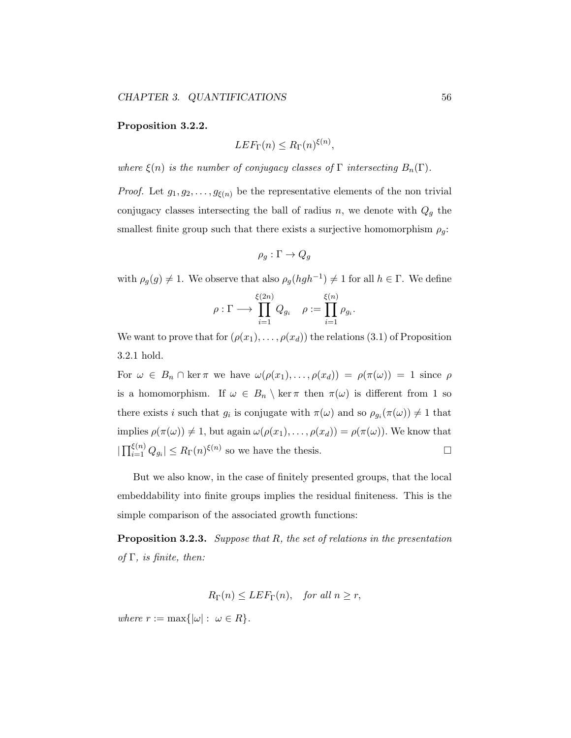**Proposition 3.2.2.**

$$LEF_\Gamma(n) \leq R_\Gamma(n)^{\xi(n)},$$

*where $\xi(n)$ is the number of conjugacy classes of $\Gamma$ intersecting $B_n(\Gamma)$.*

*Proof.* Let $g_1, g_2, \ldots, g_{\xi(n)}$ be the representative elements of the non trivial conjugacy classes intersecting the ball of radius $n$, we denote with $Q_g$ the smallest finite group such that there exists a surjective homomorphism $\rho_g$:

$$\rho_g : \Gamma \to Q_g$$

with $\rho_g(g) \neq 1$. We observe that also $\rho_g(hgh^{-1}) \neq 1$ for all $h \in \Gamma$. We define

$$\rho : \Gamma \longrightarrow \prod_{i=1}^{\xi(2n)} Q_{g_i} \quad \rho := \prod_{i=1}^{\xi(n)} \rho_{g_i}.$$

We want to prove that for $(\rho(x_1), \ldots, \rho(x_d))$ the relations (3.1) of Proposition 3.2.1 hold.

For $\omega \in B_n \cap \ker \pi$ we have $\omega(\rho(x_1), \ldots, \rho(x_d)) = \rho(\pi(\omega)) = 1$ since $\rho$ is a homomorphism. If $\omega \in B_n \setminus \ker \pi$ then $\pi(\omega)$ is different from 1 so there exists $i$ such that $g_i$ is conjugate with $\pi(\omega)$ and so $\rho_{g_i}(\pi(\omega)) \neq 1$ that implies $\rho(\pi(\omega)) \neq 1$, but again $\omega(\rho(x_1), \ldots, \rho(x_d)) = \rho(\pi(\omega))$. We know that $|\prod_{i=1}^{\xi(n)} Q_{g_i}| \leq R_\Gamma(n)^{\xi(n)}$ so we have the thesis. $\square$

But we also know, in the case of finitely presented groups, that the local embeddability into finite groups implies the residual finiteness. This is the simple comparison of the associated growth functions:

**Proposition 3.2.3.** *Suppose that $R$, the set of relations in the presentation of $\Gamma$, is finite, then:*

$$R_\Gamma(n) \leq LEF_\Gamma(n), \quad \text{for all } n \geq r,$$

*where $r := \max\{|\omega| : \omega \in R\}$.*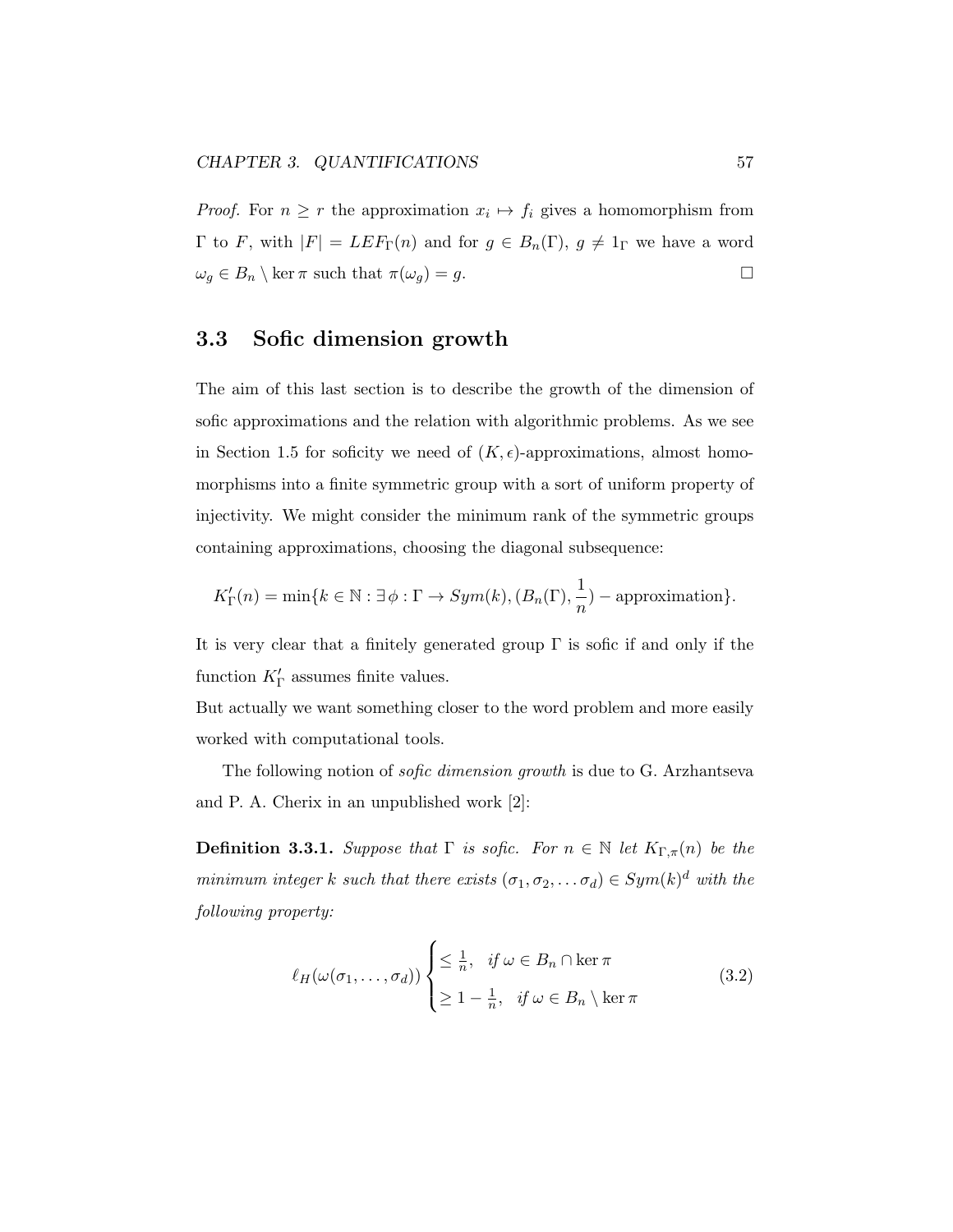*Proof.* For $n \geq r$ the approximation $x_i \mapsto f_i$ gives a homomorphism from $\Gamma$ to $F$, with $|F| = LEF_\Gamma(n)$ and for $g \in B_n(\Gamma)$, $g \neq 1_\Gamma$ we have a word $\omega_g \in B_n \setminus \ker \pi$ such that $\pi(\omega_g) = g$. $\square$

## 3.3 Sofic dimension growth

The aim of this last section is to describe the growth of the dimension of sofic approximations and the relation with algorithmic problems. As we see in Section 1.5 for soficity we need of $(K, \epsilon)$-approximations, almost homomorphisms into a finite symmetric group with a sort of uniform property of injectivity. We might consider the minimum rank of the symmetric groups containing approximations, choosing the diagonal subsequence:

$$K'_\Gamma(n) = \min\{k \in \mathbb{N} : \exists\, \phi : \Gamma \to Sym(k), (B_n(\Gamma), \frac{1}{n}) - \text{approximation}\}.$$

It is very clear that a finitely generated group $\Gamma$ is sofic if and only if the function $K'_\Gamma$ assumes finite values.

But actually we want something closer to the word problem and more easily worked with computational tools.

The following notion of *sofic dimension growth* is due to G. Arzhantseva and P. A. Cherix in an unpublished work [2]:

**Definition 3.3.1.** *Suppose that $\Gamma$ is sofic. For $n \in \mathbb{N}$ let $K_{\Gamma,\pi}(n)$ be the minimum integer $k$ such that there exists $(\sigma_1, \sigma_2, \ldots \sigma_d) \in Sym(k)^d$ with the following property:*

$$\ell_H(\omega(\sigma_1, \ldots, \sigma_d)) \begin{cases} \leq \frac{1}{n}, & \text{if } \omega \in B_n \cap \ker \pi \\ \geq 1 - \frac{1}{n}, & \text{if } \omega \in B_n \setminus \ker \pi \end{cases} \tag{3.2}$$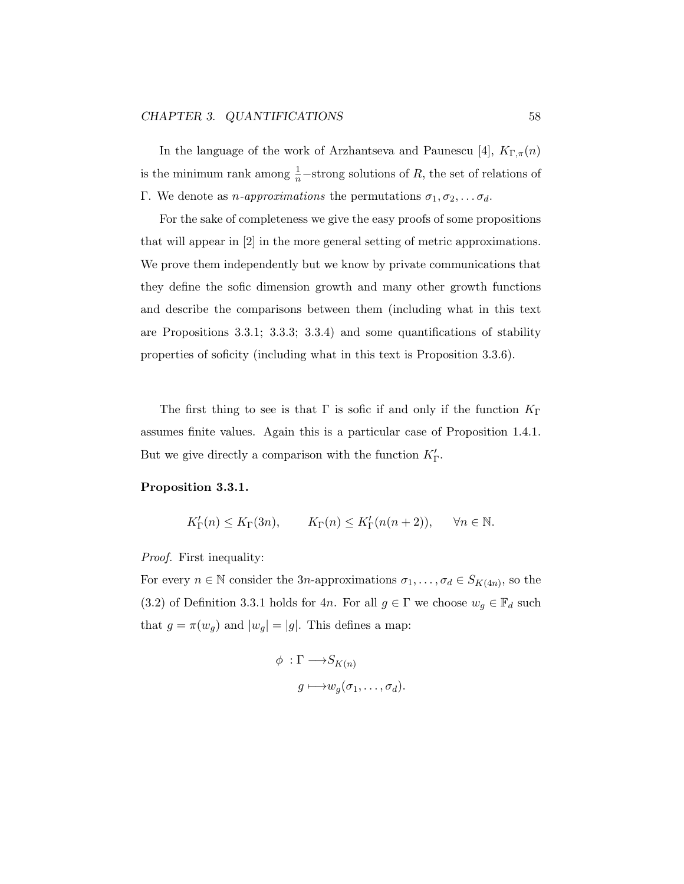In the language of the work of Arzhantseva and Paunescu [4], $K_{\Gamma,\pi}(n)$ is the minimum rank among $\frac{1}{n}$−strong solutions of $R$, the set of relations of $\Gamma$. We denote as *n-approximations* the permutations $\sigma_1, \sigma_2, \ldots \sigma_d$.

For the sake of completeness we give the easy proofs of some propositions that will appear in [2] in the more general setting of metric approximations. We prove them independently but we know by private communications that they define the sofic dimension growth and many other growth functions and describe the comparisons between them (including what in this text are Propositions 3.3.1; 3.3.3; 3.3.4) and some quantifications of stability properties of soficity (including what in this text is Proposition 3.3.6).

The first thing to see is that $\Gamma$ is sofic if and only if the function $K_\Gamma$ assumes finite values. Again this is a particular case of Proposition 1.4.1. But we give directly a comparison with the function $K'_\Gamma$.

**Proposition 3.3.1.**

$$K'_\Gamma(n) \leq K_\Gamma(3n), \qquad K_\Gamma(n) \leq K'_\Gamma(n(n+2)), \qquad \forall n \in \mathbb{N}.$$

*Proof.* First inequality:
For every $n \in \mathbb{N}$ consider the $3n$-approximations $\sigma_1, \ldots, \sigma_d \in S_{K(4n)}$, so the (3.2) of Definition 3.3.1 holds for $4n$. For all $g \in \Gamma$ we choose $w_g \in \mathbb{F}_d$ such that $g = \pi(w_g)$ and $|w_g| = |g|$. This defines a map:

$$\begin{aligned} \phi \ : \Gamma \longrightarrow & S_{K(n)} \\ g \longmapsto & w_g(\sigma_1, \ldots, \sigma_d). \end{aligned}$$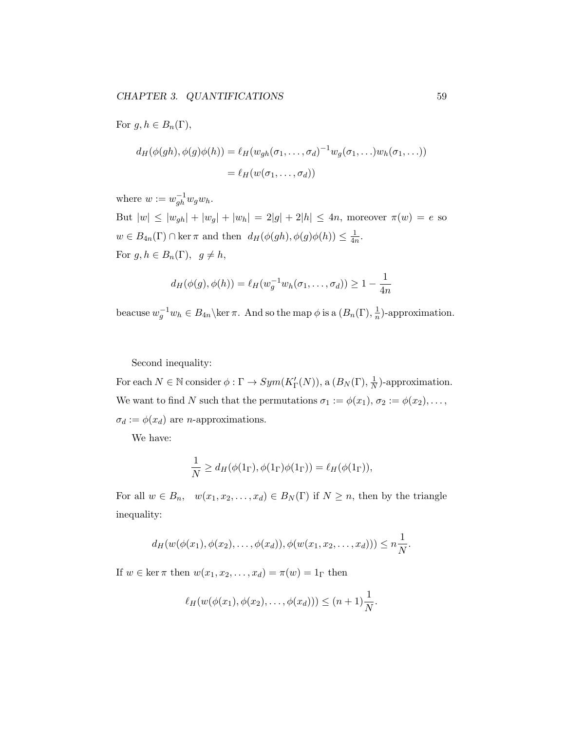For $g, h \in B_n(\Gamma)$,

$$d_H(\phi(gh), \phi(g)\phi(h)) = \ell_H(w_{gh}(\sigma_1, \ldots, \sigma_d)^{-1} w_g(\sigma_1, \ldots) w_h(\sigma_1, \ldots))$$
$$= \ell_H(w(\sigma_1, \ldots, \sigma_d))$$

where $w := w_{gh}^{-1} w_g w_h$.

But $|w| \leq |w_{gh}| + |w_g| + |w_h| = 2|g| + 2|h| \leq 4n$, moreover $\pi(w) = e$ so $w \in B_{4n}(\Gamma) \cap \ker \pi$ and then $d_H(\phi(gh), \phi(g)\phi(h)) \leq \frac{1}{4n}$.

For $g, h \in B_n(\Gamma)$, $g \neq h$,

$$d_H(\phi(g), \phi(h)) = \ell_H(w_g^{-1} w_h(\sigma_1, \ldots, \sigma_d)) \geq 1 - \frac{1}{4n}$$

beacuse $w_g^{-1} w_h \in B_{4n} \backslash \ker \pi$. And so the map $\phi$ is a $(B_n(\Gamma), \frac{1}{n})$-approximation.

Second inequality:

For each $N \in \mathbb{N}$ consider $\phi : \Gamma \to Sym(K'_\Gamma(N))$, a $(B_N(\Gamma), \frac{1}{N})$-approximation. We want to find $N$ such that the permutations $\sigma_1 := \phi(x_1)$, $\sigma_2 := \phi(x_2), \ldots$, $\sigma_d := \phi(x_d)$ are $n$-approximations.

We have:

$$\frac{1}{N} \geq d_H(\phi(1_\Gamma), \phi(1_\Gamma)\phi(1_\Gamma)) = \ell_H(\phi(1_\Gamma)),$$

For all $w \in B_n$, $w(x_1, x_2, \ldots, x_d) \in B_N(\Gamma)$ if $N \geq n$, then by the triangle inequality:

$$d_H(w(\phi(x_1), \phi(x_2), \ldots, \phi(x_d)), \phi(w(x_1, x_2, \ldots, x_d))) \leq n\frac{1}{N}.$$

If $w \in \ker \pi$ then $w(x_1, x_2, \ldots, x_d) = \pi(w) = 1_\Gamma$ then

$$\ell_H(w(\phi(x_1), \phi(x_2), \ldots, \phi(x_d))) \leq (n+1)\frac{1}{N}.$$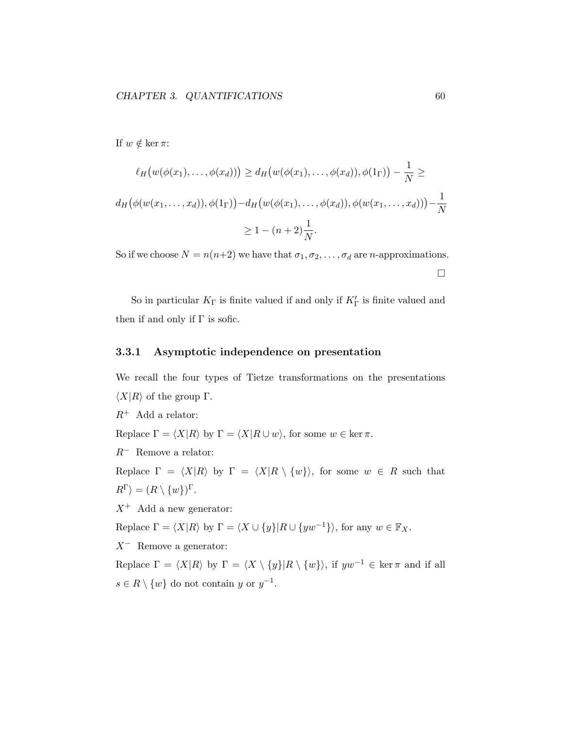If $w \notin \ker \pi$:

$$\ell_H\big(w(\phi(x_1), \ldots, \phi(x_d))\big) \geq d_H\big(w(\phi(x_1), \ldots, \phi(x_d)), \phi(1_\Gamma)\big) - \frac{1}{N} \geq$$

$$d_H\big(\phi(w(x_1, \ldots, x_d)), \phi(1_\Gamma)\big) - d_H\big(w(\phi(x_1), \ldots, \phi(x_d)), \phi(w(x_1, \ldots, x_d))\big) - \frac{1}{N}$$

$$\geq 1 - (n+2)\frac{1}{N}.$$

So if we choose $N = n(n+2)$ we have that $\sigma_1, \sigma_2, \ldots, \sigma_d$ are $n$-approximations.

$\square$

So in particular $K_\Gamma$ is finite valued if and only if $K'_\Gamma$ is finite valued and then if and only if $\Gamma$ is sofic.

### 3.3.1 Asymptotic independence on presentation

We recall the four types of Tietze transformations on the presentations $\langle X|R\rangle$ of the group $\Gamma$.

$R^+$ Add a relator:

Replace $\Gamma = \langle X|R\rangle$ by $\Gamma = \langle X|R \cup w\rangle$, for some $w \in \ker \pi$.

$R^-$ Remove a relator:

Replace $\Gamma = \langle X|R\rangle$ by $\Gamma = \langle X|R \setminus \{w\}\rangle$, for some $w \in R$ such that $R^\Gamma\rangle = (R \setminus \{w\})^\Gamma$.

$X^+$ Add a new generator:

Replace $\Gamma = \langle X|R\rangle$ by $\Gamma = \langle X \cup \{y\}|R \cup \{yw^{-1}\}\rangle$, for any $w \in \mathbb{F}_X$.

$X^-$ Remove a generator:

Replace $\Gamma = \langle X|R\rangle$ by $\Gamma = \langle X \setminus \{y\}|R \setminus \{w\}\rangle$, if $yw^{-1} \in \ker \pi$ and if all $s \in R \setminus \{w\}$ do not contain $y$ or $y^{-1}$.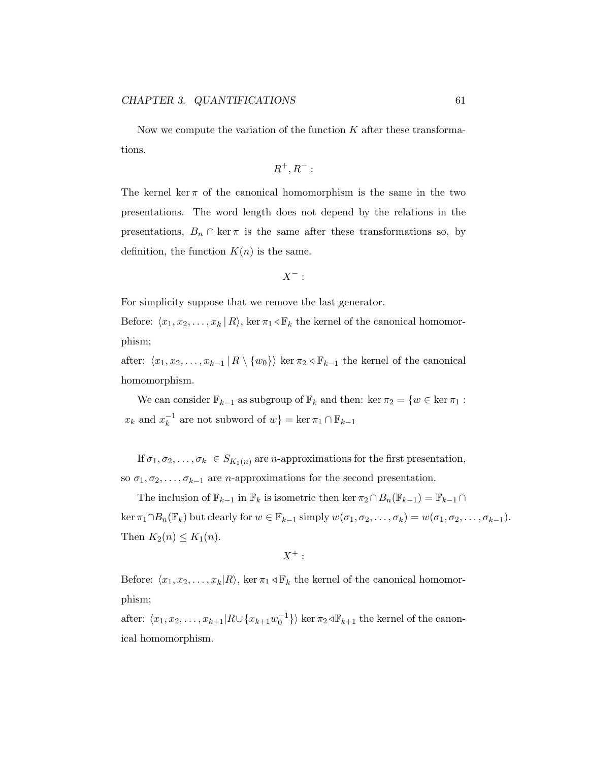Now we compute the variation of the function $K$ after these transformations.

$$R^+, R^- :$$

The kernel $\ker \pi$ of the canonical homomorphism is the same in the two presentations. The word length does not depend by the relations in the presentations, $B_n \cap \ker \pi$ is the same after these transformations so, by definition, the function $K(n)$ is the same.

$$X^- :$$

For simplicity suppose that we remove the last generator.

Before: $\langle x_1, x_2, \dots, x_k \,|\, R \rangle$, $\ker \pi_1 \triangleleft \mathbb{F}_k$ the kernel of the canonical homomorphism;

after: $\langle x_1, x_2, \dots, x_{k-1} \,|\, R \setminus \{w_0\} \rangle$ $\ker \pi_2 \triangleleft \mathbb{F}_{k-1}$ the kernel of the canonical homomorphism.

We can consider $\mathbb{F}_{k-1}$ as subgroup of $\mathbb{F}_k$ and then: $\ker \pi_2 = \{w \in \ker \pi_1 : x_k \text{ and } x_k^{-1} \text{ are not subword of } w\} = \ker \pi_1 \cap \mathbb{F}_{k-1}$

If $\sigma_1, \sigma_2, \dots, \sigma_k \in S_{K_1(n)}$ are $n$-approximations for the first presentation, so $\sigma_1, \sigma_2, \dots, \sigma_{k-1}$ are $n$-approximations for the second presentation.

The inclusion of $\mathbb{F}_{k-1}$ in $\mathbb{F}_k$ is isometric then $\ker \pi_2 \cap B_n(\mathbb{F}_{k-1}) = \mathbb{F}_{k-1} \cap \ker \pi_1 \cap B_n(\mathbb{F}_k)$ but clearly for $w \in \mathbb{F}_{k-1}$ simply $w(\sigma_1, \sigma_2, \dots, \sigma_k) = w(\sigma_1, \sigma_2, \dots, \sigma_{k-1})$. Then $K_2(n) \leq K_1(n)$.

$$X^+ :$$

Before: $\langle x_1, x_2, \dots, x_k | R \rangle$, $\ker \pi_1 \triangleleft \mathbb{F}_k$ the kernel of the canonical homomorphism;

after: $\langle x_1, x_2, \dots, x_{k+1} | R \cup \{x_{k+1} w_0^{-1}\} \rangle$ $\ker \pi_2 \triangleleft \mathbb{F}_{k+1}$ the kernel of the canonical homomorphism.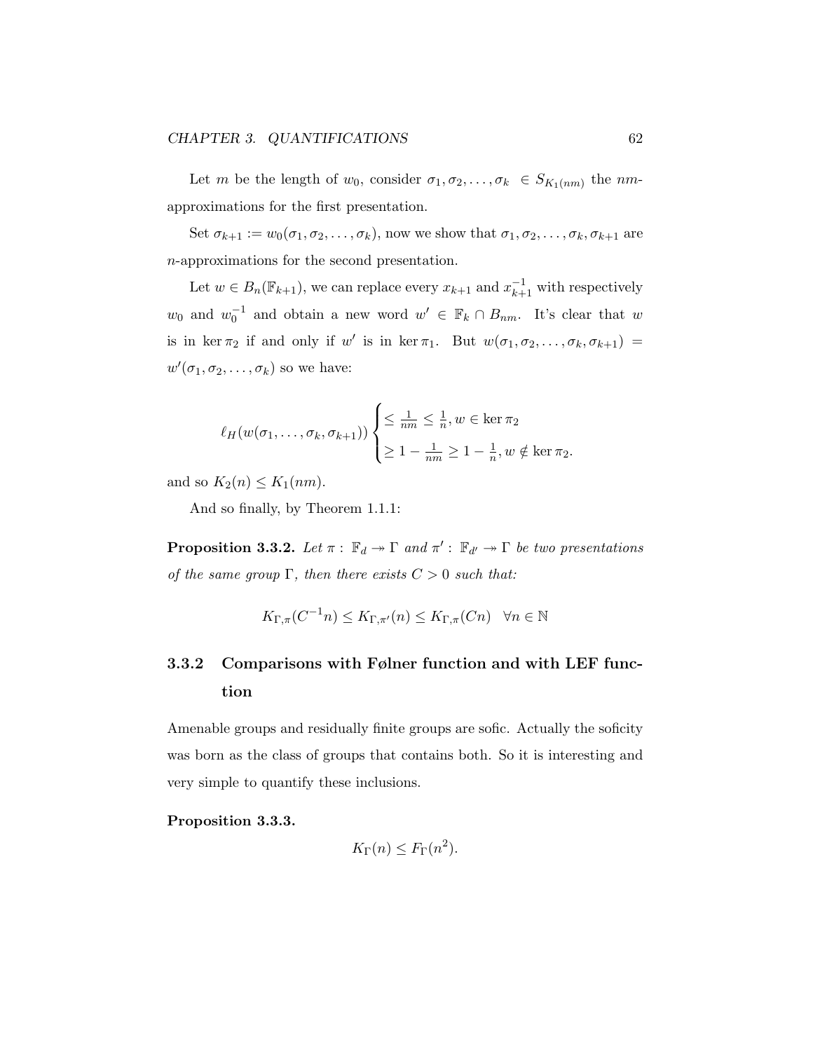Let $m$ be the length of $w_0$, consider $\sigma_1, \sigma_2, \ldots, \sigma_k \in S_{K_1(nm)}$ the $nm$-approximations for the first presentation.

Set $\sigma_{k+1} := w_0(\sigma_1, \sigma_2, \ldots, \sigma_k)$, now we show that $\sigma_1, \sigma_2, \ldots, \sigma_k, \sigma_{k+1}$ are $n$-approximations for the second presentation.

Let $w \in B_n(\mathbb{F}_{k+1})$, we can replace every $x_{k+1}$ and $x_{k+1}^{-1}$ with respectively $w_0$ and $w_0^{-1}$ and obtain a new word $w' \in \mathbb{F}_k \cap B_{nm}$. It's clear that $w$ is in $\ker \pi_2$ if and only if $w'$ is in $\ker \pi_1$. But $w(\sigma_1, \sigma_2, \ldots, \sigma_k, \sigma_{k+1}) = w'(\sigma_1, \sigma_2, \ldots, \sigma_k)$ so we have:

$$\ell_H(w(\sigma_1, \ldots, \sigma_k, \sigma_{k+1})) \begin{cases} \leq \frac{1}{nm} \leq \frac{1}{n}, w \in \ker \pi_2 \\ \geq 1 - \frac{1}{nm} \geq 1 - \frac{1}{n}, w \notin \ker \pi_2. \end{cases}$$

and so $K_2(n) \leq K_1(nm)$.

And so finally, by Theorem 1.1.1:

**Proposition 3.3.2.** *Let $\pi : \mathbb{F}_d \twoheadrightarrow \Gamma$ and $\pi' : \mathbb{F}_{d'} \twoheadrightarrow \Gamma$ be two presentations of the same group $\Gamma$, then there exists $C > 0$ such that:*

$$K_{\Gamma,\pi}(C^{-1}n) \leq K_{\Gamma,\pi'}(n) \leq K_{\Gamma,\pi}(Cn) \quad \forall n \in \mathbb{N}$$

### 3.3.2 Comparisons with Følner function and with LEF function

Amenable groups and residually finite groups are sofic. Actually the soficity was born as the class of groups that contains both. So it is interesting and very simple to quantify these inclusions.

**Proposition 3.3.3.**

$$K_\Gamma(n) \leq F_\Gamma(n^2).$$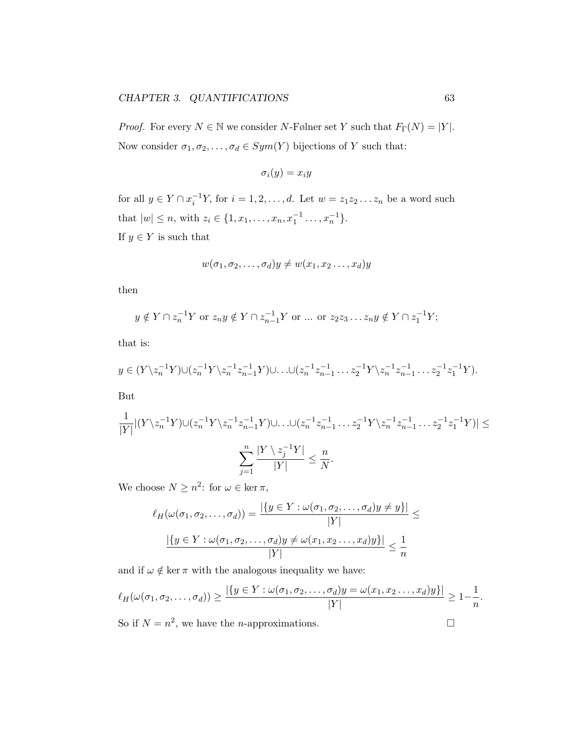*Proof.* For every $N \in \mathbb{N}$ we consider $N$-Følner set $Y$ such that $F_\Gamma(N) = |Y|$. Now consider $\sigma_1, \sigma_2, \ldots, \sigma_d \in Sym(Y)$ bijections of $Y$ such that:

$$\sigma_i(y) = x_i y$$

for all $y \in Y \cap x_i^{-1} Y$, for $i = 1, 2, \ldots, d$. Let $w = z_1 z_2 \ldots z_n$ be a word such that $|w| \leq n$, with $z_i \in \{1, x_1, \ldots, x_n, x_1^{-1} \ldots, x_n^{-1}\}$.
If $y \in Y$ is such that

$$w(\sigma_1, \sigma_2, \ldots, \sigma_d) y \neq w(x_1, x_2 \ldots, x_d) y$$

then

$$y \notin Y \cap z_n^{-1} Y \text{ or } z_n y \notin Y \cap z_{n-1}^{-1} Y \text{ or ... or } z_2 z_3 \ldots z_n y \notin Y \cap z_1^{-1} Y;$$

that is:

$$y \in (Y \setminus z_n^{-1} Y) \cup (z_n^{-1} Y \setminus z_n^{-1} z_{n-1}^{-1} Y) \cup \ldots \cup (z_n^{-1} z_{n-1}^{-1} \ldots z_2^{-1} Y \setminus z_n^{-1} z_{n-1}^{-1} \ldots z_2^{-1} z_1^{-1} Y).$$

But

$$\frac{1}{|Y|} |(Y \setminus z_n^{-1} Y) \cup (z_n^{-1} Y \setminus z_n^{-1} z_{n-1}^{-1} Y) \cup \ldots \cup (z_n^{-1} z_{n-1}^{-1} \ldots z_2^{-1} Y \setminus z_n^{-1} z_{n-1}^{-1} \ldots z_2^{-1} z_1^{-1} Y)| \leq$$

$$\sum_{j=1}^{n} \frac{|Y \setminus z_j^{-1} Y|}{|Y|} \leq \frac{n}{N}.$$

We choose $N \geq n^2$: for $\omega \in \ker \pi$,

$$\ell_H(\omega(\sigma_1, \sigma_2, \ldots, \sigma_d)) = \frac{|\{y \in Y : \omega(\sigma_1, \sigma_2, \ldots, \sigma_d) y \neq y\}|}{|Y|} \leq$$

$$\frac{|\{y \in Y : \omega(\sigma_1, \sigma_2, \ldots, \sigma_d) y \neq \omega(x_1, x_2 \ldots, x_d) y\}|}{|Y|} \leq \frac{1}{n}$$

and if $\omega \notin \ker \pi$ with the analogous inequality we have:

$$\ell_H(\omega(\sigma_1, \sigma_2, \ldots, \sigma_d)) \geq \frac{|\{y \in Y : \omega(\sigma_1, \sigma_2, \ldots, \sigma_d) y = \omega(x_1, x_2 \ldots, x_d) y\}|}{|Y|} \geq 1 - \frac{1}{n}.$$

So if $N = n^2$, we have the $n$-approximations. $\square$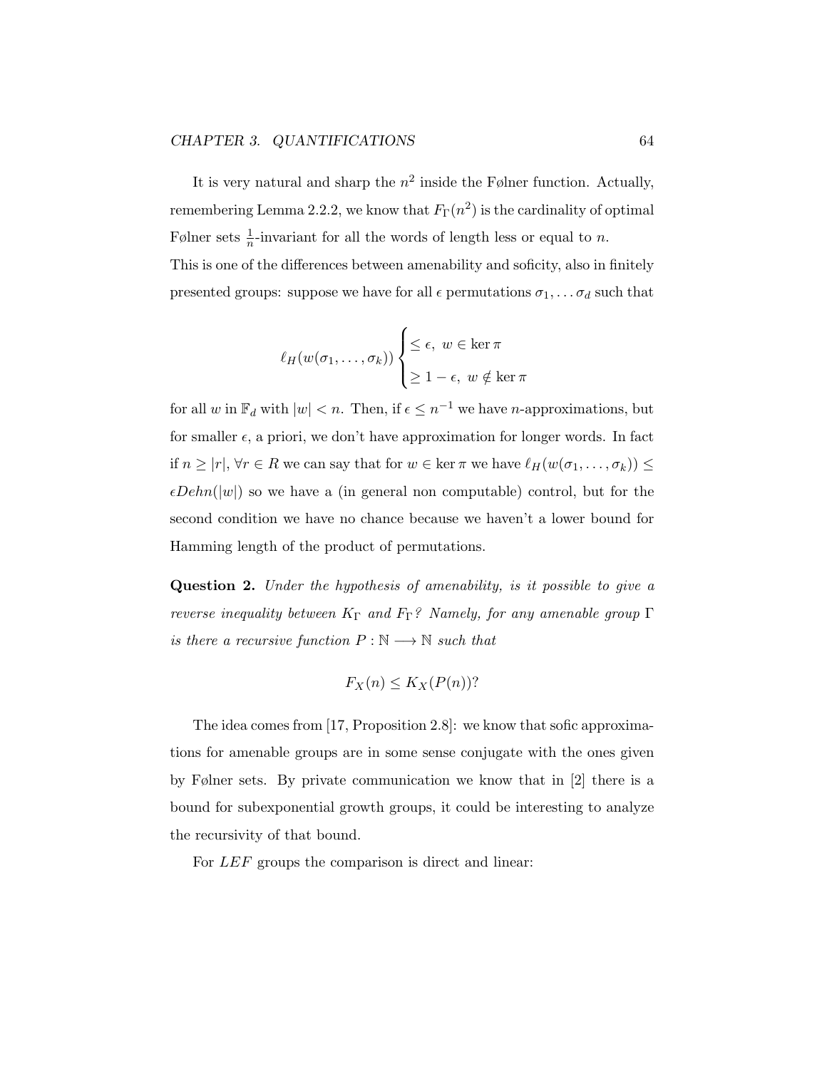It is very natural and sharp the $n^2$ inside the Følner function. Actually, remembering Lemma 2.2.2, we know that $F_\Gamma(n^2)$ is the cardinality of optimal Følner sets $\frac{1}{n}$-invariant for all the words of length less or equal to $n$.
This is one of the differences between amenability and soficity, also in finitely presented groups: suppose we have for all $\epsilon$ permutations $\sigma_1, \dots \sigma_d$ such that

$$\ell_H(w(\sigma_1, \dots, \sigma_k)) \begin{cases} \leq \epsilon, \ w \in \ker \pi \\ \geq 1 - \epsilon, \ w \notin \ker \pi \end{cases}$$

for all $w$ in $\mathbb{F}_d$ with $|w| < n$. Then, if $\epsilon \leq n^{-1}$ we have $n$-approximations, but for smaller $\epsilon$, a priori, we don't have approximation for longer words. In fact if $n \geq |r|$, $\forall r \in R$ we can say that for $w \in \ker \pi$ we have $\ell_H(w(\sigma_1, \dots, \sigma_k)) \leq \epsilon Dehn(|w|)$ so we have a (in general non computable) control, but for the second condition we have no chance because we haven't a lower bound for Hamming length of the product of permutations.

**Question 2.** *Under the hypothesis of amenability, is it possible to give a reverse inequality between $K_\Gamma$ and $F_\Gamma$? Namely, for any amenable group $\Gamma$ is there a recursive function $P : \mathbb{N} \longrightarrow \mathbb{N}$ such that*

$$F_X(n) \leq K_X(P(n))?$$

The idea comes from [17, Proposition 2.8]: we know that sofic approximations for amenable groups are in some sense conjugate with the ones given by Følner sets. By private communication we know that in [2] there is a bound for subexponential growth groups, it could be interesting to analyze the recursivity of that bound.

For $LEF$ groups the comparison is direct and linear: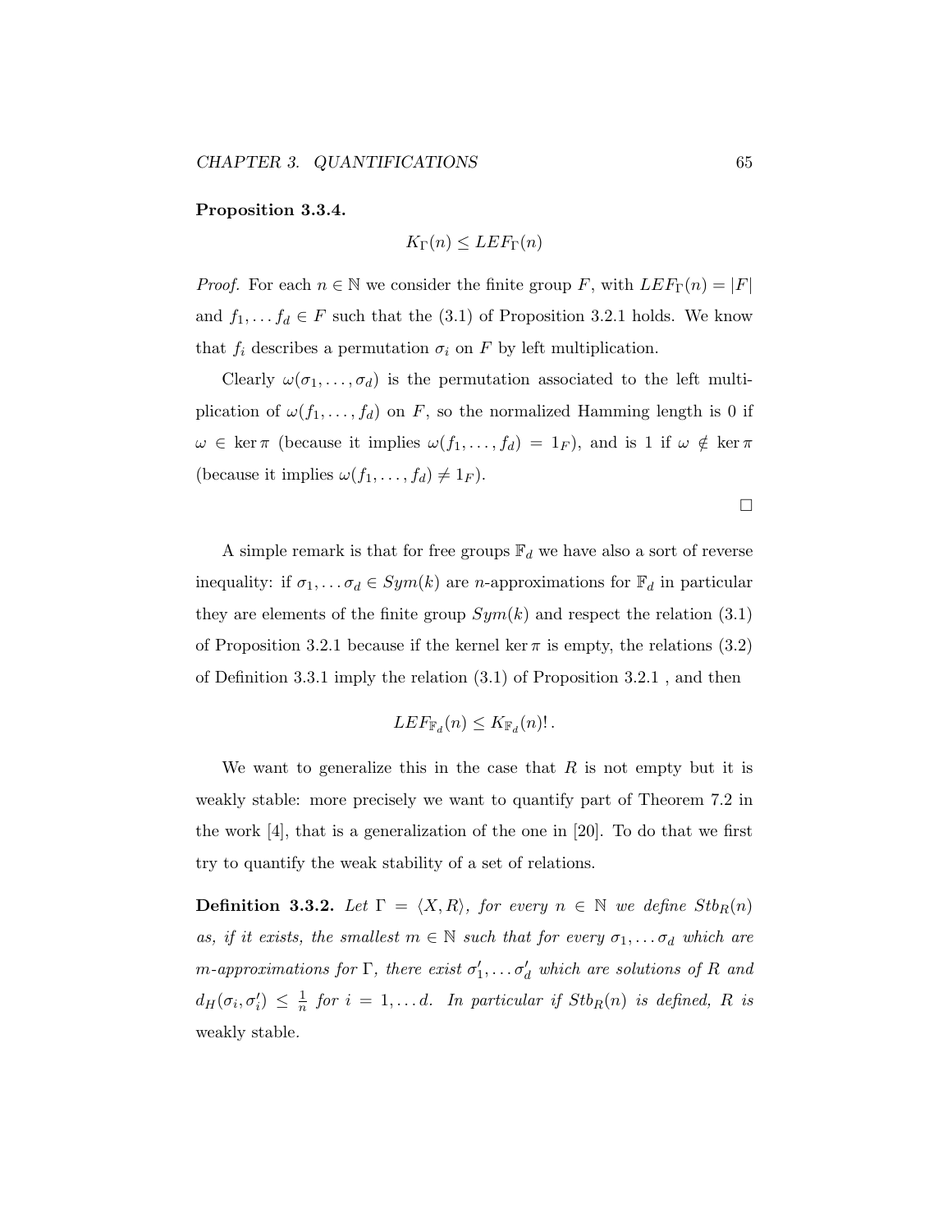**Proposition 3.3.4.**

$$K_\Gamma(n) \leq LEF_\Gamma(n)$$

*Proof.* For each $n \in \mathbb{N}$ we consider the finite group $F$, with $LEF_\Gamma(n) = |F|$ and $f_1, \dots f_d \in F$ such that the (3.1) of Proposition 3.2.1 holds. We know that $f_i$ describes a permutation $\sigma_i$ on $F$ by left multiplication.

Clearly $\omega(\sigma_1, \dots, \sigma_d)$ is the permutation associated to the left multiplication of $\omega(f_1, \dots, f_d)$ on $F$, so the normalized Hamming length is 0 if $\omega \in \ker \pi$ (because it implies $\omega(f_1, \dots, f_d) = 1_F$), and is 1 if $\omega \notin \ker \pi$ (because it implies $\omega(f_1, \dots, f_d) \neq 1_F$).

□

A simple remark is that for free groups $\mathbb{F}_d$ we have also a sort of reverse inequality: if $\sigma_1, \dots \sigma_d \in Sym(k)$ are $n$-approximations for $\mathbb{F}_d$ in particular they are elements of the finite group $Sym(k)$ and respect the relation (3.1) of Proposition 3.2.1 because if the kernel $\ker \pi$ is empty, the relations (3.2) of Definition 3.3.1 imply the relation (3.1) of Proposition 3.2.1 , and then

$$LEF_{\mathbb{F}_d}(n) \leq K_{\mathbb{F}_d}(n)!\,.$$

We want to generalize this in the case that $R$ is not empty but it is weakly stable: more precisely we want to quantify part of Theorem 7.2 in the work [4], that is a generalization of the one in [20]. To do that we first try to quantify the weak stability of a set of relations.

**Definition 3.3.2.** *Let $\Gamma = \langle X, R \rangle$, for every $n \in \mathbb{N}$ we define $Stb_R(n)$ as, if it exists, the smallest $m \in \mathbb{N}$ such that for every $\sigma_1, \dots \sigma_d$ which are $m$-approximations for $\Gamma$, there exist $\sigma'_1, \dots \sigma'_d$ which are solutions of $R$ and $d_H(\sigma_i, \sigma'_i) \leq \frac{1}{n}$ for $i = 1, \dots d$. In particular if $Stb_R(n)$ is defined, $R$ is weakly stable.*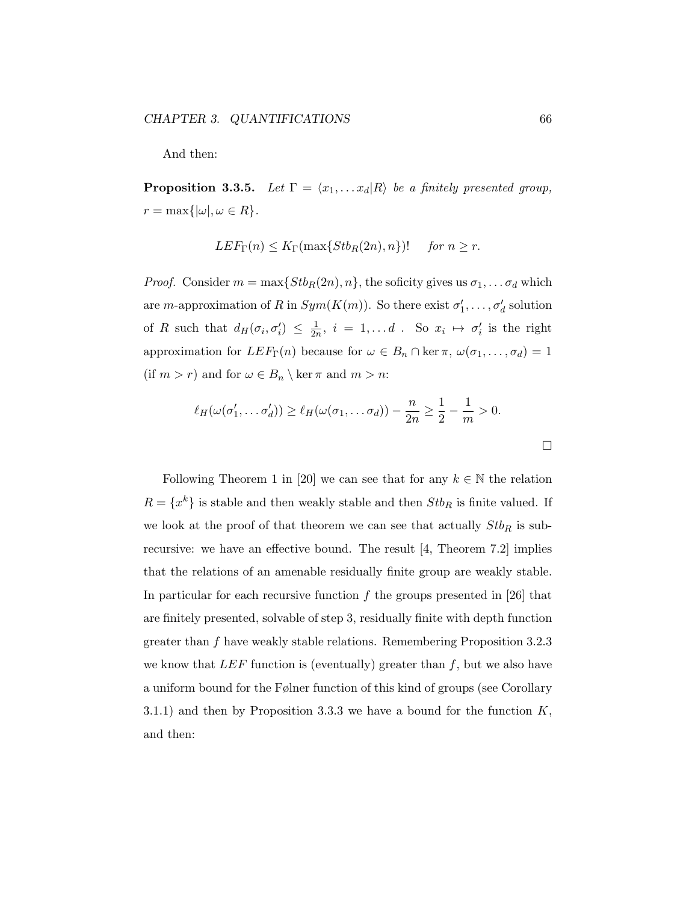And then:

**Proposition 3.3.5.** *Let $\Gamma = \langle x_1, \dots x_d | R \rangle$ be a finitely presented group, $r = \max\{|\omega|, \omega \in R\}$.*

$$LEF_\Gamma(n) \leq K_\Gamma(\max\{Stb_R(2n), n\})! \quad \text{for } n \geq r.$$

*Proof.* Consider $m = \max\{Stb_R(2n), n\}$, the soficity gives us $\sigma_1, \dots \sigma_d$ which are $m$-approximation of $R$ in $Sym(K(m))$. So there exist $\sigma'_1, \dots, \sigma'_d$ solution of $R$ such that $d_H(\sigma_i, \sigma'_i) \leq \frac{1}{2n}$, $i = 1, \dots d$ . So $x_i \mapsto \sigma'_i$ is the right approximation for $LEF_\Gamma(n)$ because for $\omega \in B_n \cap \ker \pi$, $\omega(\sigma_1, \dots, \sigma_d) = 1$ (if $m > r$) and for $\omega \in B_n \setminus \ker \pi$ and $m > n$:

$$\ell_H(\omega(\sigma'_1, \dots \sigma'_d)) \geq \ell_H(\omega(\sigma_1, \dots \sigma_d)) - \frac{n}{2n} \geq \frac{1}{2} - \frac{1}{m} > 0.$$

□

Following Theorem 1 in [20] we can see that for any $k \in \mathbb{N}$ the relation $R = \{x^k\}$ is stable and then weakly stable and then $Stb_R$ is finite valued. If we look at the proof of that theorem we can see that actually $Stb_R$ is subrecursive: we have an effective bound. The result [4, Theorem 7.2] implies that the relations of an amenable residually finite group are weakly stable. In particular for each recursive function $f$ the groups presented in [26] that are finitely presented, solvable of step 3, residually finite with depth function greater than $f$ have weakly stable relations. Remembering Proposition 3.2.3 we know that $LEF$ function is (eventually) greater than $f$, but we also have a uniform bound for the Følner function of this kind of groups (see Corollary 3.1.1) and then by Proposition 3.3.3 we have a bound for the function $K$, and then: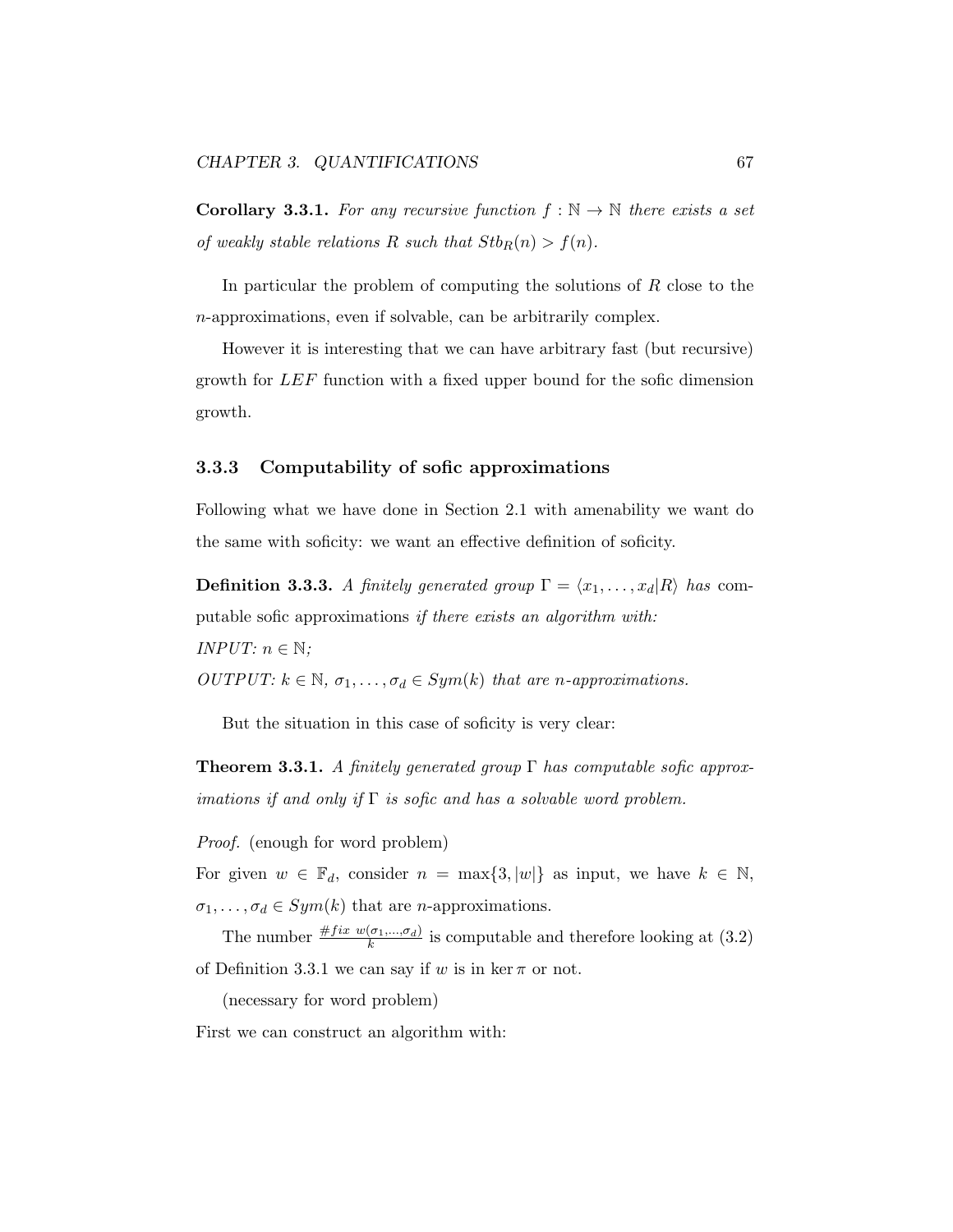**Corollary 3.3.1.** *For any recursive function $f : \mathbb{N} \to \mathbb{N}$ there exists a set of weakly stable relations $R$ such that $Stb_R(n) > f(n)$.*

In particular the problem of computing the solutions of $R$ close to the $n$-approximations, even if solvable, can be arbitrarily complex.

However it is interesting that we can have arbitrary fast (but recursive) growth for $LEF$ function with a fixed upper bound for the sofic dimension growth.

### 3.3.3 Computability of sofic approximations

Following what we have done in Section 2.1 with amenability we want do the same with soficity: we want an effective definition of soficity.

**Definition 3.3.3.** *A finitely generated group $\Gamma = \langle x_1, \ldots, x_d | R \rangle$ has* computable sofic approximations *if there exists an algorithm with:*
*INPUT: $n \in \mathbb{N}$;*
*OUTPUT: $k \in \mathbb{N}$, $\sigma_1, \ldots, \sigma_d \in Sym(k)$ that are $n$-approximations.*

But the situation in this case of soficity is very clear:

**Theorem 3.3.1.** *A finitely generated group $\Gamma$ has computable sofic approximations if and only if $\Gamma$ is sofic and has a solvable word problem.*

*Proof.* (enough for word problem)
For given $w \in \mathbb{F}_d$, consider $n = \max\{3, |w|\}$ as input, we have $k \in \mathbb{N}$, $\sigma_1, \ldots, \sigma_d \in Sym(k)$ that are $n$-approximations.

The number $\frac{\# fix\ w(\sigma_1, \ldots, \sigma_d)}{k}$ is computable and therefore looking at (3.2) of Definition 3.3.1 we can say if $w$ is in $\ker \pi$ or not.

(necessary for word problem)
First we can construct an algorithm with: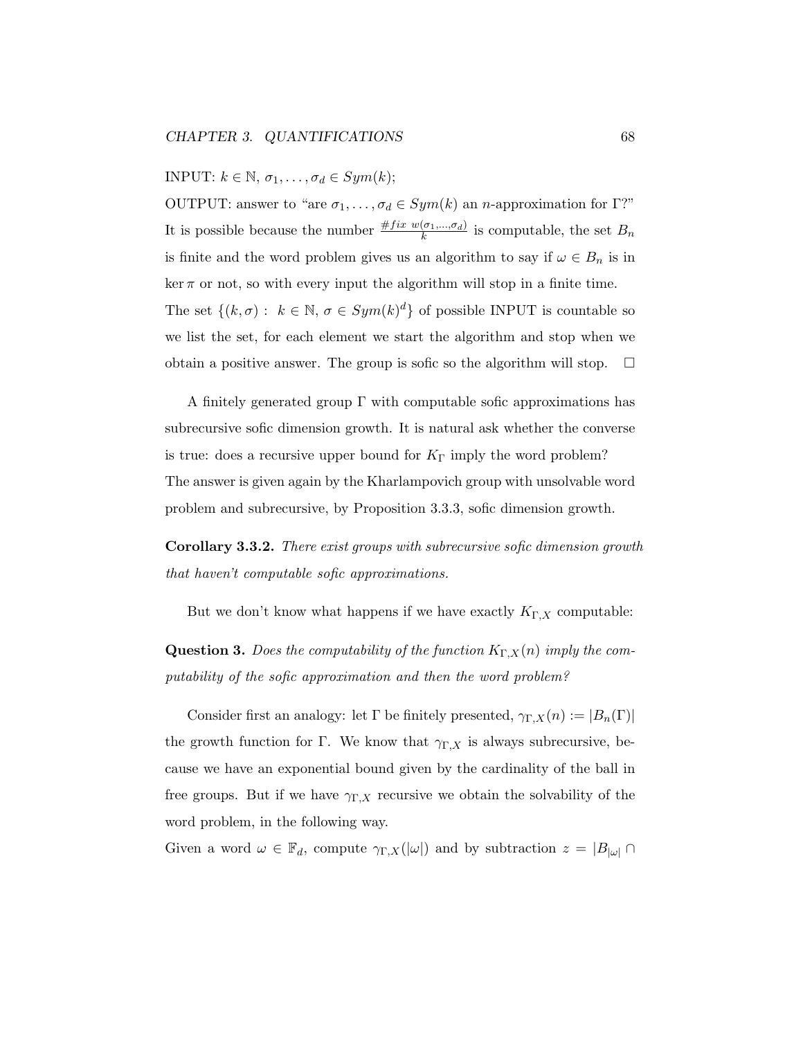INPUT: $k \in \mathbb{N}$, $\sigma_1, \ldots, \sigma_d \in Sym(k)$;

OUTPUT: answer to "are $\sigma_1, \ldots, \sigma_d \in Sym(k)$ an $n$-approximation for $\Gamma$?"

It is possible because the number $\frac{\# fix\ w(\sigma_1, \ldots, \sigma_d)}{k}$ is computable, the set $B_n$ is finite and the word problem gives us an algorithm to say if $\omega \in B_n$ is in $\ker \pi$ or not, so with every input the algorithm will stop in a finite time.

The set $\{(k, \sigma) : \ k \in \mathbb{N},\ \sigma \in Sym(k)^d\}$ of possible INPUT is countable so we list the set, for each element we start the algorithm and stop when we obtain a positive answer. The group is sofic so the algorithm will stop. $\square$

A finitely generated group $\Gamma$ with computable sofic approximations has subrecursive sofic dimension growth. It is natural ask whether the converse is true: does a recursive upper bound for $K_\Gamma$ imply the word problem?
The answer is given again by the Kharlampovich group with unsolvable word problem and subrecursive, by Proposition 3.3.3, sofic dimension growth.

**Corollary 3.3.2.** *There exist groups with subrecursive sofic dimension growth that haven't computable sofic approximations.*

But we don't know what happens if we have exactly $K_{\Gamma,X}$ computable:

**Question 3.** *Does the computability of the function $K_{\Gamma,X}(n)$ imply the computability of the sofic approximation and then the word problem?*

Consider first an analogy: let $\Gamma$ be finitely presented, $\gamma_{\Gamma,X}(n) := |B_n(\Gamma)|$ the growth function for $\Gamma$. We know that $\gamma_{\Gamma,X}$ is always subrecursive, because we have an exponential bound given by the cardinality of the ball in free groups. But if we have $\gamma_{\Gamma,X}$ recursive we obtain the solvability of the word problem, in the following way.

Given a word $\omega \in \mathbb{F}_d$, compute $\gamma_{\Gamma,X}(|\omega|)$ and by subtraction $z = |B_{|\omega|} \cap$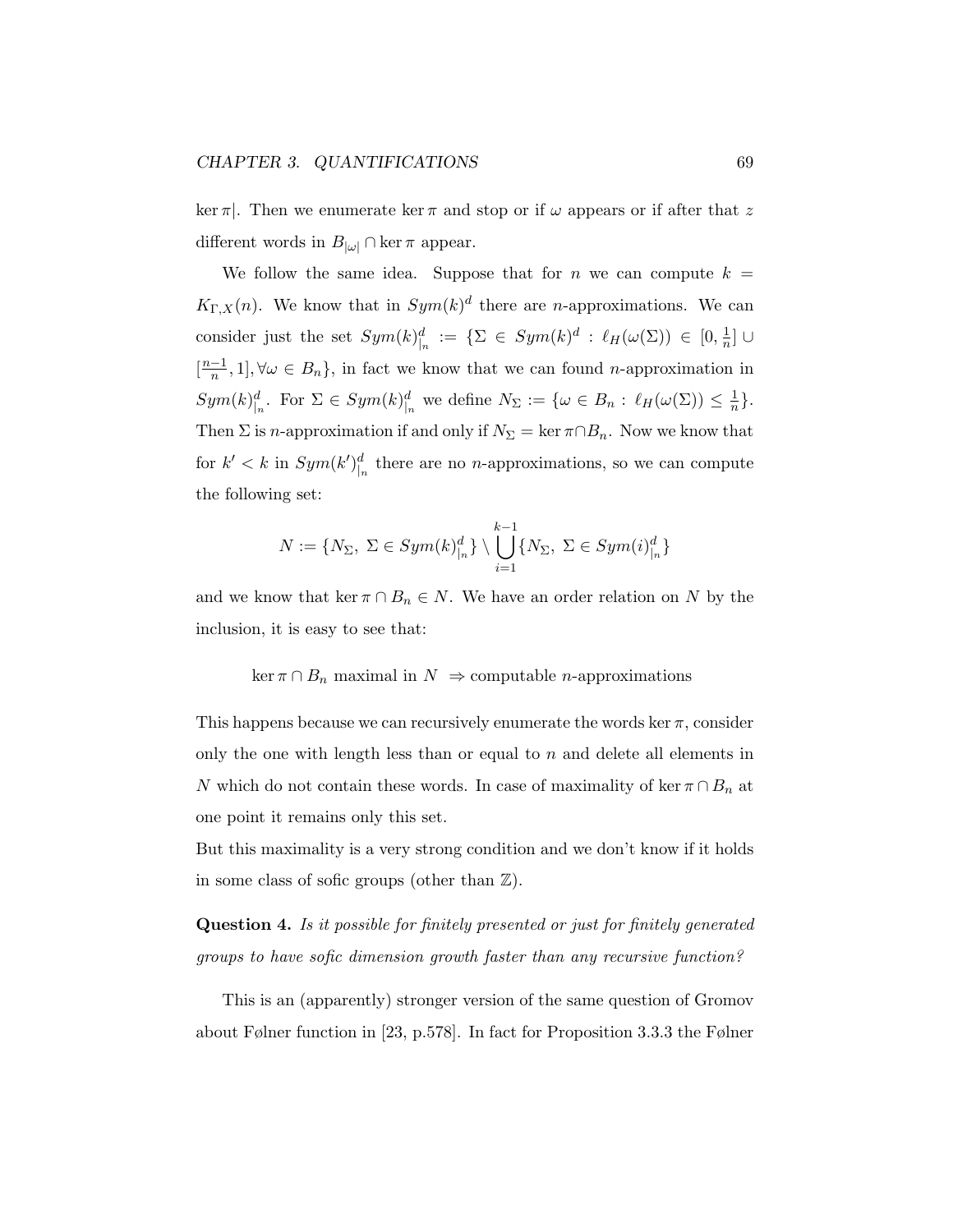$\ker \pi|$. Then we enumerate $\ker \pi$ and stop or if $\omega$ appears or if after that $z$ different words in $B_{|\omega|} \cap \ker \pi$ appear.

We follow the same idea. Suppose that for $n$ we can compute $k = K_{\Gamma,X}(n)$. We know that in $Sym(k)^d$ there are $n$-approximations. We can consider just the set $Sym(k)^d_{|_n} := \{\Sigma \in Sym(k)^d : \ell_H(\omega(\Sigma)) \in [0, \frac{1}{n}] \cup [\frac{n-1}{n}, 1], \forall \omega \in B_n\}$, in fact we know that we can found $n$-approximation in $Sym(k)^d_{|_n}$. For $\Sigma \in Sym(k)^d_{|_n}$ we define $N_\Sigma := \{\omega \in B_n : \ell_H(\omega(\Sigma)) \leq \frac{1}{n}\}$. Then $\Sigma$ is $n$-approximation if and only if $N_\Sigma = \ker \pi \cap B_n$. Now we know that for $k' < k$ in $Sym(k')^d_{|_n}$ there are no $n$-approximations, so we can compute the following set:

$$N := \{N_\Sigma,\ \Sigma \in Sym(k)^d_{|_n}\} \setminus \bigcup_{i=1}^{k-1} \{N_\Sigma,\ \Sigma \in Sym(i)^d_{|_n}\}$$

and we know that $\ker \pi \cap B_n \in N$. We have an order relation on $N$ by the inclusion, it is easy to see that:

$$\ker \pi \cap B_n \text{ maximal in } N \ \Rightarrow \text{computable } n\text{-approximations}$$

This happens because we can recursively enumerate the words $\ker \pi$, consider only the one with length less than or equal to $n$ and delete all elements in $N$ which do not contain these words. In case of maximality of $\ker \pi \cap B_n$ at one point it remains only this set.

But this maximality is a very strong condition and we don't know if it holds in some class of sofic groups (other than $\mathbb{Z}$).

**Question 4.** *Is it possible for finitely presented or just for finitely generated groups to have sofic dimension growth faster than any recursive function?*

This is an (apparently) stronger version of the same question of Gromov about Følner function in [23, p.578]. In fact for Proposition 3.3.3 the Følner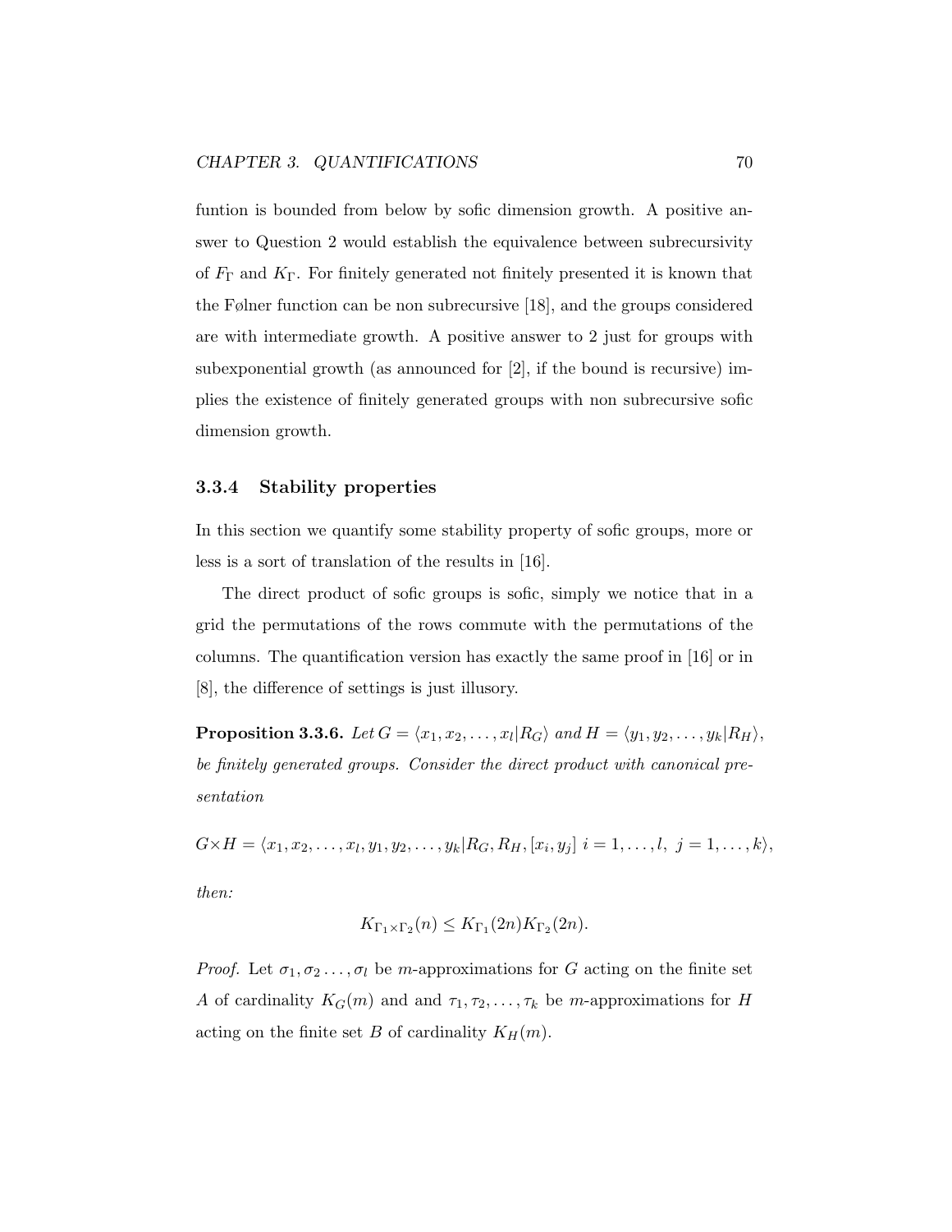funtion is bounded from below by sofic dimension growth. A positive answer to Question 2 would establish the equivalence between subrecursivity of $F_\Gamma$ and $K_\Gamma$. For finitely generated not finitely presented it is known that the Følner function can be non subrecursive [18], and the groups considered are with intermediate growth. A positive answer to 2 just for groups with subexponential growth (as announced for [2], if the bound is recursive) implies the existence of finitely generated groups with non subrecursive sofic dimension growth.

### 3.3.4 Stability properties

In this section we quantify some stability property of sofic groups, more or less is a sort of translation of the results in [16].

The direct product of sofic groups is sofic, simply we notice that in a grid the permutations of the rows commute with the permutations of the columns. The quantification version has exactly the same proof in [16] or in [8], the difference of settings is just illusory.

**Proposition 3.3.6.** *Let $G = \langle x_1, x_2, \ldots, x_l | R_G\rangle$ and $H = \langle y_1, y_2, \ldots, y_k | R_H\rangle$, be finitely generated groups. Consider the direct product with canonical presentation*

$$G\times H = \langle x_1, x_2, \ldots, x_l, y_1, y_2, \ldots, y_k | R_G, R_H, [x_i, y_j]\ i = 1, \ldots, l,\ j = 1, \ldots, k\rangle,$$

*then:*

$$K_{\Gamma_1\times\Gamma_2}(n) \leq K_{\Gamma_1}(2n)K_{\Gamma_2}(2n).$$

*Proof.* Let $\sigma_1, \sigma_2 \ldots, \sigma_l$ be $m$-approximations for $G$ acting on the finite set $A$ of cardinality $K_G(m)$ and and $\tau_1, \tau_2, \ldots, \tau_k$ be $m$-approximations for $H$ acting on the finite set $B$ of cardinality $K_H(m)$.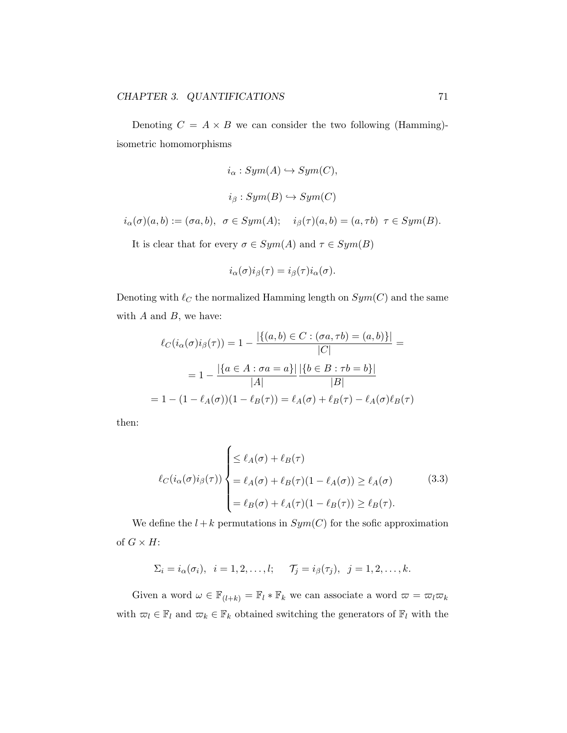Denoting $C = A \times B$ we can consider the two following (Hamming)-isometric homomorphisms

$$i_\alpha : Sym(A) \hookrightarrow Sym(C),$$

$$i_\beta : Sym(B) \hookrightarrow Sym(C)$$

$$i_\alpha(\sigma)(a,b) := (\sigma a, b), \;\; \sigma \in Sym(A); \quad i_\beta(\tau)(a,b) = (a, \tau b) \;\; \tau \in Sym(B).$$

It is clear that for every $\sigma \in Sym(A)$ and $\tau \in Sym(B)$

$$i_\alpha(\sigma) i_\beta(\tau) = i_\beta(\tau) i_\alpha(\sigma).$$

Denoting with $\ell_C$ the normalized Hamming length on $Sym(C)$ and the same with $A$ and $B$, we have:

$$\ell_C(i_\alpha(\sigma) i_\beta(\tau)) = 1 - \frac{|\{(a,b) \in C : (\sigma a, \tau b) = (a,b)\}|}{|C|} =$$

$$= 1 - \frac{|\{a \in A : \sigma a = a\}|}{|A|} \frac{|\{b \in B : \tau b = b\}|}{|B|}$$

$$= 1 - (1 - \ell_A(\sigma))(1 - \ell_B(\tau)) = \ell_A(\sigma) + \ell_B(\tau) - \ell_A(\sigma)\ell_B(\tau)$$

then:

$$\ell_C(i_\alpha(\sigma) i_\beta(\tau)) \begin{cases} \leq \ell_A(\sigma) + \ell_B(\tau) \\ = \ell_A(\sigma) + \ell_B(\tau)(1 - \ell_A(\sigma)) \geq \ell_A(\sigma) \\ = \ell_B(\sigma) + \ell_A(\tau)(1 - \ell_B(\tau)) \geq \ell_B(\tau). \end{cases} \tag{3.3}$$

We define the $l + k$ permutations in $Sym(C)$ for the sofic approximation of $G \times H$:

$$\Sigma_i = i_\alpha(\sigma_i), \;\; i = 1, 2, \ldots, l; \qquad \mathcal{T}_j = i_\beta(\tau_j), \;\; j = 1, 2, \ldots, k.$$

Given a word $\omega \in \mathbb{F}_{(l+k)} = \mathbb{F}_l * \mathbb{F}_k$ we can associate a word $\varpi = \varpi_l \varpi_k$ with $\varpi_l \in \mathbb{F}_l$ and $\varpi_k \in \mathbb{F}_k$ obtained switching the generators of $\mathbb{F}_l$ with the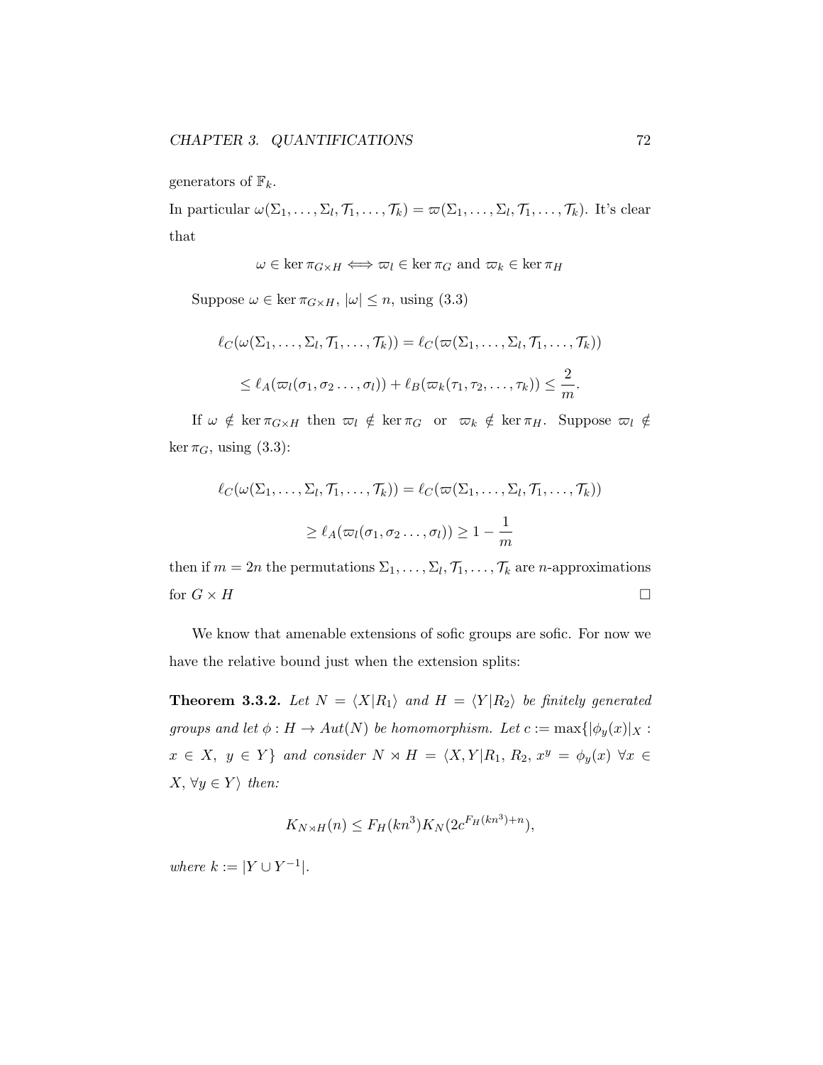generators of $\mathbb{F}_k$.

In particular $\omega(\Sigma_1, \ldots, \Sigma_l, \mathcal{T}_1, \ldots, \mathcal{T}_k) = \varpi(\Sigma_1, \ldots, \Sigma_l, \mathcal{T}_1, \ldots, \mathcal{T}_k)$. It's clear that

$$\omega \in \ker \pi_{G\times H} \iff \varpi_l \in \ker \pi_G \text{ and } \varpi_k \in \ker \pi_H$$

Suppose $\omega \in \ker \pi_{G\times H}$, $|\omega| \leq n$, using (3.3)

$$\ell_C(\omega(\Sigma_1, \ldots, \Sigma_l, \mathcal{T}_1, \ldots, \mathcal{T}_k)) = \ell_C(\varpi(\Sigma_1, \ldots, \Sigma_l, \mathcal{T}_1, \ldots, \mathcal{T}_k))$$

$$\leq \ell_A(\varpi_l(\sigma_1, \sigma_2 \ldots, \sigma_l)) + \ell_B(\varpi_k(\tau_1, \tau_2, \ldots, \tau_k)) \leq \frac{2}{m}.$$

If $\omega \notin \ker \pi_{G\times H}$ then $\varpi_l \notin \ker \pi_G$ or $\varpi_k \notin \ker \pi_H$. Suppose $\varpi_l \notin \ker \pi_G$, using (3.3):

$$\ell_C(\omega(\Sigma_1, \ldots, \Sigma_l, \mathcal{T}_1, \ldots, \mathcal{T}_k)) = \ell_C(\varpi(\Sigma_1, \ldots, \Sigma_l, \mathcal{T}_1, \ldots, \mathcal{T}_k))$$

$$\geq \ell_A(\varpi_l(\sigma_1, \sigma_2 \ldots, \sigma_l)) \geq 1 - \frac{1}{m}$$

then if $m = 2n$ the permutations $\Sigma_1, \ldots, \Sigma_l, \mathcal{T}_1, \ldots, \mathcal{T}_k$ are $n$-approximations for $G \times H$ $\square$

We know that amenable extensions of sofic groups are sofic. For now we have the relative bound just when the extension splits:

**Theorem 3.3.2.** *Let $N = \langle X|R_1\rangle$ and $H = \langle Y|R_2\rangle$ be finitely generated groups and let $\phi : H \to Aut(N)$ be homomorphism. Let $c := \max\{|\phi_y(x)|_X : x \in X,\ y \in Y\}$ and consider $N \rtimes H = \langle X, Y|R_1,\, R_2,\, x^y = \phi_y(x)\ \forall x \in X, \forall y \in Y\rangle$ then:*

$$K_{N\rtimes H}(n) \leq F_H(kn^3)K_N(2c^{F_H(kn^3)+n}),$$

*where $k := |Y \cup Y^{-1}|$.*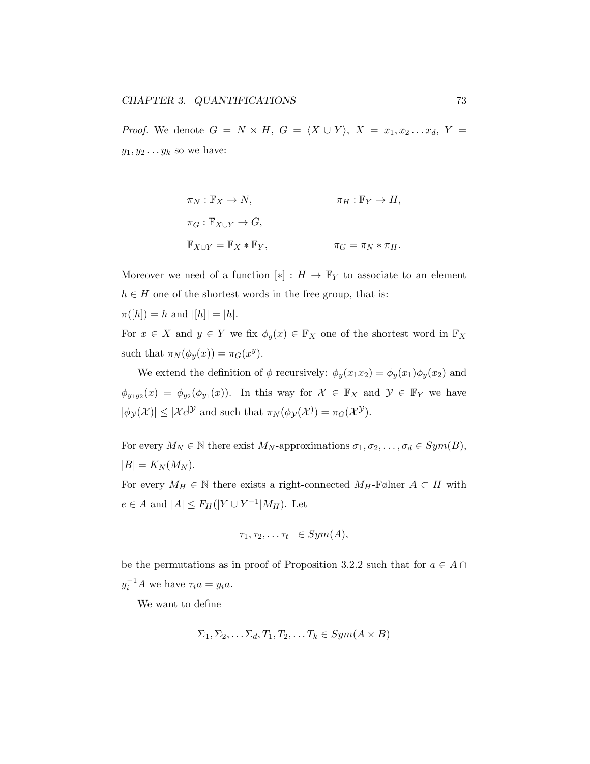*Proof.* We denote $G = N \rtimes H$, $G = \langle X \cup Y \rangle$, $X = x_1, x_2 \dots x_d$, $Y = y_1, y_2 \dots y_k$ so we have:

$$\pi_N : \mathbb{F}_X \to N, \qquad \pi_H : \mathbb{F}_Y \to H,$$

$$\pi_G : \mathbb{F}_{X \cup Y} \to G,$$

$$\mathbb{F}_{X \cup Y} = \mathbb{F}_X * \mathbb{F}_Y, \qquad \pi_G = \pi_N * \pi_H.$$

Moreover we need of a function $[*] : H \to \mathbb{F}_Y$ to associate to an element $h \in H$ one of the shortest words in the free group, that is:

$\pi([h]) = h$ and $|[h]| = |h|$.

For $x \in X$ and $y \in Y$ we fix $\phi_y(x) \in \mathbb{F}_X$ one of the shortest word in $\mathbb{F}_X$ such that $\pi_N(\phi_y(x)) = \pi_G(x^y)$.

We extend the definition of $\phi$ recursively: $\phi_y(x_1 x_2) = \phi_y(x_1)\phi_y(x_2)$ and $\phi_{y_1 y_2}(x) = \phi_{y_2}(\phi_{y_1}(x))$. In this way for $\mathcal{X} \in \mathbb{F}_X$ and $\mathcal{Y} \in \mathbb{F}_Y$ we have $|\phi_{\mathcal{Y}}(\mathcal{X})| \leq |\mathcal{X} c^{|\mathcal{Y}}$ and such that $\pi_N(\phi_{\mathcal{Y}}(\mathcal{X}^)) = \pi_G(\mathcal{X}^{\mathcal{Y}})$.

For every $M_N \in \mathbb{N}$ there exist $M_N$-approximations $\sigma_1, \sigma_2, \dots, \sigma_d \in Sym(B)$, $|B| = K_N(M_N)$.

For every $M_H \in \mathbb{N}$ there exists a right-connected $M_H$-Følner $A \subset H$ with $e \in A$ and $|A| \leq F_H(|Y \cup Y^{-1}| M_H)$. Let

$$\tau_1, \tau_2, \dots \tau_t \ \in Sym(A),$$

be the permutations as in proof of Proposition 3.2.2 such that for $a \in A \cap y_i^{-1} A$ we have $\tau_i a = y_i a$.

We want to define

$$\Sigma_1, \Sigma_2, \dots \Sigma_d, T_1, T_2, \dots T_k \in Sym(A \times B)$$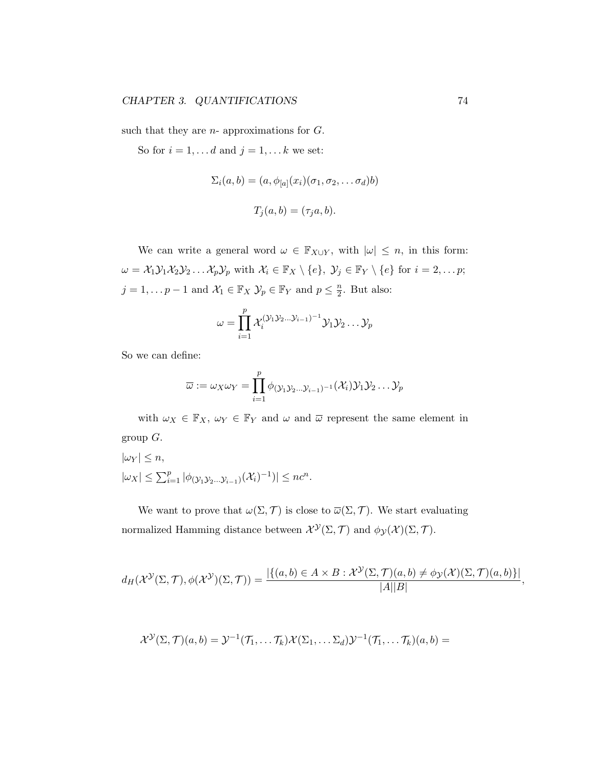such that they are $n$- approximations for $G$.

So for $i = 1, \dots d$ and $j = 1, \dots k$ we set:

$$\Sigma_i(a, b) = (a, \phi_{[a]}(x_i)(\sigma_1, \sigma_2, \dots \sigma_d)b)$$

$$T_j(a, b) = (\tau_j a, b).$$

We can write a general word $\omega \in \mathbb{F}_{X \cup Y}$, with $|\omega| \leq n$, in this form: $\omega = \mathcal{X}_1 \mathcal{Y}_1 \mathcal{X}_2 \mathcal{Y}_2 \dots \mathcal{X}_p \mathcal{Y}_p$ with $\mathcal{X}_i \in \mathbb{F}_X \setminus \{e\}$, $\mathcal{Y}_j \in \mathbb{F}_Y \setminus \{e\}$ for $i = 2, \dots p$; $j = 1, \dots p-1$ and $\mathcal{X}_1 \in \mathbb{F}_X$ $\mathcal{Y}_p \in \mathbb{F}_Y$ and $p \leq \frac{n}{2}$. But also:

$$\omega = \prod_{i=1}^{p} \mathcal{X}_i^{(\mathcal{Y}_1 \mathcal{Y}_2 \dots \mathcal{Y}_{i-1})^{-1}} \mathcal{Y}_1 \mathcal{Y}_2 \dots \mathcal{Y}_p$$

So we can define:

$$\overline{\omega} := \omega_X \omega_Y = \prod_{i=1}^{p} \phi_{(\mathcal{Y}_1 \mathcal{Y}_2 \dots \mathcal{Y}_{i-1})^{-1}}(\mathcal{X}_i) \mathcal{Y}_1 \mathcal{Y}_2 \dots \mathcal{Y}_p$$

with $\omega_X \in \mathbb{F}_X$, $\omega_Y \in \mathbb{F}_Y$ and $\omega$ and $\overline{\omega}$ represent the same element in group $G$.

$|\omega_Y| \leq n$,

$|\omega_X| \leq \sum_{i=1}^{p} |\phi_{(\mathcal{Y}_1 \mathcal{Y}_2 \dots \mathcal{Y}_{i-1})}(\mathcal{X}_i)^{-1})| \leq nc^n$.

We want to prove that $\omega(\Sigma, \mathcal{T})$ is close to $\overline{\omega}(\Sigma, \mathcal{T})$. We start evaluating normalized Hamming distance between $\mathcal{X}^{\mathcal{Y}}(\Sigma, \mathcal{T})$ and $\phi_{\mathcal{Y}}(\mathcal{X})(\Sigma, \mathcal{T})$.

$$d_H(\mathcal{X}^{\mathcal{Y}}(\Sigma, \mathcal{T}), \phi(\mathcal{X}^{\mathcal{Y}})(\Sigma, \mathcal{T})) = \frac{|\{(a, b) \in A \times B : \mathcal{X}^{\mathcal{Y}}(\Sigma, \mathcal{T})(a, b) \neq \phi_{\mathcal{Y}}(\mathcal{X})(\Sigma, \mathcal{T})(a, b)\}|}{|A||B|},$$

$$\mathcal{X}^{\mathcal{Y}}(\Sigma, \mathcal{T})(a, b) = \mathcal{Y}^{-1}(\mathcal{T}_1, \dots \mathcal{T}_k)\mathcal{X}(\Sigma_1, \dots \Sigma_d)\mathcal{Y}^{-1}(\mathcal{T}_1, \dots \mathcal{T}_k)(a, b) =$$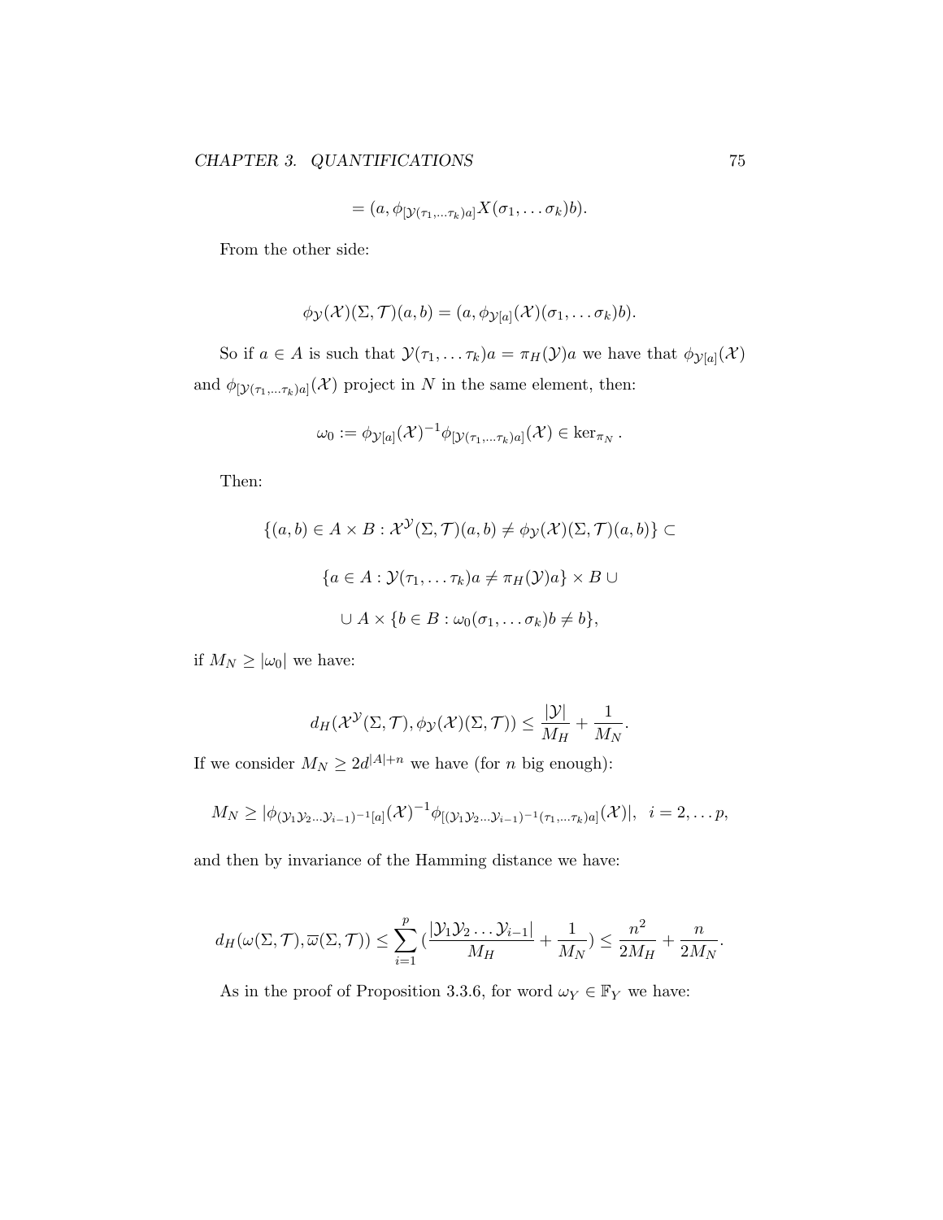$$= (a, \phi_{[\mathcal{Y}(\tau_1,\dots\tau_k)a]}X(\sigma_1,\dots\sigma_k)b).$$

From the other side:

$$\phi_{\mathcal{Y}}(\mathcal{X})(\Sigma,\mathcal{T})(a,b) = (a, \phi_{\mathcal{Y}[a]}(\mathcal{X})(\sigma_1,\dots\sigma_k)b).$$

So if $a \in A$ is such that $\mathcal{Y}(\tau_1,\dots\tau_k)a = \pi_H(\mathcal{Y})a$ we have that $\phi_{\mathcal{Y}[a]}(\mathcal{X})$ and $\phi_{[\mathcal{Y}(\tau_1,\dots\tau_k)a]}(\mathcal{X})$ project in $N$ in the same element, then:

$$\omega_0 := \phi_{\mathcal{Y}[a]}(\mathcal{X})^{-1}\phi_{[\mathcal{Y}(\tau_1,\dots\tau_k)a]}(\mathcal{X}) \in \ker_{\pi_N}.$$

Then:

$$\{(a,b) \in A \times B : \mathcal{X}^{\mathcal{Y}}(\Sigma,\mathcal{T})(a,b) \neq \phi_{\mathcal{Y}}(\mathcal{X})(\Sigma,\mathcal{T})(a,b)\} \subset$$

$$\{a \in A : \mathcal{Y}(\tau_1,\dots\tau_k)a \neq \pi_H(\mathcal{Y})a\} \times B \,\cup$$

$$\cup\, A \times \{b \in B : \omega_0(\sigma_1,\dots\sigma_k)b \neq b\},$$

if $M_N \geq |\omega_0|$ we have:

$$d_H(\mathcal{X}^{\mathcal{Y}}(\Sigma,\mathcal{T}), \phi_{\mathcal{Y}}(\mathcal{X})(\Sigma,\mathcal{T})) \leq \frac{|\mathcal{Y}|}{M_H} + \frac{1}{M_N}.$$

If we consider $M_N \geq 2d^{|A|+n}$ we have (for $n$ big enough):

$$M_N \geq |\phi_{(\mathcal{Y}_1\mathcal{Y}_2\dots\mathcal{Y}_{i-1})^{-1}[a]}(\mathcal{X})^{-1}\phi_{[(\mathcal{Y}_1\mathcal{Y}_2\dots\mathcal{Y}_{i-1})^{-1}(\tau_1,\dots\tau_k)a]}(\mathcal{X})|, \quad i = 2,\dots p,$$

and then by invariance of the Hamming distance we have:

$$d_H(\omega(\Sigma,\mathcal{T}), \overline{\omega}(\Sigma,\mathcal{T})) \leq \sum_{i=1}^{p}\left(\frac{|\mathcal{Y}_1\mathcal{Y}_2\dots\mathcal{Y}_{i-1}|}{M_H} + \frac{1}{M_N}\right) \leq \frac{n^2}{2M_H} + \frac{n}{2M_N}.$$

As in the proof of Proposition 3.3.6, for word $\omega_Y \in \mathbb{F}_Y$ we have: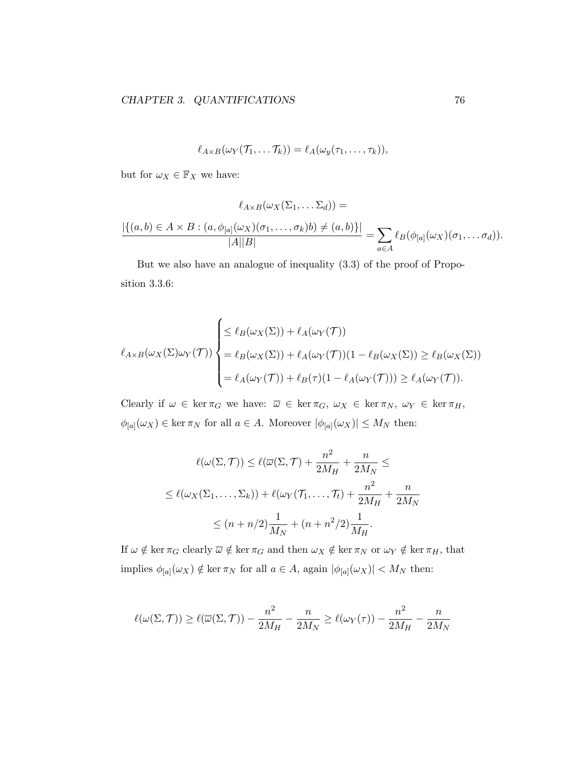$$\ell_{A\times B}(\omega_Y(\mathcal{T}_1,\dots \mathcal{T}_k)) = \ell_A(\omega_y(\tau_1,\dots,\tau_k)),$$

but for $\omega_X \in \mathbb{F}_X$ we have:

$$\ell_{A\times B}(\omega_X(\Sigma_1,\dots \Sigma_d)) =$$

$$\frac{|\{(a,b)\in A\times B : (a,\phi_{[a]}(\omega_X)(\sigma_1,\dots,\sigma_k)b) \neq (a,b)\}|}{|A||B|} = \sum_{a\in A} \ell_B(\phi_{[a]}(\omega_X)(\sigma_1,\dots \sigma_d)).$$

But we also have an analogue of inequality (3.3) of the proof of Proposition 3.3.6:

$$\ell_{A\times B}(\omega_X(\Sigma)\omega_Y(\mathcal{T})) \begin{cases} \leq \ell_B(\omega_X(\Sigma)) + \ell_A(\omega_Y(\mathcal{T})) \\ = \ell_B(\omega_X(\Sigma)) + \ell_A(\omega_Y(\mathcal{T}))(1-\ell_B(\omega_X(\Sigma)) \geq \ell_B(\omega_X(\Sigma)) \\ = \ell_A(\omega_Y(\mathcal{T})) + \ell_B(\tau)(1-\ell_A(\omega_Y(\mathcal{T}))) \geq \ell_A(\omega_Y(\mathcal{T})). \end{cases}$$

Clearly if $\omega \in \ker \pi_G$ we have: $\overline{\omega} \in \ker \pi_G$, $\omega_X \in \ker \pi_N$, $\omega_Y \in \ker \pi_H$, $\phi_{[a]}(\omega_X) \in \ker \pi_N$ for all $a \in A$. Moreover $|\phi_{[a]}(\omega_X)| \leq M_N$ then:

$$\ell(\omega(\Sigma,\mathcal{T})) \leq \ell(\overline{\omega}(\Sigma,\mathcal{T}) + \frac{n^2}{2M_H} + \frac{n}{2M_N} \leq$$

$$\leq \ell(\omega_X(\Sigma_1,\dots,\Sigma_k)) + \ell(\omega_Y(\mathcal{T}_1,\dots,\mathcal{T}_t) + \frac{n^2}{2M_H} + \frac{n}{2M_N}$$

$$\leq (n+n/2)\frac{1}{M_N} + (n+n^2/2)\frac{1}{M_H}.$$

If $\omega \notin \ker \pi_G$ clearly $\overline{\omega} \notin \ker \pi_G$ and then $\omega_X \notin \ker \pi_N$ or $\omega_Y \notin \ker \pi_H$, that implies $\phi_{[a]}(\omega_X) \notin \ker \pi_N$ for all $a \in A$, again $|\phi_{[a]}(\omega_X)| < M_N$ then:

$$\ell(\omega(\Sigma,\mathcal{T})) \geq \ell(\overline{\omega}(\Sigma,\mathcal{T})) - \frac{n^2}{2M_H} - \frac{n}{2M_N} \geq \ell(\omega_Y(\tau)) - \frac{n^2}{2M_H} - \frac{n}{2M_N}$$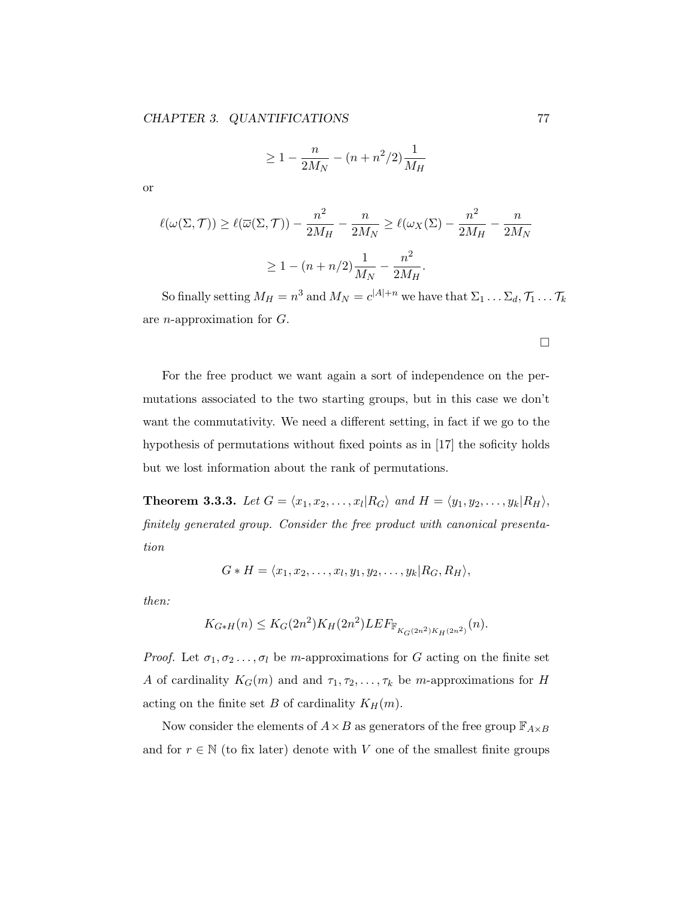$$\geq 1 - \frac{n}{2M_N} - (n + n^2/2)\frac{1}{M_H}$$

or

$$\ell(\omega(\Sigma, \mathcal{T})) \geq \ell(\overline{\omega}(\Sigma, \mathcal{T})) - \frac{n^2}{2M_H} - \frac{n}{2M_N} \geq \ell(\omega_X(\Sigma) - \frac{n^2}{2M_H} - \frac{n}{2M_N}$$

$$\geq 1 - (n + n/2)\frac{1}{M_N} - \frac{n^2}{2M_H}.$$

So finally setting $M_H = n^3$ and $M_N = c^{|A|+n}$ we have that $\Sigma_1 \ldots \Sigma_d, \mathcal{T}_1 \ldots \mathcal{T}_k$ are $n$-approximation for $G$.

□

For the free product we want again a sort of independence on the permutations associated to the two starting groups, but in this case we don't want the commutativity. We need a different setting, in fact if we go to the hypothesis of permutations without fixed points as in [17] the soficity holds but we lost information about the rank of permutations.

**Theorem 3.3.3.** *Let $G = \langle x_1, x_2, \ldots, x_l | R_G \rangle$ and $H = \langle y_1, y_2, \ldots, y_k | R_H \rangle$, finitely generated group. Consider the free product with canonical presentation*

$$G * H = \langle x_1, x_2, \ldots, x_l, y_1, y_2, \ldots, y_k | R_G, R_H \rangle,$$

*then:*

$$K_{G*H}(n) \leq K_G(2n^2) K_H(2n^2) LEF_{\mathbb{F}_{K_G(2n^2)K_H(2n^2)}}(n).$$

*Proof.* Let $\sigma_1, \sigma_2 \ldots, \sigma_l$ be $m$-approximations for $G$ acting on the finite set $A$ of cardinality $K_G(m)$ and and $\tau_1, \tau_2, \ldots, \tau_k$ be $m$-approximations for $H$ acting on the finite set $B$ of cardinality $K_H(m)$.

Now consider the elements of $A \times B$ as generators of the free group $\mathbb{F}_{A \times B}$ and for $r \in \mathbb{N}$ (to fix later) denote with $V$ one of the smallest finite groups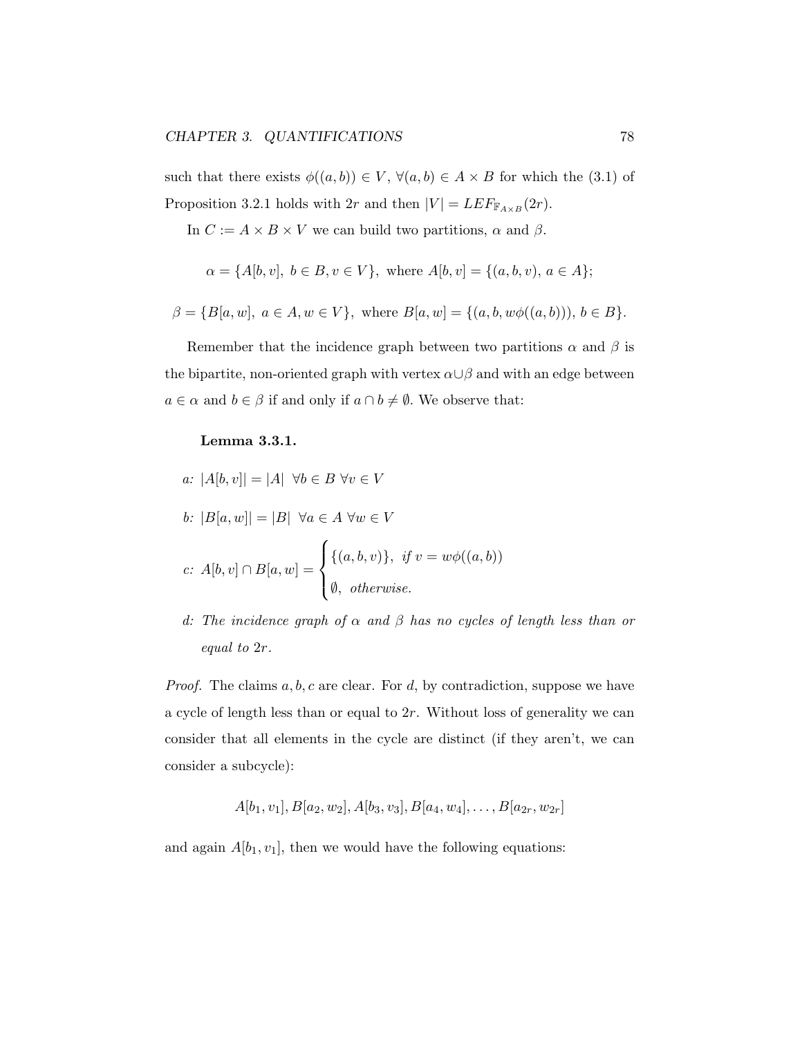such that there exists $\phi((a,b)) \in V$, $\forall (a,b) \in A \times B$ for which the (3.1) of Proposition 3.2.1 holds with $2r$ and then $|V| = LEF_{\mathbb{F}_{A\times B}}(2r)$.

In $C := A \times B \times V$ we can build two partitions, $\alpha$ and $\beta$.

$$\alpha = \{A[b,v],\ b \in B, v \in V\}, \text{ where } A[b,v] = \{(a,b,v),\ a \in A\};$$

$$\beta = \{B[a,w],\ a \in A, w \in V\}, \text{ where } B[a,w] = \{(a,b,w\phi((a,b))),\ b \in B\}.$$

Remember that the incidence graph between two partitions $\alpha$ and $\beta$ is the bipartite, non-oriented graph with vertex $\alpha \cup \beta$ and with an edge between $a \in \alpha$ and $b \in \beta$ if and only if $a \cap b \neq \emptyset$. We observe that:

**Lemma 3.3.1.**

*a:* $|A[b,v]| = |A| \ \ \forall b \in B \ \forall v \in V$

*b:* $|B[a,w]| = |B| \ \ \forall a \in A \ \forall w \in V$

*c:* $A[b,v] \cap B[a,w] = \begin{cases} \{(a,b,v)\}, & \textit{if } v = w\phi((a,b)) \\ \emptyset, & \textit{otherwise.} \end{cases}$

*d: The incidence graph of $\alpha$ and $\beta$ has no cycles of length less than or equal to $2r$.*

*Proof.* The claims $a, b, c$ are clear. For $d$, by contradiction, suppose we have a cycle of length less than or equal to $2r$. Without loss of generality we can consider that all elements in the cycle are distinct (if they aren't, we can consider a subcycle):

$$A[b_1,v_1], B[a_2,w_2], A[b_3,v_3], B[a_4,w_4], \ldots, B[a_{2r},w_{2r}]$$

and again $A[b_1,v_1]$, then we would have the following equations: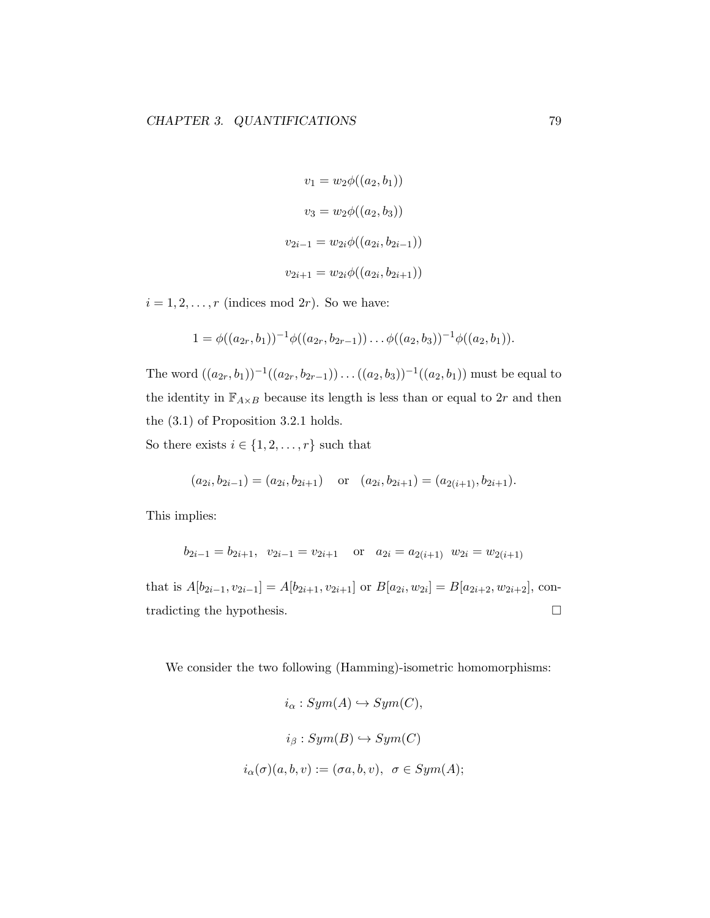$$v_1 = w_2 \phi((a_2, b_1))$$

$$v_3 = w_2 \phi((a_2, b_3))$$

$$v_{2i-1} = w_{2i} \phi((a_{2i}, b_{2i-1}))$$

$$v_{2i+1} = w_{2i} \phi((a_{2i}, b_{2i+1}))$$

$i = 1, 2, \ldots, r$ (indices mod $2r$). So we have:

$$1 = \phi((a_{2r}, b_1))^{-1} \phi((a_{2r}, b_{2r-1})) \ldots \phi((a_2, b_3))^{-1} \phi((a_2, b_1)).$$

The word $((a_{2r}, b_1))^{-1}((a_{2r}, b_{2r-1})) \ldots ((a_2, b_3))^{-1}((a_2, b_1))$ must be equal to the identity in $\mathbb{F}_{A \times B}$ because its length is less than or equal to $2r$ and then the (3.1) of Proposition 3.2.1 holds.
So there exists $i \in \{1, 2, \ldots, r\}$ such that

$$(a_{2i}, b_{2i-1}) = (a_{2i}, b_{2i+1}) \quad \text{or} \quad (a_{2i}, b_{2i+1}) = (a_{2(i+1)}, b_{2i+1}).$$

This implies:

$$b_{2i-1} = b_{2i+1}, \;\; v_{2i-1} = v_{2i+1} \quad \text{or} \quad a_{2i} = a_{2(i+1)} \;\; w_{2i} = w_{2(i+1)}$$

that is $A[b_{2i-1}, v_{2i-1}] = A[b_{2i+1}, v_{2i+1}]$ or $B[a_{2i}, w_{2i}] = B[a_{2i+2}, w_{2i+2}]$, contradicting the hypothesis. □

We consider the two following (Hamming)-isometric homomorphisms:

$$i_\alpha : Sym(A) \hookrightarrow Sym(C),$$

$$i_\beta : Sym(B) \hookrightarrow Sym(C)$$

$$i_\alpha(\sigma)(a, b, v) := (\sigma a, b, v), \;\; \sigma \in Sym(A);$$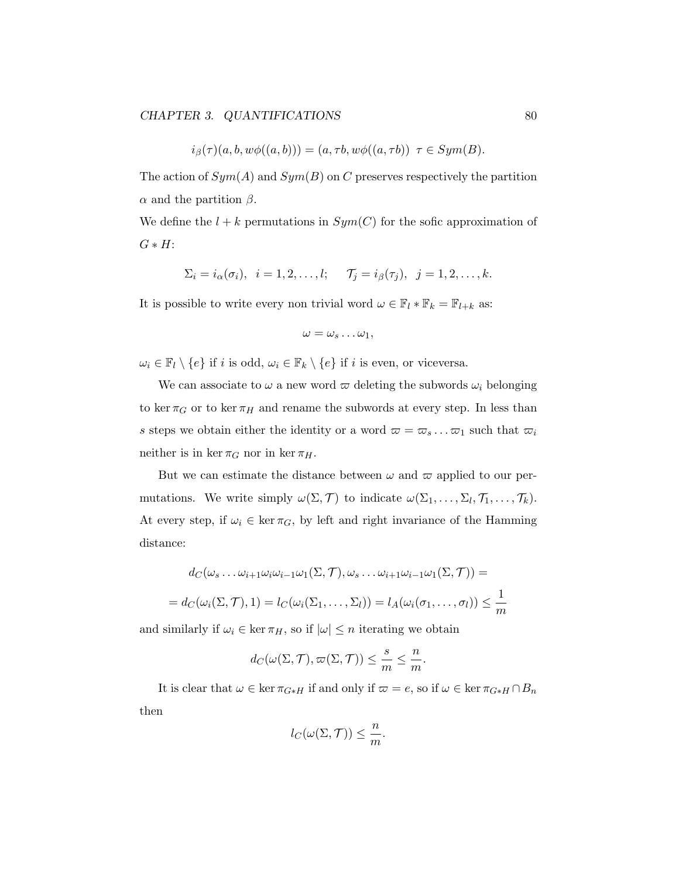$$i_\beta(\tau)(a, b, w\phi((a, b))) = (a, \tau b, w\phi((a, \tau b)) \;\; \tau \in Sym(B).$$

The action of $Sym(A)$ and $Sym(B)$ on $C$ preserves respectively the partition $\alpha$ and the partition $\beta$.

We define the $l+k$ permutations in $Sym(C)$ for the sofic approximation of $G * H$:

$$\Sigma_i = i_\alpha(\sigma_i), \;\; i = 1, 2, \ldots, l; \qquad \mathcal{T}_j = i_\beta(\tau_j), \;\; j = 1, 2, \ldots, k.$$

It is possible to write every non trivial word $\omega \in \mathbb{F}_l * \mathbb{F}_k = \mathbb{F}_{l+k}$ as:

$$\omega = \omega_s \ldots \omega_1,$$

$\omega_i \in \mathbb{F}_l \setminus \{e\}$ if $i$ is odd, $\omega_i \in \mathbb{F}_k \setminus \{e\}$ if $i$ is even, or viceversa.

We can associate to $\omega$ a new word $\varpi$ deleting the subwords $\omega_i$ belonging to $\ker \pi_G$ or to $\ker \pi_H$ and rename the subwords at every step. In less than $s$ steps we obtain either the identity or a word $\varpi = \varpi_s \ldots \varpi_1$ such that $\varpi_i$ neither is in $\ker \pi_G$ nor in $\ker \pi_H$.

But we can estimate the distance between $\omega$ and $\varpi$ applied to our permutations. We write simply $\omega(\Sigma, \mathcal{T})$ to indicate $\omega(\Sigma_1, \ldots, \Sigma_l, \mathcal{T}_1, \ldots, \mathcal{T}_k)$. At every step, if $\omega_i \in \ker \pi_G$, by left and right invariance of the Hamming distance:

$$d_C(\omega_s \ldots \omega_{i+1}\omega_i\omega_{i-1}\omega_1(\Sigma, \mathcal{T}), \omega_s \ldots \omega_{i+1}\omega_{i-1}\omega_1(\Sigma, \mathcal{T})) =$$

$$= d_C(\omega_i(\Sigma, \mathcal{T}), 1) = l_C(\omega_i(\Sigma_1, \ldots, \Sigma_l)) = l_A(\omega_i(\sigma_1, \ldots, \sigma_l)) \leq \frac{1}{m}$$

and similarly if $\omega_i \in \ker \pi_H$, so if $|\omega| \leq n$ iterating we obtain

$$d_C(\omega(\Sigma, \mathcal{T}), \varpi(\Sigma, \mathcal{T})) \leq \frac{s}{m} \leq \frac{n}{m}.$$

It is clear that $\omega \in \ker \pi_{G*H}$ if and only if $\varpi = e$, so if $\omega \in \ker \pi_{G*H} \cap B_n$ then

$$l_C(\omega(\Sigma, \mathcal{T})) \leq \frac{n}{m}.$$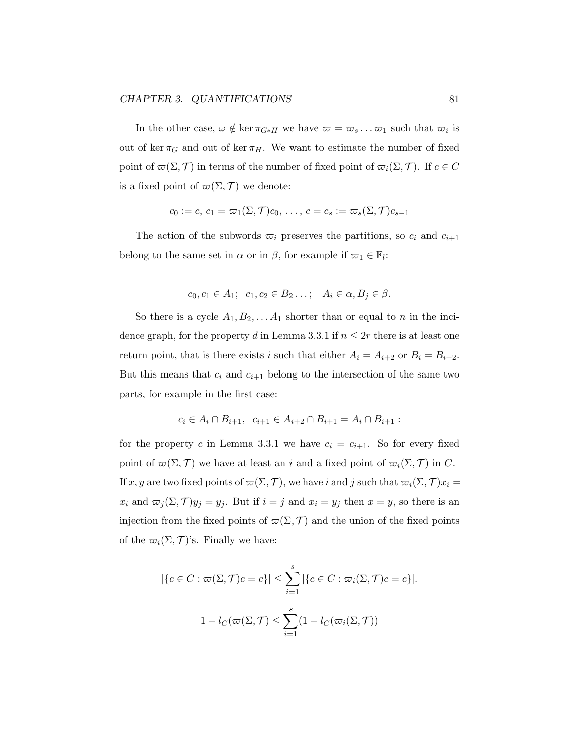In the other case, $\omega \notin \ker \pi_{G*H}$ we have $\varpi = \varpi_s \dots \varpi_1$ such that $\varpi_i$ is out of $\ker \pi_G$ and out of $\ker \pi_H$. We want to estimate the number of fixed point of $\varpi(\Sigma, \mathcal{T})$ in terms of the number of fixed point of $\varpi_i(\Sigma, \mathcal{T})$. If $c \in C$ is a fixed point of $\varpi(\Sigma, \mathcal{T})$ we denote:

$$c_0 := c,\ c_1 = \varpi_1(\Sigma, \mathcal{T})c_0,\ \dots,\ c = c_s := \varpi_s(\Sigma, \mathcal{T})c_{s-1}$$

The action of the subwords $\varpi_i$ preserves the partitions, so $c_i$ and $c_{i+1}$ belong to the same set in $\alpha$ or in $\beta$, for example if $\varpi_1 \in \mathbb{F}_l$:

$$c_0, c_1 \in A_1;\ \ c_1, c_2 \in B_2 \dots; \quad A_i \in \alpha, B_j \in \beta.$$

So there is a cycle $A_1, B_2, \dots A_1$ shorter than or equal to $n$ in the incidence graph, for the property $d$ in Lemma 3.3.1 if $n \leq 2r$ there is at least one return point, that is there exists $i$ such that either $A_i = A_{i+2}$ or $B_i = B_{i+2}$. But this means that $c_i$ and $c_{i+1}$ belong to the intersection of the same two parts, for example in the first case:

$$c_i \in A_i \cap B_{i+1},\ \ c_{i+1} \in A_{i+2} \cap B_{i+1} = A_i \cap B_{i+1} :$$

for the property $c$ in Lemma 3.3.1 we have $c_i = c_{i+1}$. So for every fixed point of $\varpi(\Sigma, \mathcal{T})$ we have at least an $i$ and a fixed point of $\varpi_i(\Sigma, \mathcal{T})$ in $C$. If $x, y$ are two fixed points of $\varpi(\Sigma, \mathcal{T})$, we have $i$ and $j$ such that $\varpi_i(\Sigma, \mathcal{T})x_i = x_i$ and $\varpi_j(\Sigma, \mathcal{T})y_j = y_j$. But if $i = j$ and $x_i = y_j$ then $x = y$, so there is an injection from the fixed points of $\varpi(\Sigma, \mathcal{T})$ and the union of the fixed points of the $\varpi_i(\Sigma, \mathcal{T})$'s. Finally we have:

$$|\{c \in C : \varpi(\Sigma, \mathcal{T})c = c\}| \leq \sum_{i=1}^{s} |\{c \in C : \varpi_i(\Sigma, \mathcal{T})c = c\}|.$$

$$1 - l_C(\varpi(\Sigma, \mathcal{T}) \leq \sum_{i=1}^{s} (1 - l_C(\varpi_i(\Sigma, \mathcal{T}))$$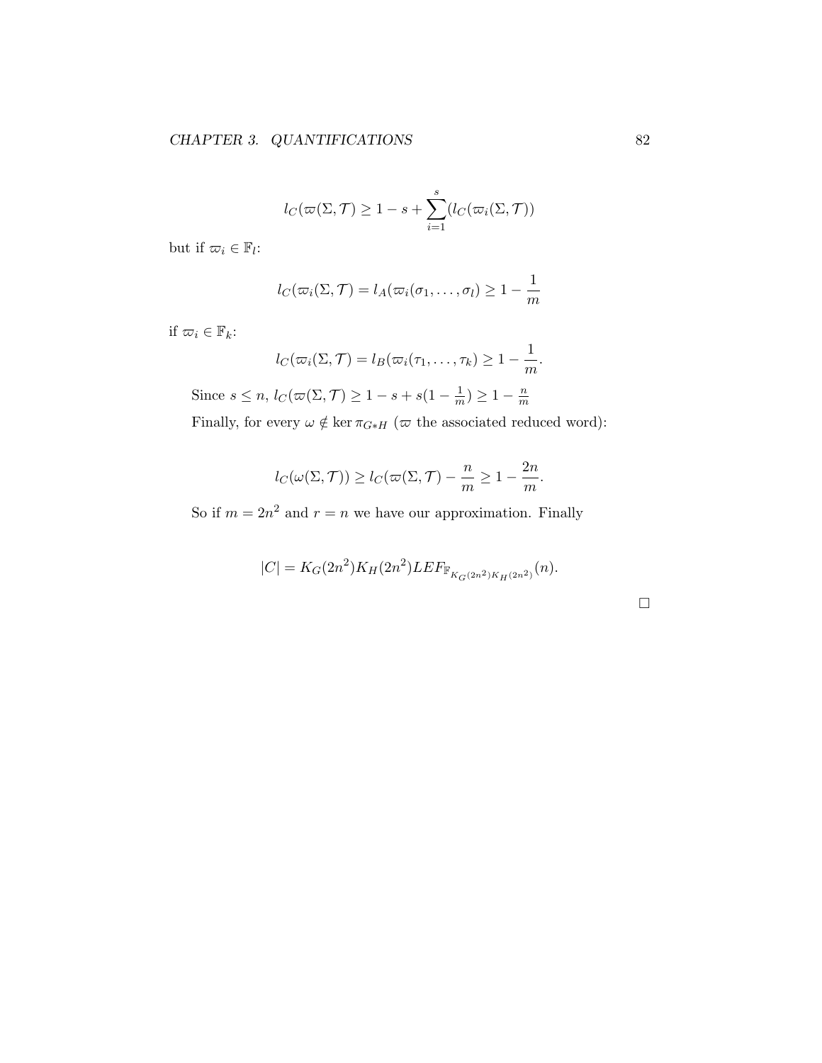$$l_C(\varpi(\Sigma, \mathcal{T}) \geq 1 - s + \sum_{i=1}^{s}(l_C(\varpi_i(\Sigma, \mathcal{T}))$$

but if $\varpi_i \in \mathbb{F}_l$:

$$l_C(\varpi_i(\Sigma, \mathcal{T}) = l_A(\varpi_i(\sigma_1, \ldots, \sigma_l) \geq 1 - \frac{1}{m}$$

if $\varpi_i \in \mathbb{F}_k$:

$$l_C(\varpi_i(\Sigma, \mathcal{T}) = l_B(\varpi_i(\tau_1, \ldots, \tau_k) \geq 1 - \frac{1}{m}.$$

Since $s \leq n$, $l_C(\varpi(\Sigma, \mathcal{T}) \geq 1 - s + s(1 - \frac{1}{m}) \geq 1 - \frac{n}{m}$

Finally, for every $\omega \notin \ker \pi_{G*H}$ ($\varpi$ the associated reduced word):

$$l_C(\omega(\Sigma, \mathcal{T})) \geq l_C(\varpi(\Sigma, \mathcal{T}) - \frac{n}{m} \geq 1 - \frac{2n}{m}.$$

So if $m = 2n^2$ and $r = n$ we have our approximation. Finally

$$|C| = K_G(2n^2)K_H(2n^2)LEF_{\mathbb{F}_{K_G(2n^2)K_H(2n^2)}}(n).$$

□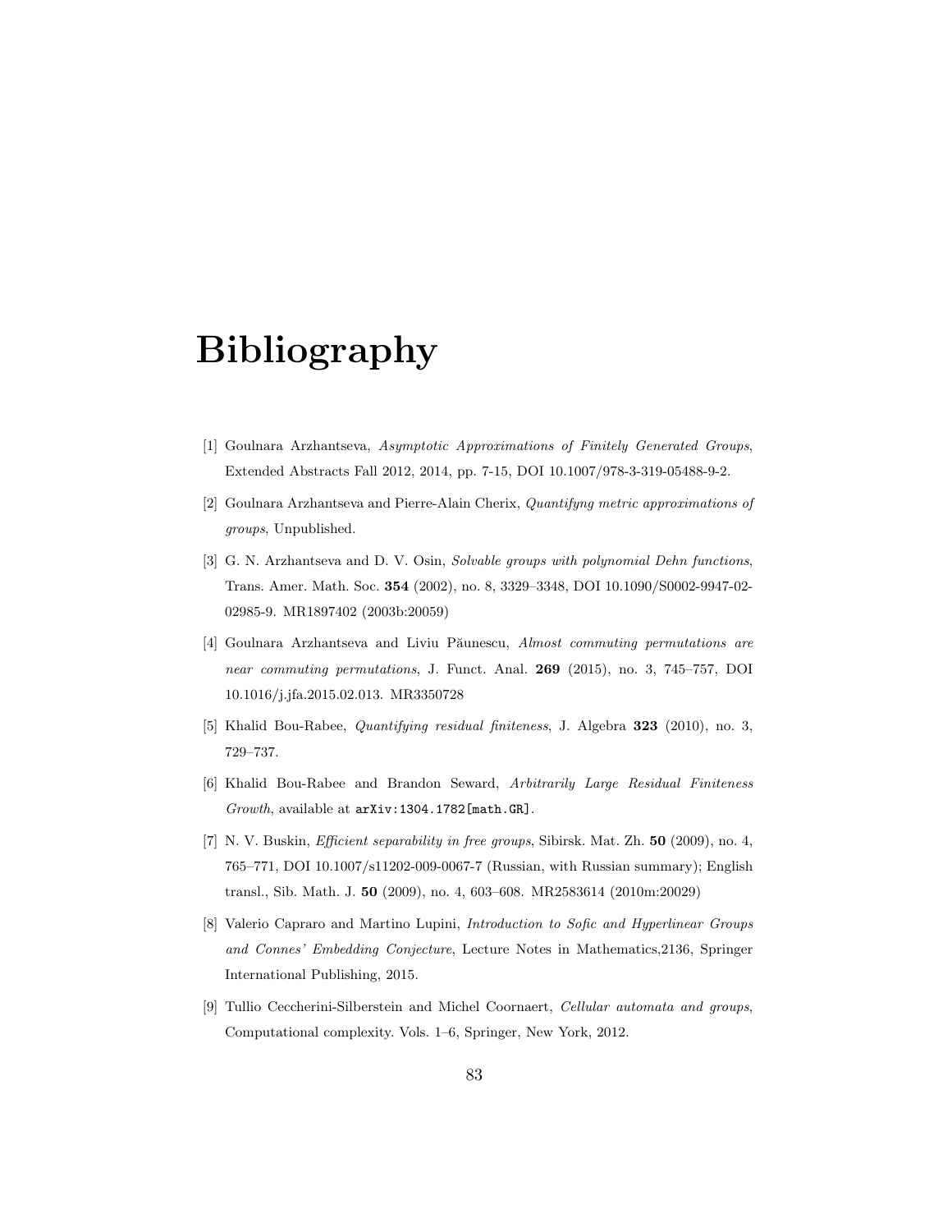# Bibliography

[1] Goulnara Arzhantseva, *Asymptotic Approximations of Finitely Generated Groups*, Extended Abstracts Fall 2012, 2014, pp. 7-15, DOI 10.1007/978-3-319-05488-9-2.

[2] Goulnara Arzhantseva and Pierre-Alain Cherix, *Quantifyng metric approximations of groups*, Unpublished.

[3] G. N. Arzhantseva and D. V. Osin, *Solvable groups with polynomial Dehn functions*, Trans. Amer. Math. Soc. **354** (2002), no. 8, 3329–3348, DOI 10.1090/S0002-9947-02-02985-9. MR1897402 (2003b:20059)

[4] Goulnara Arzhantseva and Liviu Păunescu, *Almost commuting permutations are near commuting permutations*, J. Funct. Anal. **269** (2015), no. 3, 745–757, DOI 10.1016/j.jfa.2015.02.013. MR3350728

[5] Khalid Bou-Rabee, *Quantifying residual finiteness*, J. Algebra **323** (2010), no. 3, 729–737.

[6] Khalid Bou-Rabee and Brandon Seward, *Arbitrarily Large Residual Finiteness Growth*, available at `arXiv:1304.1782[math.GR]`.

[7] N. V. Buskin, *Efficient separability in free groups*, Sibirsk. Mat. Zh. **50** (2009), no. 4, 765–771, DOI 10.1007/s11202-009-0067-7 (Russian, with Russian summary); English transl., Sib. Math. J. **50** (2009), no. 4, 603–608. MR2583614 (2010m:20029)

[8] Valerio Capraro and Martino Lupini, *Introduction to Sofic and Hyperlinear Groups and Connes' Embedding Conjecture*, Lecture Notes in Mathematics,2136, Springer International Publishing, 2015.

[9] Tullio Ceccherini-Silberstein and Michel Coornaert, *Cellular automata and groups*, Computational complexity. Vols. 1–6, Springer, New York, 2012.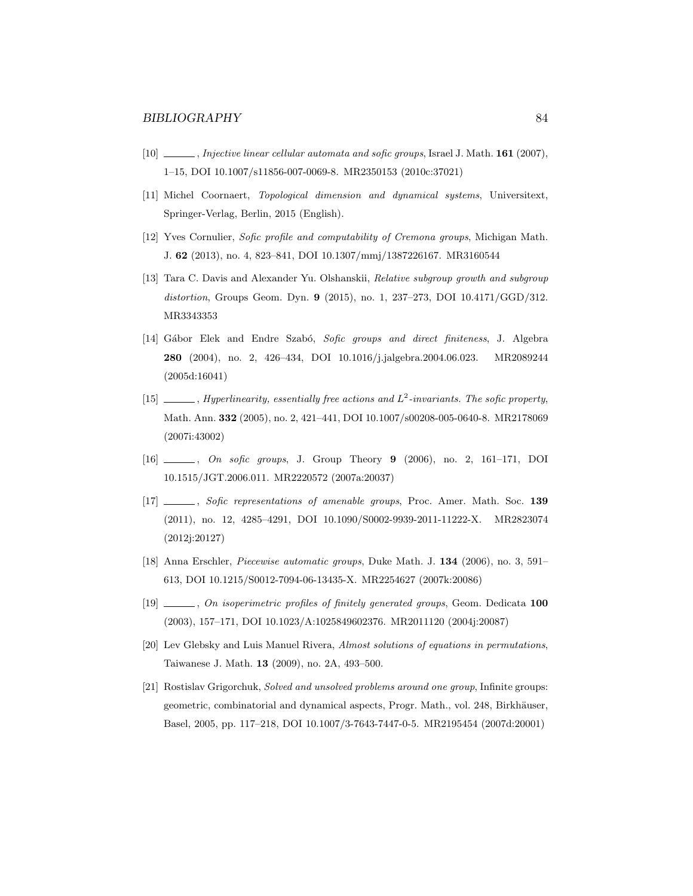[10] ______, *Injective linear cellular automata and sofic groups*, Israel J. Math. **161** (2007), 1–15, DOI 10.1007/s11856-007-0069-8. MR2350153 (2010c:37021)

[11] Michel Coornaert, *Topological dimension and dynamical systems*, Universitext, Springer-Verlag, Berlin, 2015 (English).

[12] Yves Cornulier, *Sofic profile and computability of Cremona groups*, Michigan Math. J. **62** (2013), no. 4, 823–841, DOI 10.1307/mmj/1387226167. MR3160544

[13] Tara C. Davis and Alexander Yu. Olshanskii, *Relative subgroup growth and subgroup distortion*, Groups Geom. Dyn. **9** (2015), no. 1, 237–273, DOI 10.4171/GGD/312. MR3343353

[14] Gábor Elek and Endre Szabó, *Sofic groups and direct finiteness*, J. Algebra **280** (2004), no. 2, 426–434, DOI 10.1016/j.jalgebra.2004.06.023. MR2089244 (2005d:16041)

[15] ______, *Hyperlinearity, essentially free actions and $L^2$-invariants. The sofic property*, Math. Ann. **332** (2005), no. 2, 421–441, DOI 10.1007/s00208-005-0640-8. MR2178069 (2007i:43002)

[16] ______, *On sofic groups*, J. Group Theory **9** (2006), no. 2, 161–171, DOI 10.1515/JGT.2006.011. MR2220572 (2007a:20037)

[17] ______, *Sofic representations of amenable groups*, Proc. Amer. Math. Soc. **139** (2011), no. 12, 4285–4291, DOI 10.1090/S0002-9939-2011-11222-X. MR2823074 (2012j:20127)

[18] Anna Erschler, *Piecewise automatic groups*, Duke Math. J. **134** (2006), no. 3, 591–613, DOI 10.1215/S0012-7094-06-13435-X. MR2254627 (2007k:20086)

[19] ______, *On isoperimetric profiles of finitely generated groups*, Geom. Dedicata **100** (2003), 157–171, DOI 10.1023/A:1025849602376. MR2011120 (2004j:20087)

[20] Lev Glebsky and Luis Manuel Rivera, *Almost solutions of equations in permutations*, Taiwanese J. Math. **13** (2009), no. 2A, 493–500.

[21] Rostislav Grigorchuk, *Solved and unsolved problems around one group*, Infinite groups: geometric, combinatorial and dynamical aspects, Progr. Math., vol. 248, Birkhäuser, Basel, 2005, pp. 117–218, DOI 10.1007/3-7643-7447-0-5. MR2195454 (2007d:20001)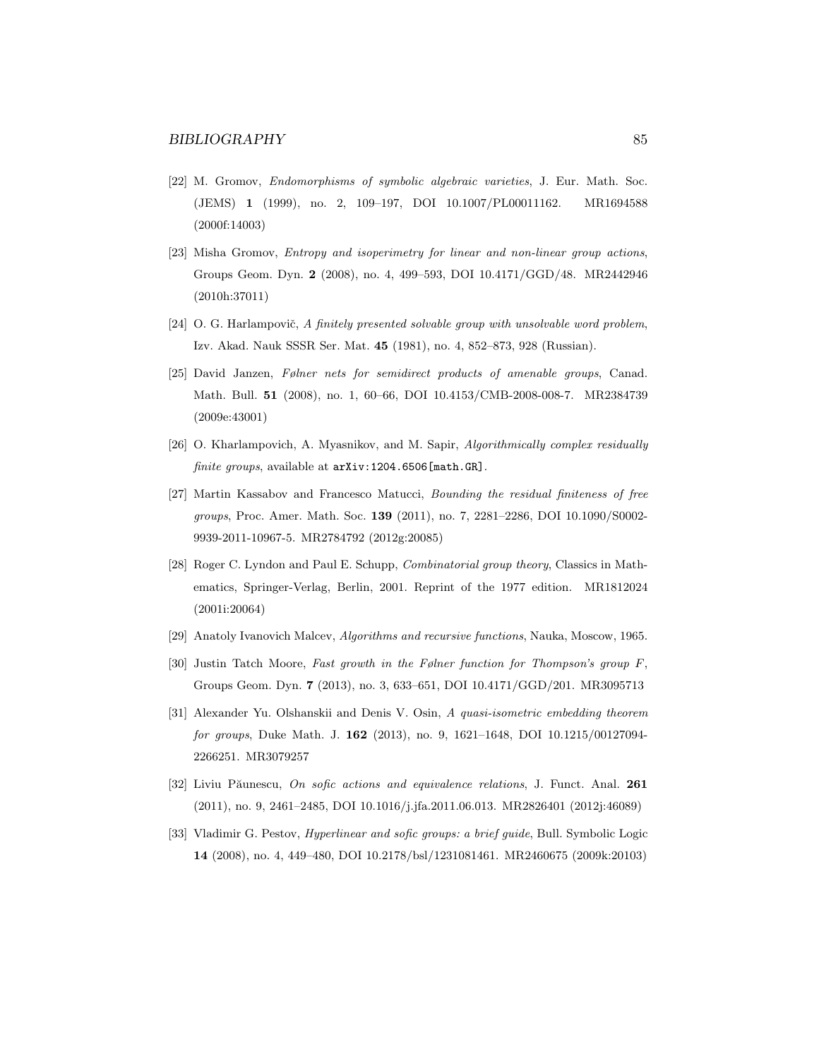[22] M. Gromov, *Endomorphisms of symbolic algebraic varieties*, J. Eur. Math. Soc. (JEMS) **1** (1999), no. 2, 109–197, DOI 10.1007/PL00011162. MR1694588 (2000f:14003)

[23] Misha Gromov, *Entropy and isoperimetry for linear and non-linear group actions*, Groups Geom. Dyn. **2** (2008), no. 4, 499–593, DOI 10.4171/GGD/48. MR2442946 (2010h:37011)

[24] O. G. Harlampovič, *A finitely presented solvable group with unsolvable word problem*, Izv. Akad. Nauk SSSR Ser. Mat. **45** (1981), no. 4, 852–873, 928 (Russian).

[25] David Janzen, *Følner nets for semidirect products of amenable groups*, Canad. Math. Bull. **51** (2008), no. 1, 60–66, DOI 10.4153/CMB-2008-008-7. MR2384739 (2009e:43001)

[26] O. Kharlampovich, A. Myasnikov, and M. Sapir, *Algorithmically complex residually finite groups*, available at `arXiv:1204.6506[math.GR]`.

[27] Martin Kassabov and Francesco Matucci, *Bounding the residual finiteness of free groups*, Proc. Amer. Math. Soc. **139** (2011), no. 7, 2281–2286, DOI 10.1090/S0002-9939-2011-10967-5. MR2784792 (2012g:20085)

[28] Roger C. Lyndon and Paul E. Schupp, *Combinatorial group theory*, Classics in Mathematics, Springer-Verlag, Berlin, 2001. Reprint of the 1977 edition. MR1812024 (2001i:20064)

[29] Anatoly Ivanovich Malcev, *Algorithms and recursive functions*, Nauka, Moscow, 1965.

[30] Justin Tatch Moore, *Fast growth in the Følner function for Thompson's group $F$*, Groups Geom. Dyn. **7** (2013), no. 3, 633–651, DOI 10.4171/GGD/201. MR3095713

[31] Alexander Yu. Olshanskii and Denis V. Osin, *A quasi-isometric embedding theorem for groups*, Duke Math. J. **162** (2013), no. 9, 1621–1648, DOI 10.1215/00127094-2266251. MR3079257

[32] Liviu Păunescu, *On sofic actions and equivalence relations*, J. Funct. Anal. **261** (2011), no. 9, 2461–2485, DOI 10.1016/j.jfa.2011.06.013. MR2826401 (2012j:46089)

[33] Vladimir G. Pestov, *Hyperlinear and sofic groups: a brief guide*, Bull. Symbolic Logic **14** (2008), no. 4, 449–480, DOI 10.2178/bsl/1231081461. MR2460675 (2009k:20103)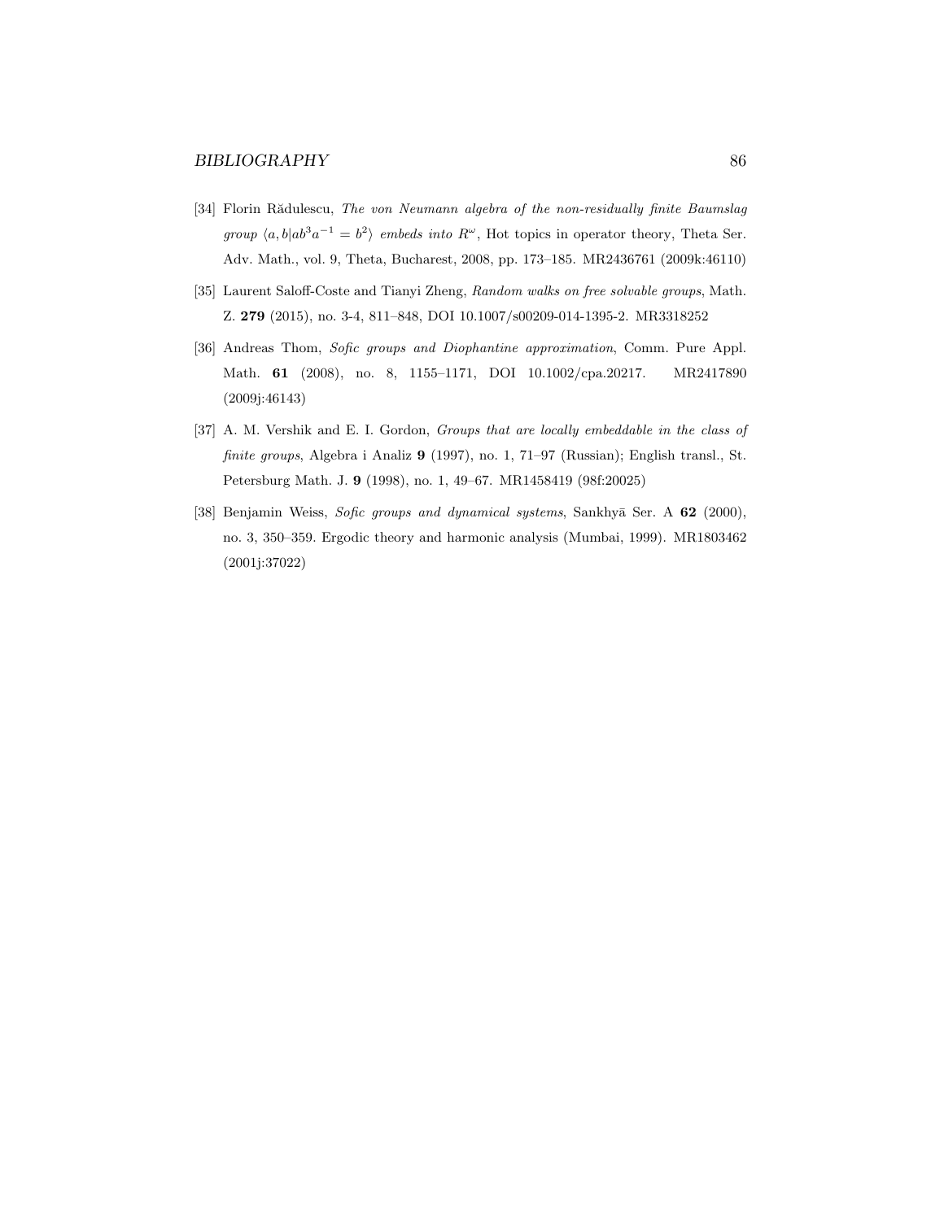[34] Florin Rădulescu, *The von Neumann algebra of the non-residually finite Baumslag group* $\langle a, b | ab^3a^{-1} = b^2 \rangle$ *embeds into* $R^\omega$, Hot topics in operator theory, Theta Ser. Adv. Math., vol. 9, Theta, Bucharest, 2008, pp. 173–185. MR2436761 (2009k:46110)

[35] Laurent Saloff-Coste and Tianyi Zheng, *Random walks on free solvable groups*, Math. Z. **279** (2015), no. 3-4, 811–848, DOI 10.1007/s00209-014-1395-2. MR3318252

[36] Andreas Thom, *Sofic groups and Diophantine approximation*, Comm. Pure Appl. Math. **61** (2008), no. 8, 1155–1171, DOI 10.1002/cpa.20217. MR2417890 (2009j:46143)

[37] A. M. Vershik and E. I. Gordon, *Groups that are locally embeddable in the class of finite groups*, Algebra i Analiz **9** (1997), no. 1, 71–97 (Russian); English transl., St. Petersburg Math. J. **9** (1998), no. 1, 49–67. MR1458419 (98f:20025)

[38] Benjamin Weiss, *Sofic groups and dynamical systems*, Sankhyā Ser. A **62** (2000), no. 3, 350–359. Ergodic theory and harmonic analysis (Mumbai, 1999). MR1803462 (2001j:37022)